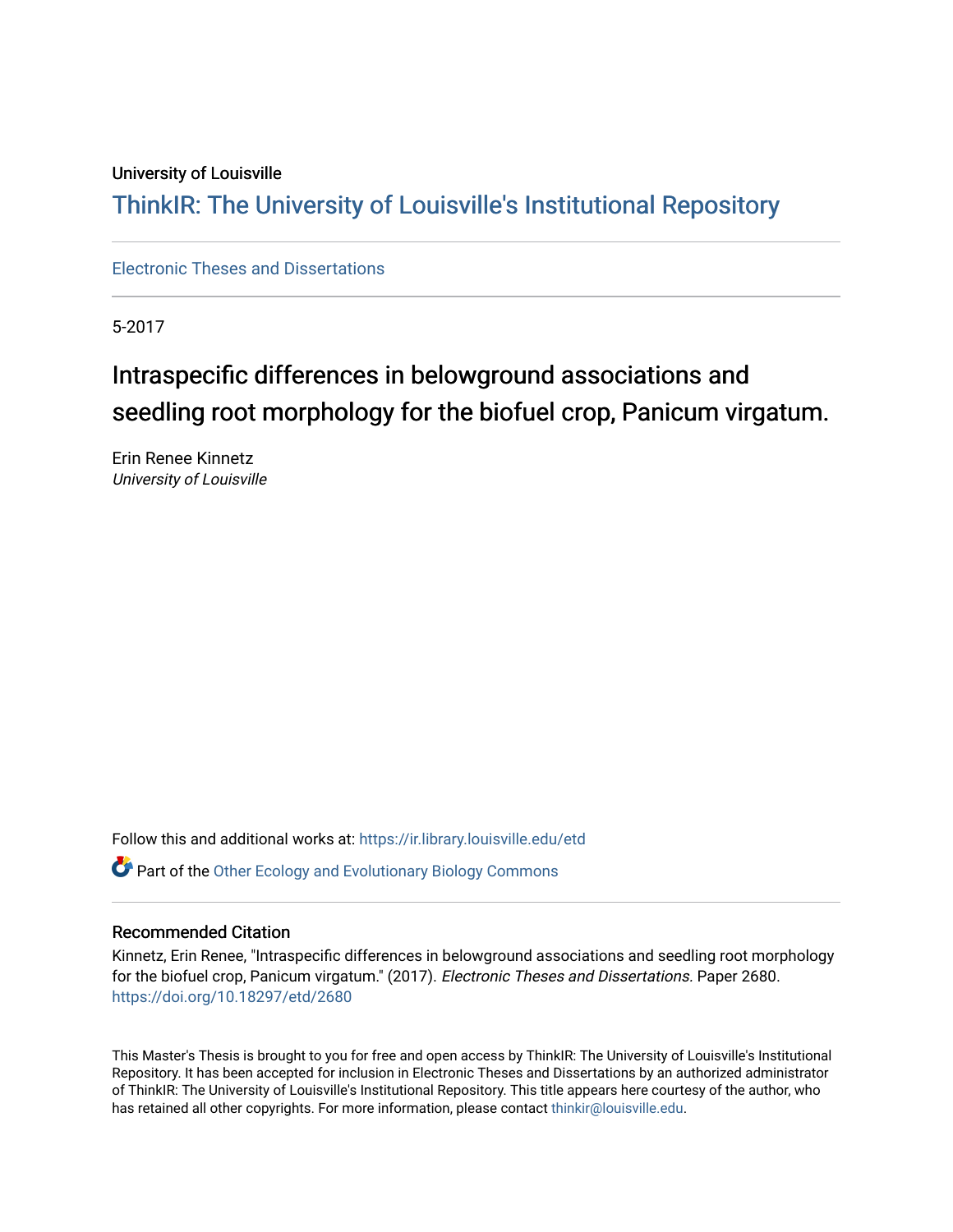University of Louisville

# ThinkIR: The University of Louisville's Institutional Repository

Electronic Theses and Dissertations

5-2017

# Intraspecific differences in belowground associations and seedling root morphology for the biofuel crop, Panicum virgatum.

Erin Renee Kinnetz
*University of Louisville*

Follow this and additional works at: https://ir.library.louisville.edu/etd

Part of the Other Ecology and Evolutionary Biology Commons

## Recommended Citation

Kinnetz, Erin Renee, "Intraspecific differences in belowground associations and seedling root morphology for the biofuel crop, Panicum virgatum." (2017). *Electronic Theses and Dissertations.* Paper 2680.
https://doi.org/10.18297/etd/2680

This Master's Thesis is brought to you for free and open access by ThinkIR: The University of Louisville's Institutional Repository. It has been accepted for inclusion in Electronic Theses and Dissertations by an authorized administrator of ThinkIR: The University of Louisville's Institutional Repository. This title appears here courtesy of the author, who has retained all other copyrights. For more information, please contact thinkir@louisville.edu.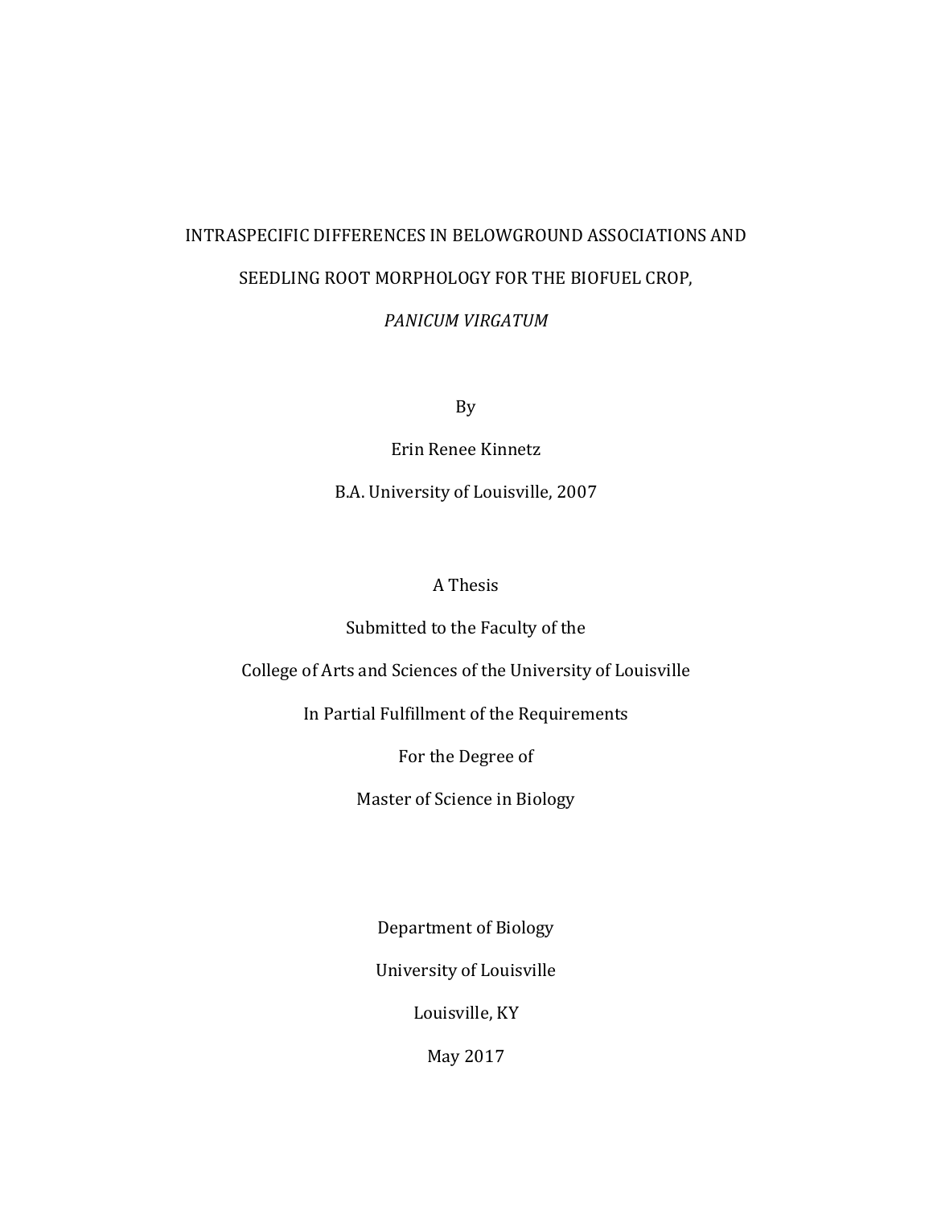# INTRASPECIFIC DIFFERENCES IN BELOWGROUND ASSOCIATIONS AND SEEDLING ROOT MORPHOLOGY FOR THE BIOFUEL CROP, *PANICUM VIRGATUM*

By

Erin Renee Kinnetz

B.A. University of Louisville, 2007

A Thesis

Submitted to the Faculty of the

College of Arts and Sciences of the University of Louisville

In Partial Fulfillment of the Requirements

For the Degree of

Master of Science in Biology

Department of Biology

University of Louisville

Louisville, KY

May 2017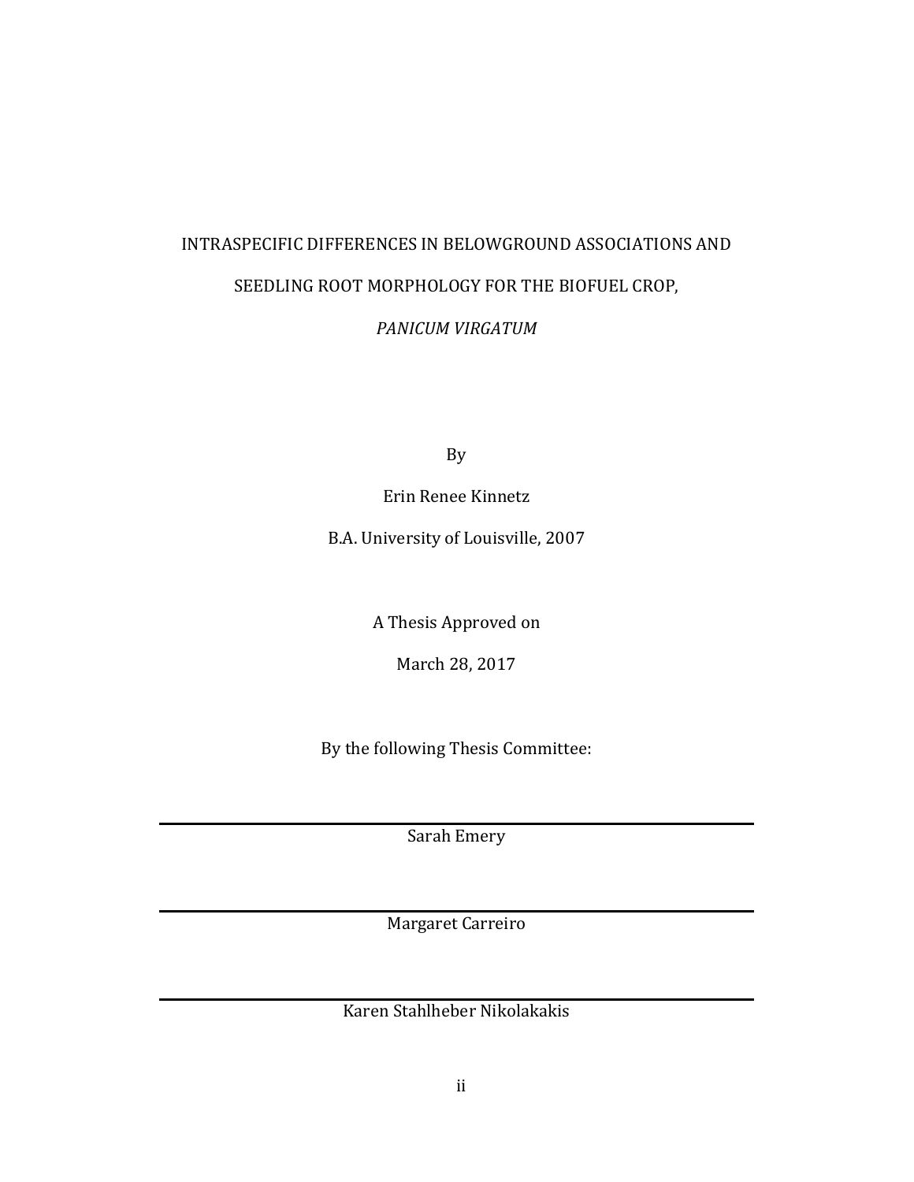INTRASPECIFIC DIFFERENCES IN BELOWGROUND ASSOCIATIONS AND

SEEDLING ROOT MORPHOLOGY FOR THE BIOFUEL CROP,

*PANICUM VIRGATUM*

By

Erin Renee Kinnetz

B.A. University of Louisville, 2007

A Thesis Approved on

March 28, 2017

By the following Thesis Committee:

---

Sarah Emery

---

Margaret Carreiro

---

Karen Stahlheber Nikolakakis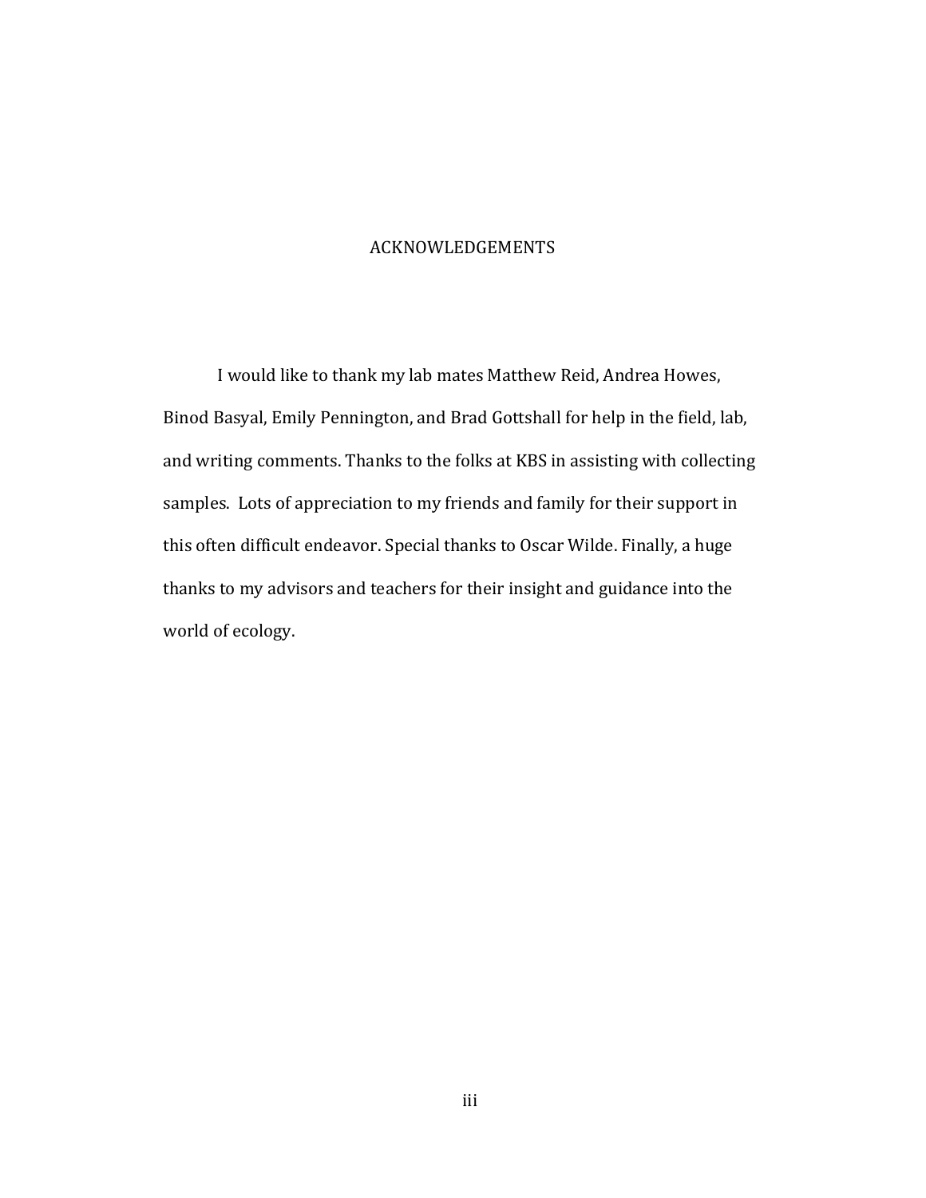# ACKNOWLEDGEMENTS

I would like to thank my lab mates Matthew Reid, Andrea Howes, Binod Basyal, Emily Pennington, and Brad Gottshall for help in the field, lab, and writing comments. Thanks to the folks at KBS in assisting with collecting samples. Lots of appreciation to my friends and family for their support in this often difficult endeavor. Special thanks to Oscar Wilde. Finally, a huge thanks to my advisors and teachers for their insight and guidance into the world of ecology.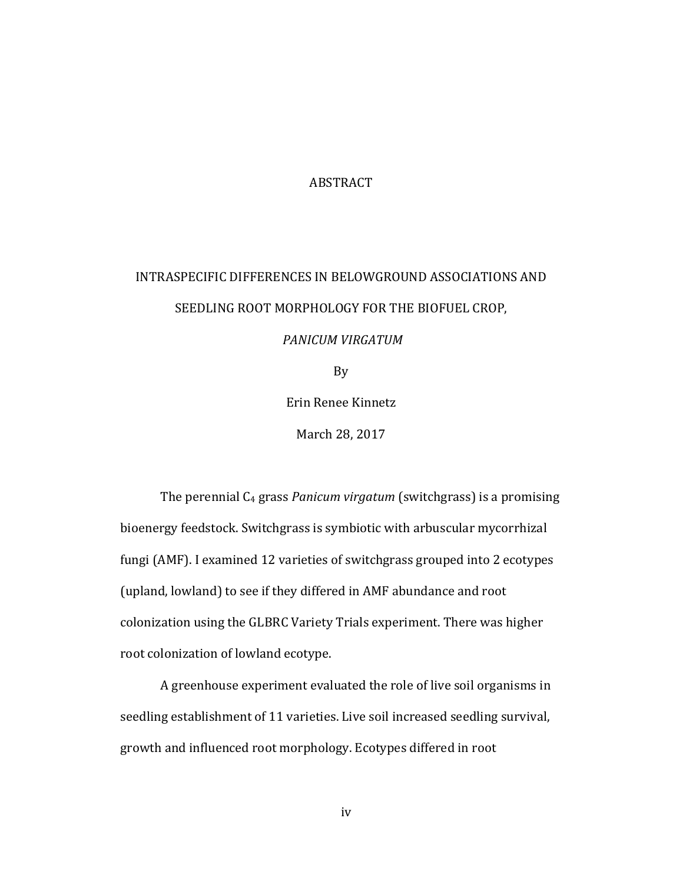# ABSTRACT

## INTRASPECIFIC DIFFERENCES IN BELOWGROUND ASSOCIATIONS AND SEEDLING ROOT MORPHOLOGY FOR THE BIOFUEL CROP, *PANICUM VIRGATUM*

By

Erin Renee Kinnetz

March 28, 2017

The perennial $C_4$ grass *Panicum virgatum* (switchgrass) is a promising bioenergy feedstock. Switchgrass is symbiotic with arbuscular mycorrhizal fungi (AMF). I examined 12 varieties of switchgrass grouped into 2 ecotypes (upland, lowland) to see if they differed in AMF abundance and root colonization using the GLBRC Variety Trials experiment. There was higher root colonization of lowland ecotype.

A greenhouse experiment evaluated the role of live soil organisms in seedling establishment of 11 varieties. Live soil increased seedling survival, growth and influenced root morphology. Ecotypes differed in root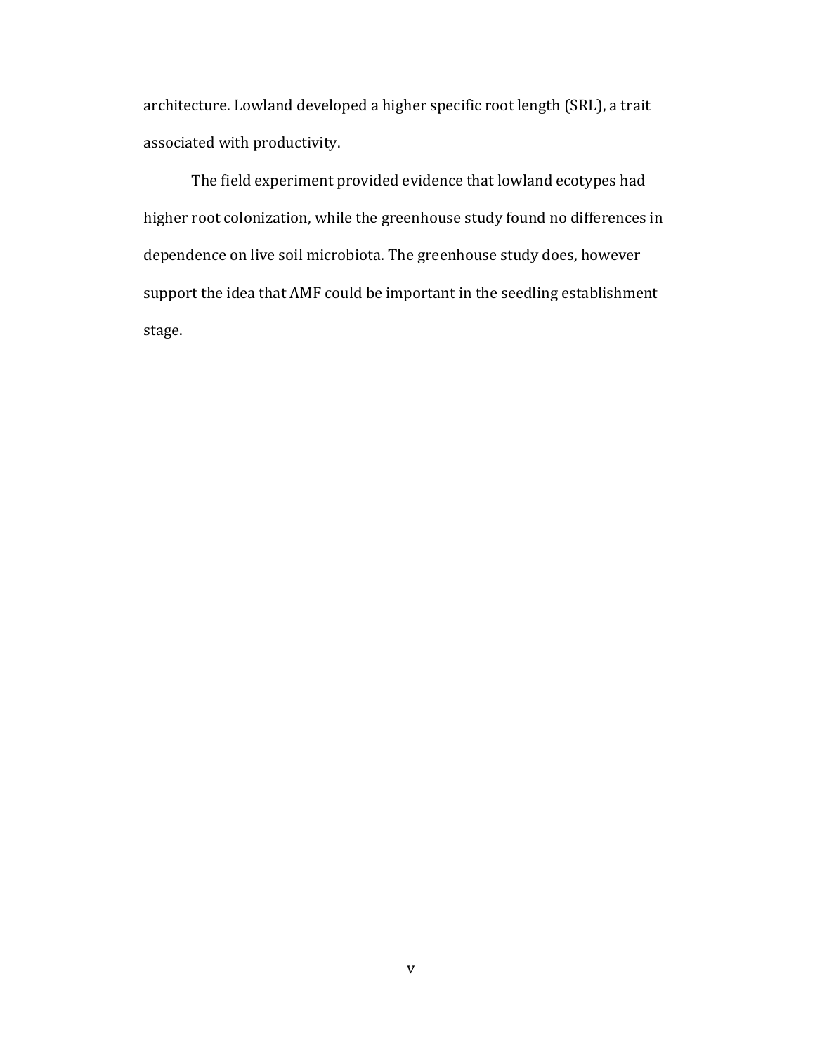architecture. Lowland developed a higher specific root length (SRL), a trait associated with productivity.

The field experiment provided evidence that lowland ecotypes had higher root colonization, while the greenhouse study found no differences in dependence on live soil microbiota. The greenhouse study does, however support the idea that AMF could be important in the seedling establishment stage.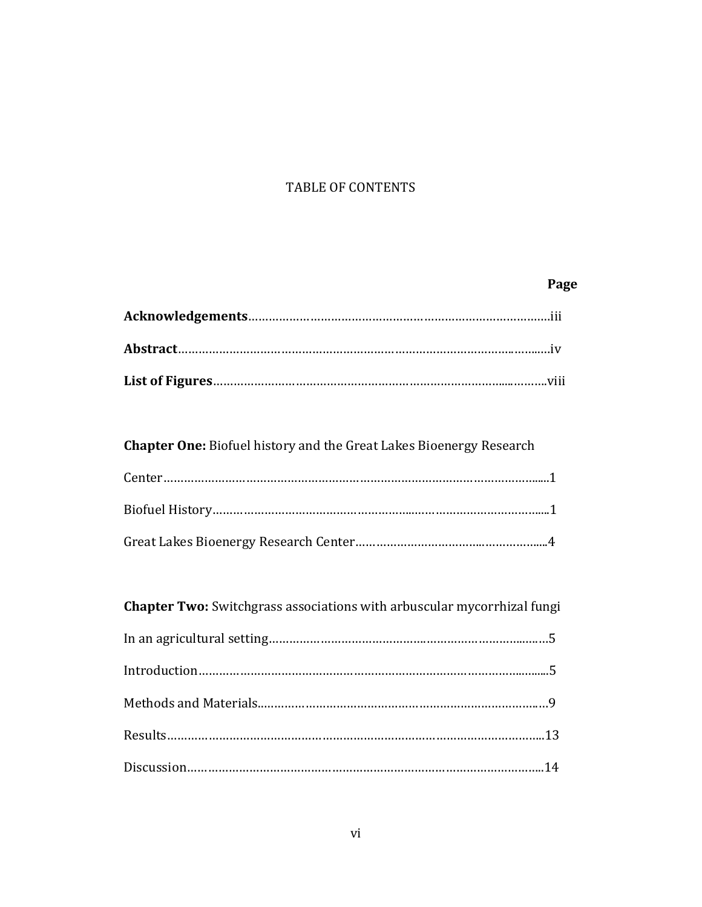# TABLE OF CONTENTS

**Page**

**Acknowledgements**……………………………………………………………………………iii

**Abstract**…………………………………………………………………………………………iv

**List of Figures**……………………………………………………………………………………viii

**Chapter One:** Biofuel history and the Great Lakes Bioenergy Research Center……………………………………………………………………………………………1

Biofuel History…………………………………………………………………………………1

Great Lakes Bioenergy Research Center…………………………………………………4

**Chapter Two:** Switchgrass associations with arbuscular mycorrhizal fungi In an agricultural setting………………………………………………………………………5

Introduction……………………………………………………………………………………5

Methods and Materials…………………………………………………………………………9

Results…………………………………………………………………………………………13

Discussion………………………………………………………………………………………14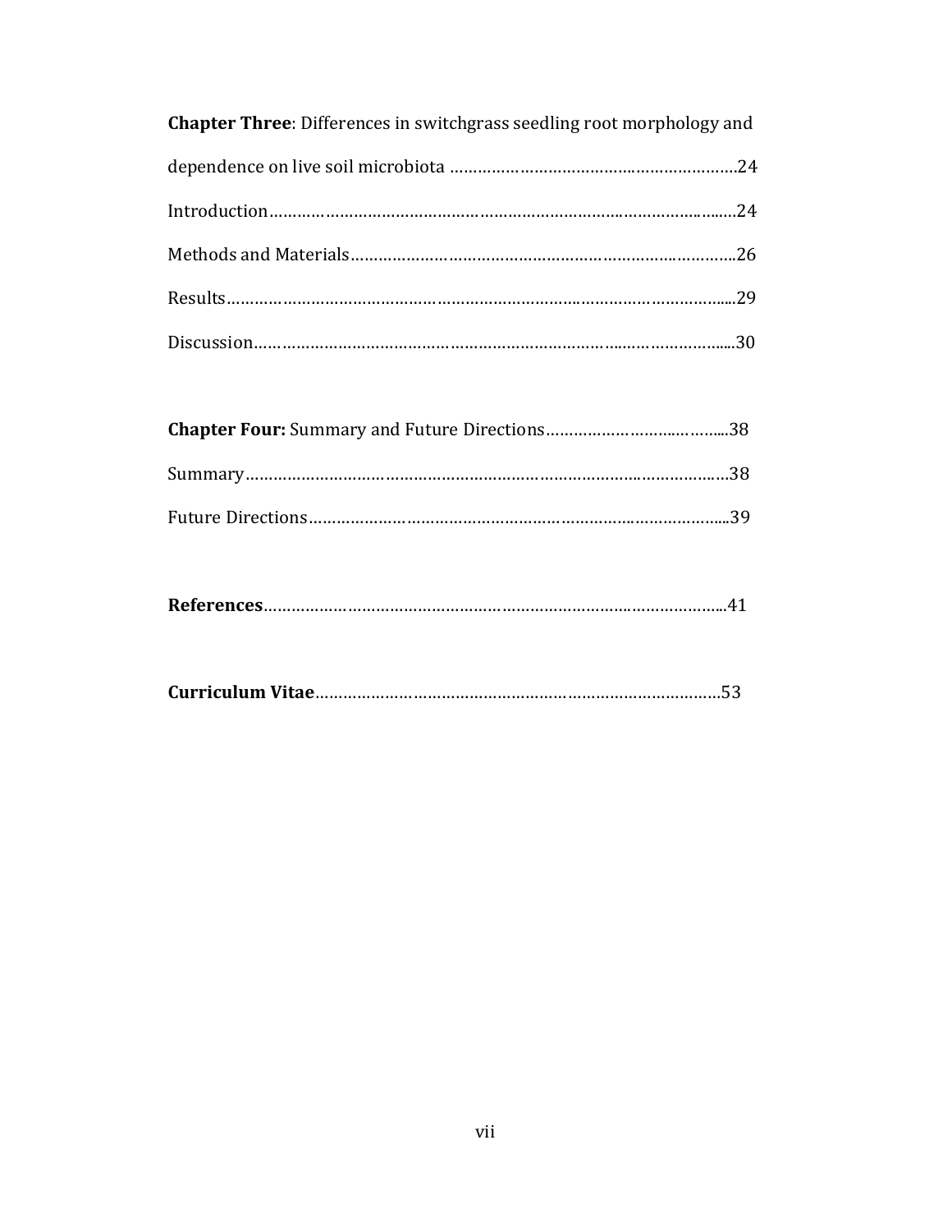**Chapter Three**: Differences in switchgrass seedling root morphology and dependence on live soil microbiota ……………………………………………………24

Introduction……………………………………………………………………………………24

Methods and Materials………………………………………………………………………26

Results…………………………………………………………………………………………29

Discussion……………………………………………………………………………………30

**Chapter Four:** Summary and Future Directions……………………………………38

Summary………………………………………………………………………………………38

Future Directions……………………………………………………………………………39

**References**……………………………………………………………………………………41

**Curriculum Vitae**……………………………………………………………………………53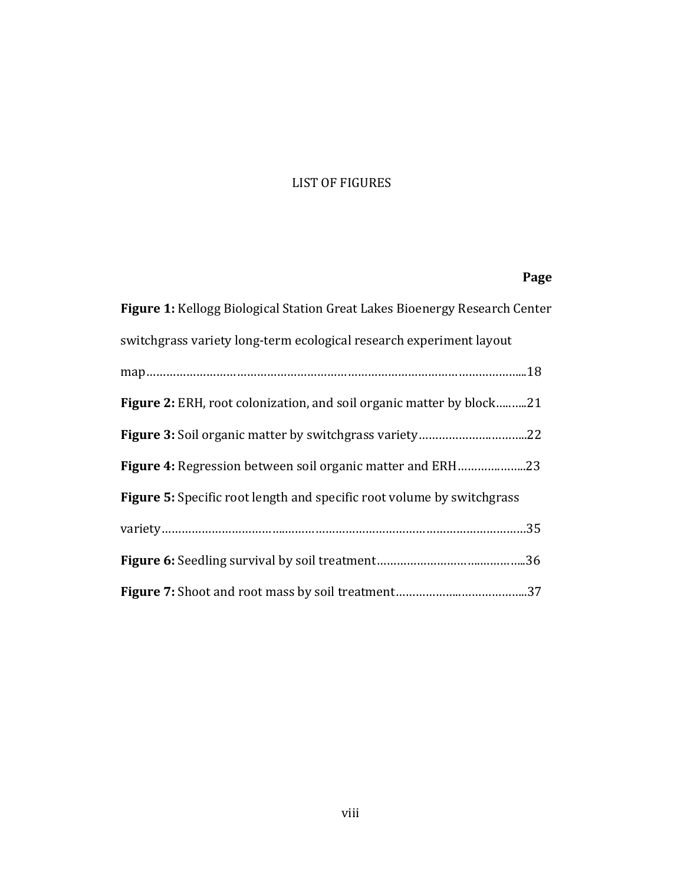# LIST OF FIGURES

**Page**

**Figure 1:** Kellogg Biological Station Great Lakes Bioenergy Research Center switchgrass variety long-term ecological research experiment layout map……………………………………………………………………………………………....18

**Figure 2:** ERH, root colonization, and soil organic matter by block….…..21

**Figure 3:** Soil organic matter by switchgrass variety…………….…………...22

**Figure 4:** Regression between soil organic matter and ERH………………...23

**Figure 5:** Specific root length and specific root volume by switchgrass variety………………………….……………………………………………………………35

**Figure 6:** Seedling survival by soil treatment…………………………..…………...36

**Figure 7:** Shoot and root mass by soil treatment…………………..………………..37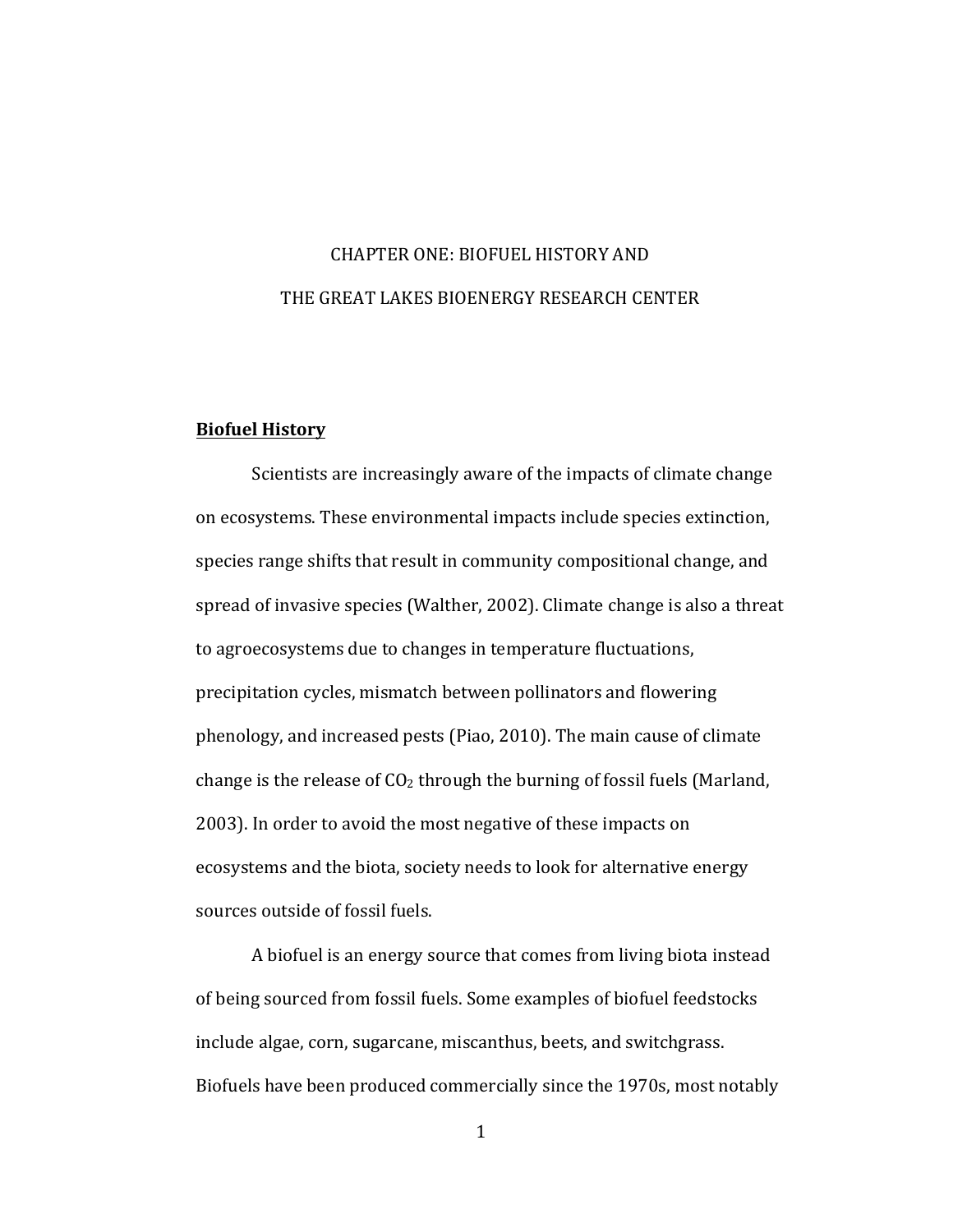# CHAPTER ONE: BIOFUEL HISTORY AND THE GREAT LAKES BIOENERGY RESEARCH CENTER

## Biofuel History

Scientists are increasingly aware of the impacts of climate change on ecosystems. These environmental impacts include species extinction, species range shifts that result in community compositional change, and spread of invasive species (Walther, 2002). Climate change is also a threat to agroecosystems due to changes in temperature fluctuations, precipitation cycles, mismatch between pollinators and flowering phenology, and increased pests (Piao, 2010). The main cause of climate change is the release of $CO_2$ through the burning of fossil fuels (Marland, 2003). In order to avoid the most negative of these impacts on ecosystems and the biota, society needs to look for alternative energy sources outside of fossil fuels.

A biofuel is an energy source that comes from living biota instead of being sourced from fossil fuels. Some examples of biofuel feedstocks include algae, corn, sugarcane, miscanthus, beets, and switchgrass. Biofuels have been produced commercially since the 1970s, most notably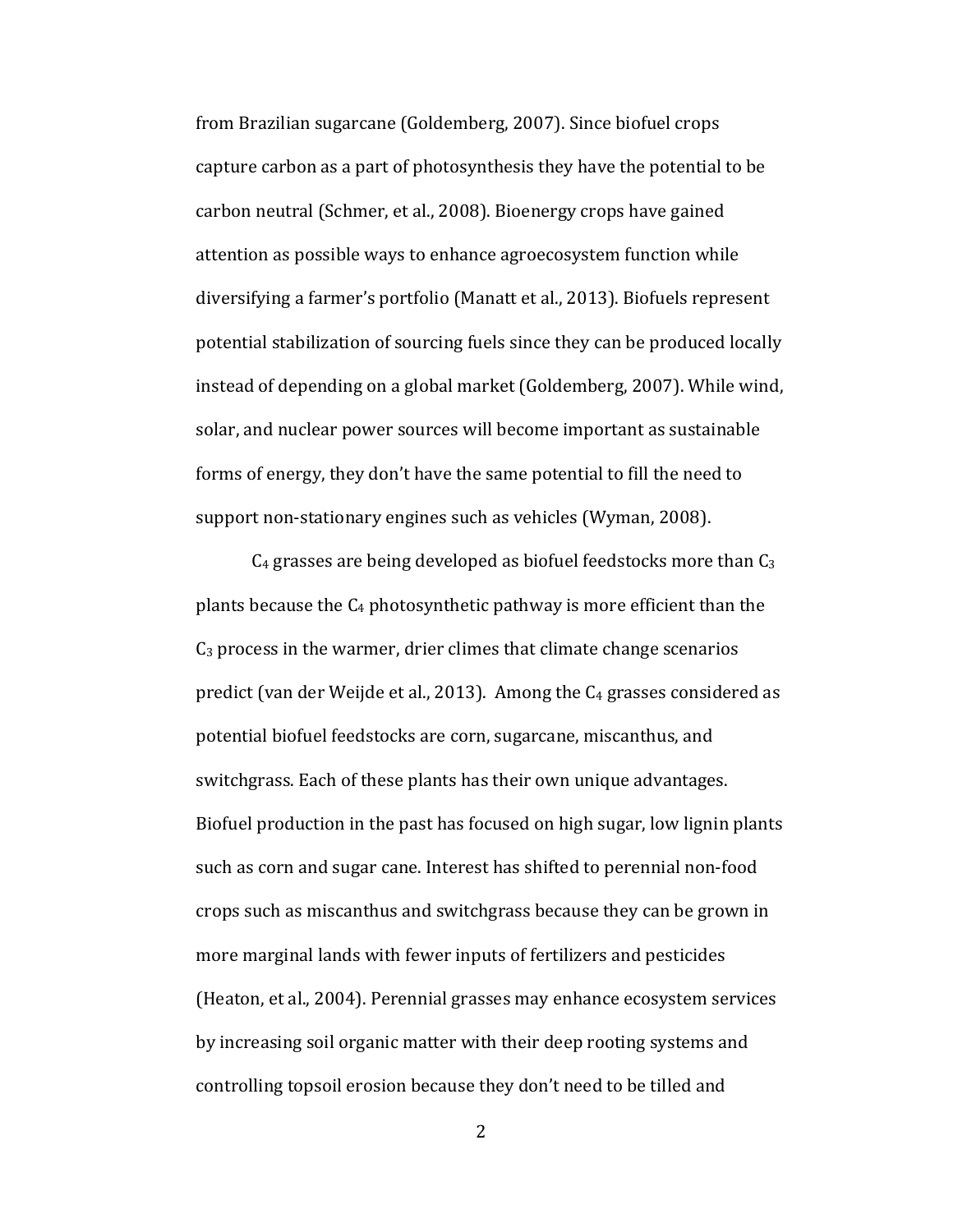from Brazilian sugarcane (Goldemberg, 2007). Since biofuel crops capture carbon as a part of photosynthesis they have the potential to be carbon neutral (Schmer, et al., 2008). Bioenergy crops have gained attention as possible ways to enhance agroecosystem function while diversifying a farmer's portfolio (Manatt et al., 2013). Biofuels represent potential stabilization of sourcing fuels since they can be produced locally instead of depending on a global market (Goldemberg, 2007). While wind, solar, and nuclear power sources will become important as sustainable forms of energy, they don't have the same potential to fill the need to support non-stationary engines such as vehicles (Wyman, 2008).

$C_4$ grasses are being developed as biofuel feedstocks more than $C_3$ plants because the $C_4$ photosynthetic pathway is more efficient than the $C_3$ process in the warmer, drier climes that climate change scenarios predict (van der Weijde et al., 2013). Among the $C_4$ grasses considered as potential biofuel feedstocks are corn, sugarcane, miscanthus, and switchgrass. Each of these plants has their own unique advantages. Biofuel production in the past has focused on high sugar, low lignin plants such as corn and sugar cane. Interest has shifted to perennial non-food crops such as miscanthus and switchgrass because they can be grown in more marginal lands with fewer inputs of fertilizers and pesticides (Heaton, et al., 2004). Perennial grasses may enhance ecosystem services by increasing soil organic matter with their deep rooting systems and controlling topsoil erosion because they don't need to be tilled and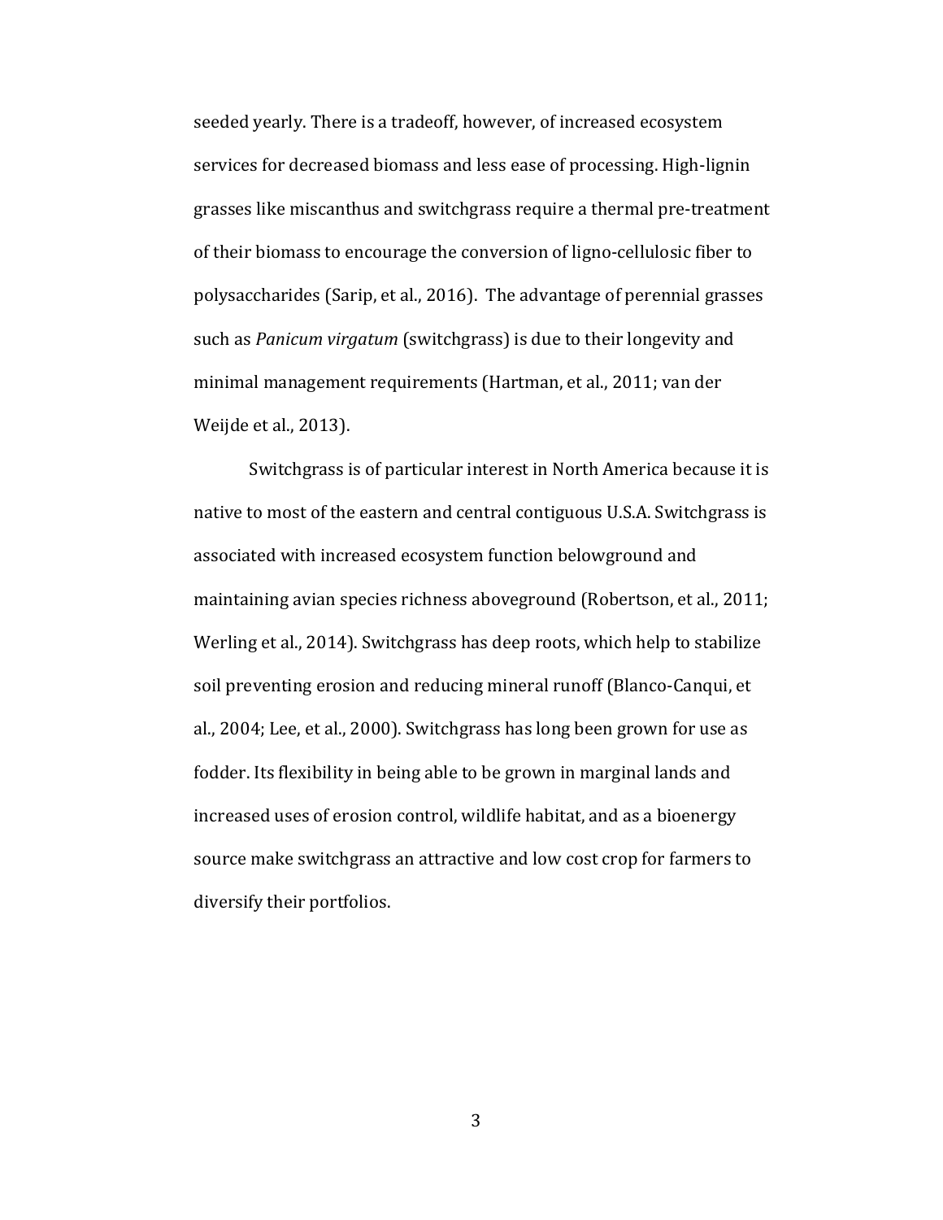seeded yearly. There is a tradeoff, however, of increased ecosystem services for decreased biomass and less ease of processing. High-lignin grasses like miscanthus and switchgrass require a thermal pre-treatment of their biomass to encourage the conversion of ligno-cellulosic fiber to polysaccharides (Sarip, et al., 2016). The advantage of perennial grasses such as *Panicum virgatum* (switchgrass) is due to their longevity and minimal management requirements (Hartman, et al., 2011; van der Weijde et al., 2013).

Switchgrass is of particular interest in North America because it is native to most of the eastern and central contiguous U.S.A. Switchgrass is associated with increased ecosystem function belowground and maintaining avian species richness aboveground (Robertson, et al., 2011; Werling et al., 2014). Switchgrass has deep roots, which help to stabilize soil preventing erosion and reducing mineral runoff (Blanco-Canqui, et al., 2004; Lee, et al., 2000). Switchgrass has long been grown for use as fodder. Its flexibility in being able to be grown in marginal lands and increased uses of erosion control, wildlife habitat, and as a bioenergy source make switchgrass an attractive and low cost crop for farmers to diversify their portfolios.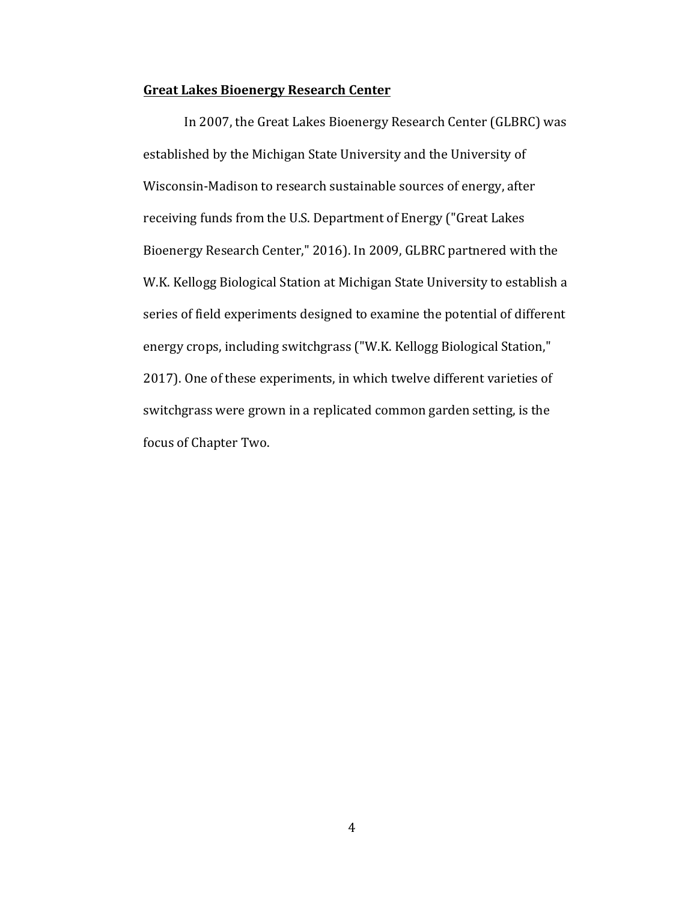## **Great Lakes Bioenergy Research Center**

In 2007, the Great Lakes Bioenergy Research Center (GLBRC) was established by the Michigan State University and the University of Wisconsin-Madison to research sustainable sources of energy, after receiving funds from the U.S. Department of Energy ("Great Lakes Bioenergy Research Center," 2016). In 2009, GLBRC partnered with the W.K. Kellogg Biological Station at Michigan State University to establish a series of field experiments designed to examine the potential of different energy crops, including switchgrass ("W.K. Kellogg Biological Station," 2017). One of these experiments, in which twelve different varieties of switchgrass were grown in a replicated common garden setting, is the focus of Chapter Two.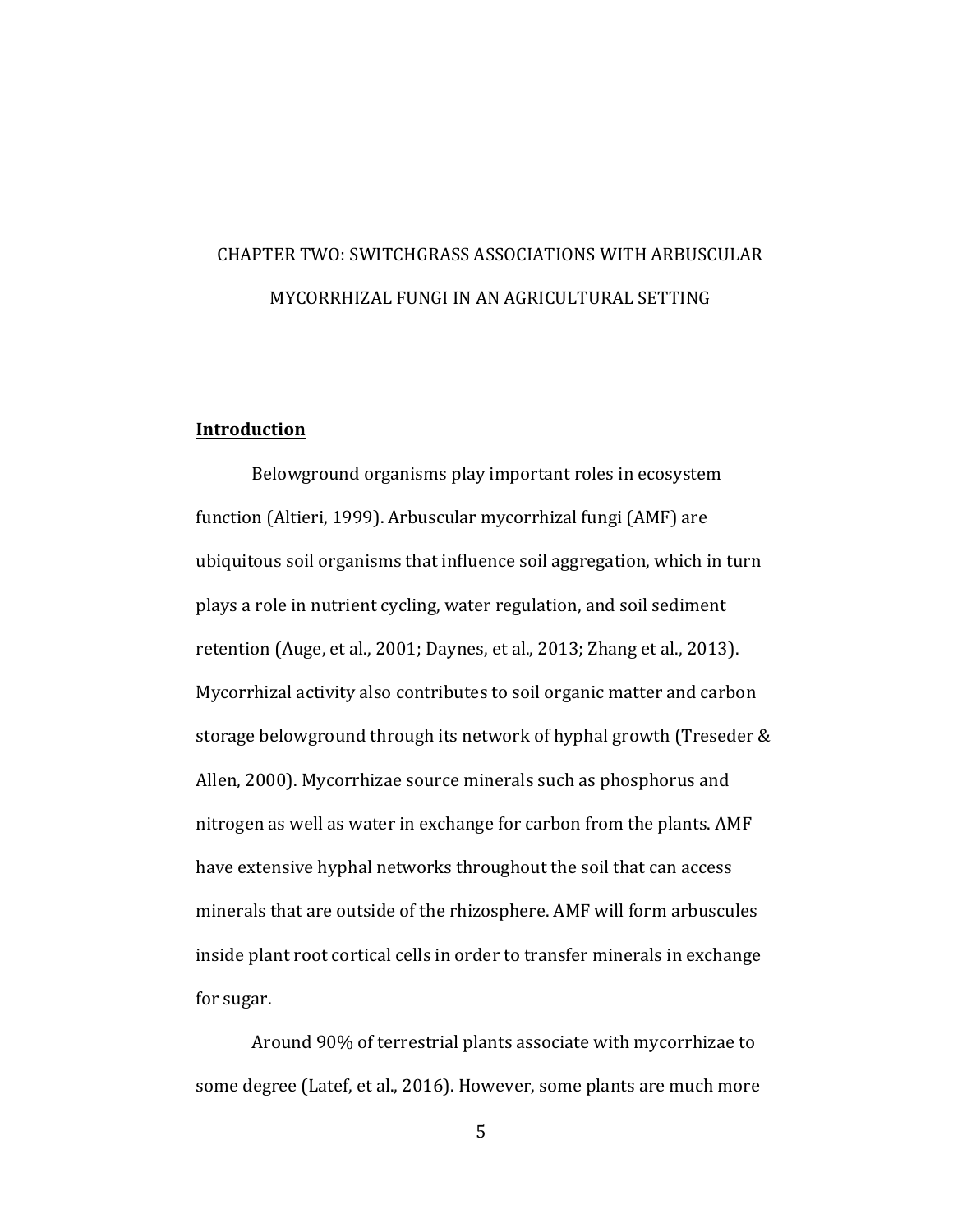# CHAPTER TWO: SWITCHGRASS ASSOCIATIONS WITH ARBUSCULAR MYCORRHIZAL FUNGI IN AN AGRICULTURAL SETTING

## **Introduction**

Belowground organisms play important roles in ecosystem function (Altieri, 1999). Arbuscular mycorrhizal fungi (AMF) are ubiquitous soil organisms that influence soil aggregation, which in turn plays a role in nutrient cycling, water regulation, and soil sediment retention (Auge, et al., 2001; Daynes, et al., 2013; Zhang et al., 2013). Mycorrhizal activity also contributes to soil organic matter and carbon storage belowground through its network of hyphal growth (Treseder & Allen, 2000). Mycorrhizae source minerals such as phosphorus and nitrogen as well as water in exchange for carbon from the plants. AMF have extensive hyphal networks throughout the soil that can access minerals that are outside of the rhizosphere. AMF will form arbuscules inside plant root cortical cells in order to transfer minerals in exchange for sugar.

Around 90% of terrestrial plants associate with mycorrhizae to some degree (Latef, et al., 2016). However, some plants are much more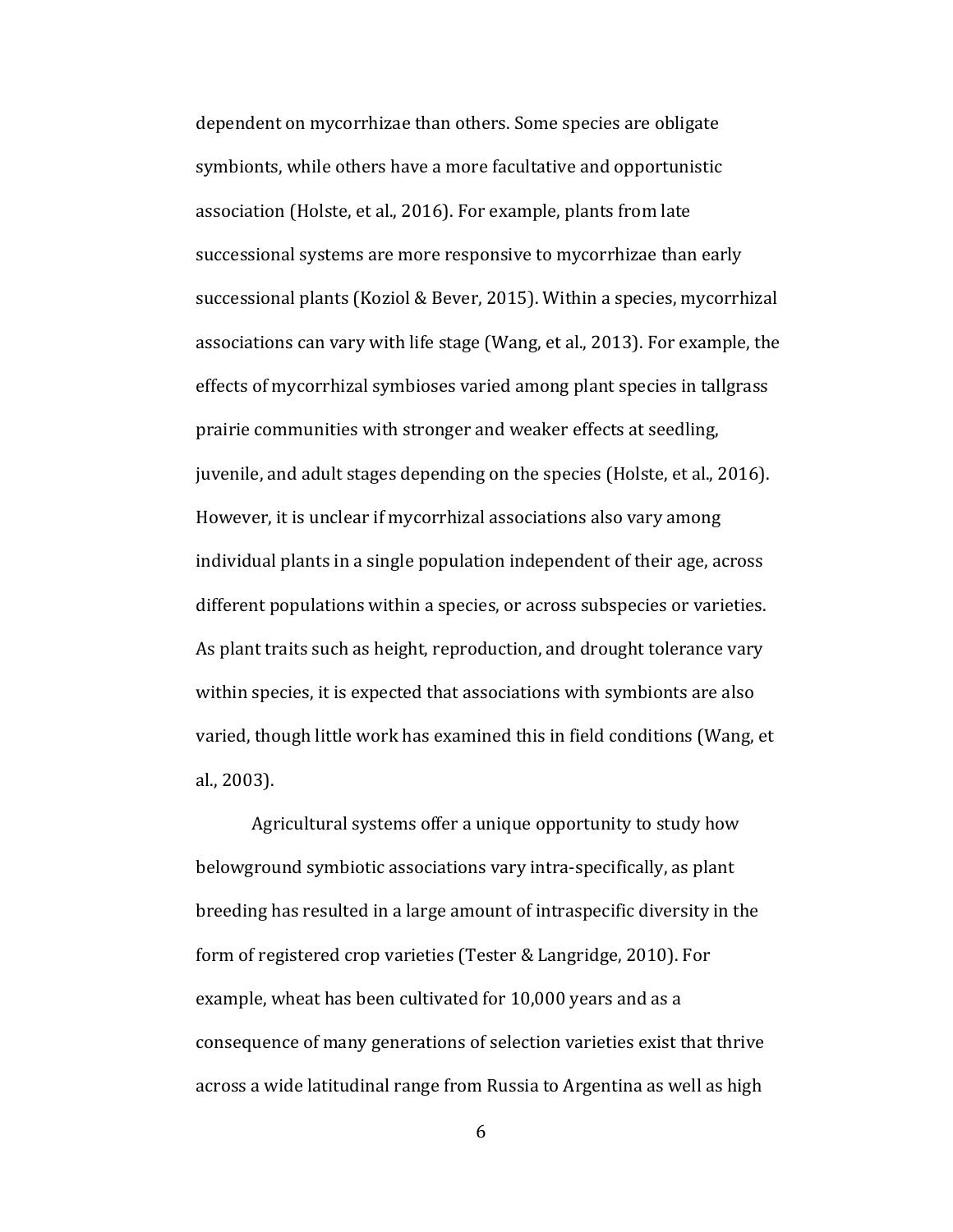dependent on mycorrhizae than others. Some species are obligate symbionts, while others have a more facultative and opportunistic association (Holste, et al., 2016). For example, plants from late successional systems are more responsive to mycorrhizae than early successional plants (Koziol & Bever, 2015). Within a species, mycorrhizal associations can vary with life stage (Wang, et al., 2013). For example, the effects of mycorrhizal symbioses varied among plant species in tallgrass prairie communities with stronger and weaker effects at seedling, juvenile, and adult stages depending on the species (Holste, et al., 2016). However, it is unclear if mycorrhizal associations also vary among individual plants in a single population independent of their age, across different populations within a species, or across subspecies or varieties. As plant traits such as height, reproduction, and drought tolerance vary within species, it is expected that associations with symbionts are also varied, though little work has examined this in field conditions (Wang, et al., 2003).

Agricultural systems offer a unique opportunity to study how belowground symbiotic associations vary intra-specifically, as plant breeding has resulted in a large amount of intraspecific diversity in the form of registered crop varieties (Tester & Langridge, 2010). For example, wheat has been cultivated for 10,000 years and as a consequence of many generations of selection varieties exist that thrive across a wide latitudinal range from Russia to Argentina as well as high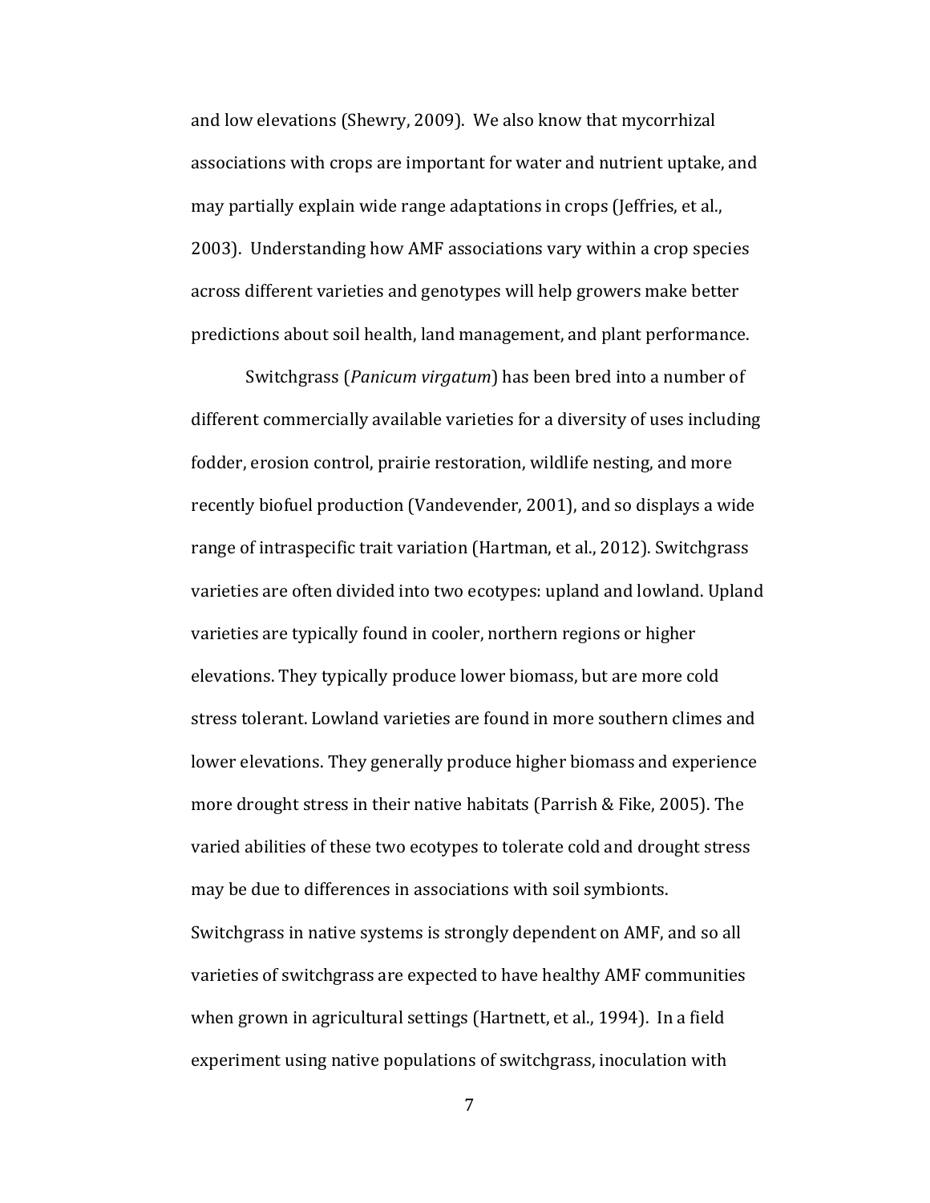and low elevations (Shewry, 2009). We also know that mycorrhizal associations with crops are important for water and nutrient uptake, and may partially explain wide range adaptations in crops (Jeffries, et al., 2003). Understanding how AMF associations vary within a crop species across different varieties and genotypes will help growers make better predictions about soil health, land management, and plant performance.

Switchgrass (*Panicum virgatum*) has been bred into a number of different commercially available varieties for a diversity of uses including fodder, erosion control, prairie restoration, wildlife nesting, and more recently biofuel production (Vandevender, 2001), and so displays a wide range of intraspecific trait variation (Hartman, et al., 2012). Switchgrass varieties are often divided into two ecotypes: upland and lowland. Upland varieties are typically found in cooler, northern regions or higher elevations. They typically produce lower biomass, but are more cold stress tolerant. Lowland varieties are found in more southern climes and lower elevations. They generally produce higher biomass and experience more drought stress in their native habitats (Parrish & Fike, 2005). The varied abilities of these two ecotypes to tolerate cold and drought stress may be due to differences in associations with soil symbionts. Switchgrass in native systems is strongly dependent on AMF, and so all varieties of switchgrass are expected to have healthy AMF communities when grown in agricultural settings (Hartnett, et al., 1994). In a field experiment using native populations of switchgrass, inoculation with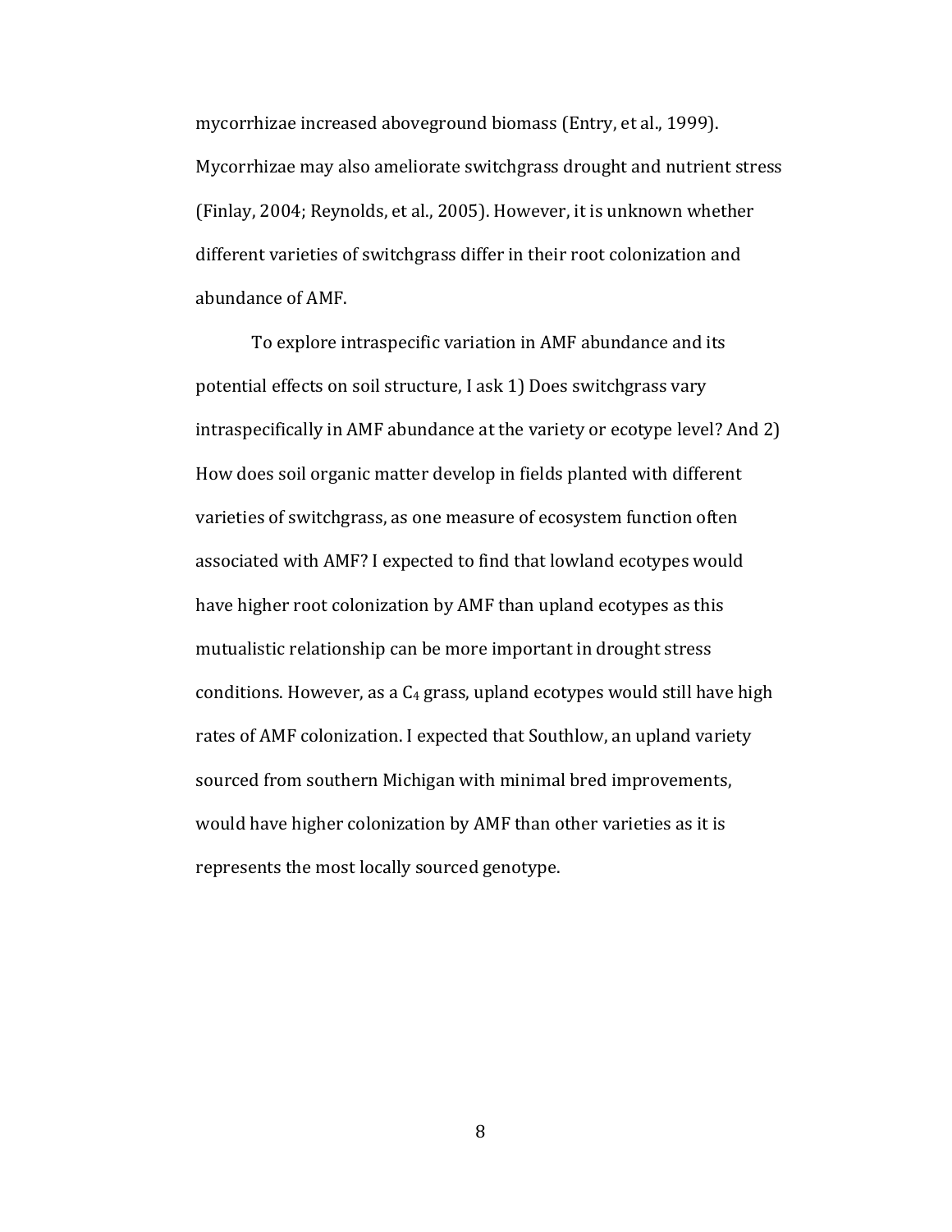mycorrhizae increased aboveground biomass (Entry, et al., 1999). Mycorrhizae may also ameliorate switchgrass drought and nutrient stress (Finlay, 2004; Reynolds, et al., 2005). However, it is unknown whether different varieties of switchgrass differ in their root colonization and abundance of AMF.

To explore intraspecific variation in AMF abundance and its potential effects on soil structure, I ask 1) Does switchgrass vary intraspecifically in AMF abundance at the variety or ecotype level? And 2) How does soil organic matter develop in fields planted with different varieties of switchgrass, as one measure of ecosystem function often associated with AMF? I expected to find that lowland ecotypes would have higher root colonization by AMF than upland ecotypes as this mutualistic relationship can be more important in drought stress conditions. However, as a $C_4$ grass, upland ecotypes would still have high rates of AMF colonization. I expected that Southlow, an upland variety sourced from southern Michigan with minimal bred improvements, would have higher colonization by AMF than other varieties as it is represents the most locally sourced genotype.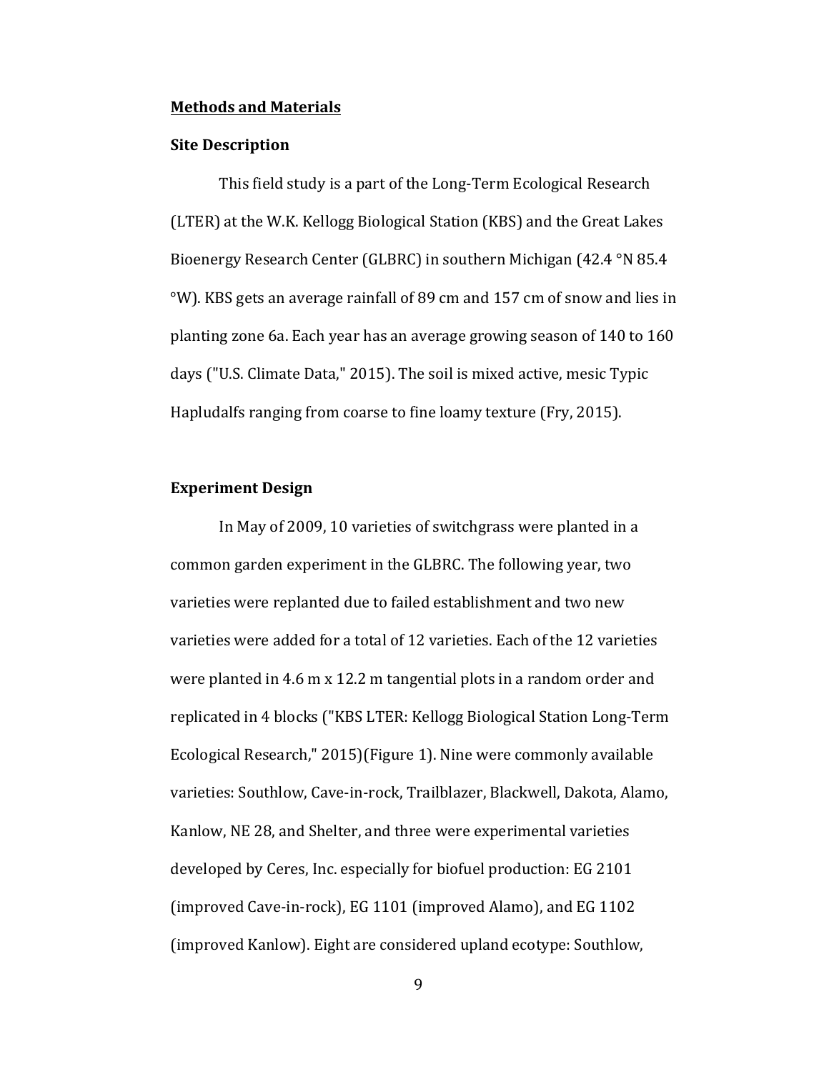## Methods and Materials

### Site Description

This field study is a part of the Long-Term Ecological Research (LTER) at the W.K. Kellogg Biological Station (KBS) and the Great Lakes Bioenergy Research Center (GLBRC) in southern Michigan (42.4 °N 85.4 °W). KBS gets an average rainfall of 89 cm and 157 cm of snow and lies in planting zone 6a. Each year has an average growing season of 140 to 160 days ("U.S. Climate Data," 2015). The soil is mixed active, mesic Typic Hapludalfs ranging from coarse to fine loamy texture (Fry, 2015).

### Experiment Design

In May of 2009, 10 varieties of switchgrass were planted in a common garden experiment in the GLBRC. The following year, two varieties were replanted due to failed establishment and two new varieties were added for a total of 12 varieties. Each of the 12 varieties were planted in 4.6 m x 12.2 m tangential plots in a random order and replicated in 4 blocks ("KBS LTER: Kellogg Biological Station Long-Term Ecological Research," 2015)(Figure 1). Nine were commonly available varieties: Southlow, Cave-in-rock, Trailblazer, Blackwell, Dakota, Alamo, Kanlow, NE 28, and Shelter, and three were experimental varieties developed by Ceres, Inc. especially for biofuel production: EG 2101 (improved Cave-in-rock), EG 1101 (improved Alamo), and EG 1102 (improved Kanlow). Eight are considered upland ecotype: Southlow,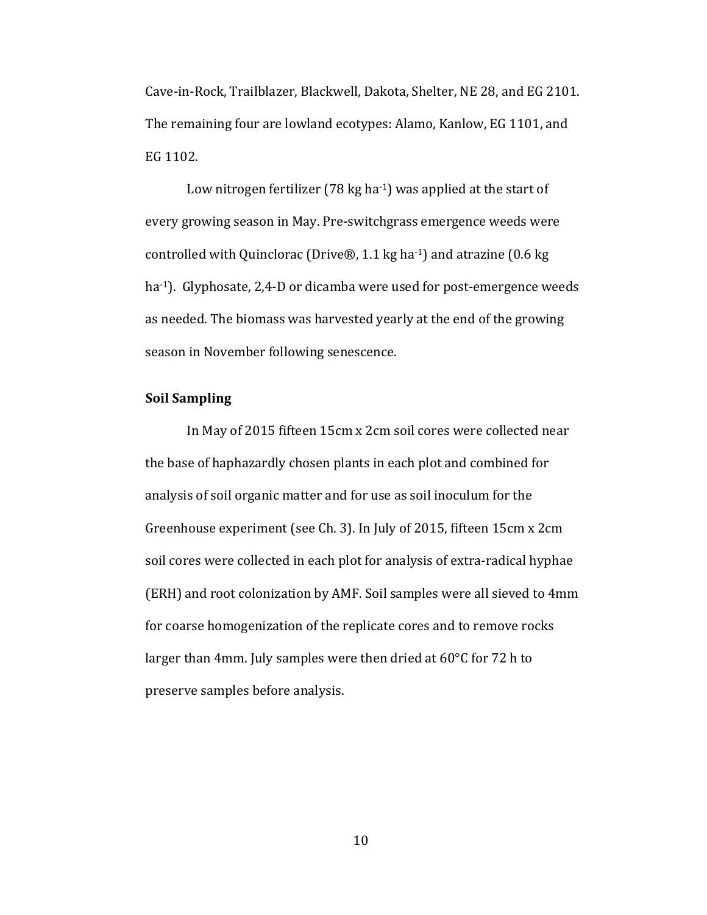Cave-in-Rock, Trailblazer, Blackwell, Dakota, Shelter, NE 28, and EG 2101. The remaining four are lowland ecotypes: Alamo, Kanlow, EG 1101, and EG 1102.

Low nitrogen fertilizer (78 kg $ha^{-1}$) was applied at the start of every growing season in May. Pre-switchgrass emergence weeds were controlled with Quinclorac (Drive®, 1.1 kg $ha^{-1}$) and atrazine (0.6 kg $ha^{-1}$). Glyphosate, 2,4-D or dicamba were used for post-emergence weeds as needed. The biomass was harvested yearly at the end of the growing season in November following senescence.

**Soil Sampling**

In May of 2015 fifteen 15cm x 2cm soil cores were collected near the base of haphazardly chosen plants in each plot and combined for analysis of soil organic matter and for use as soil inoculum for the Greenhouse experiment (see Ch. 3). In July of 2015, fifteen 15cm x 2cm soil cores were collected in each plot for analysis of extra-radical hyphae (ERH) and root colonization by AMF. Soil samples were all sieved to 4mm for coarse homogenization of the replicate cores and to remove rocks larger than 4mm. July samples were then dried at 60°C for 72 h to preserve samples before analysis.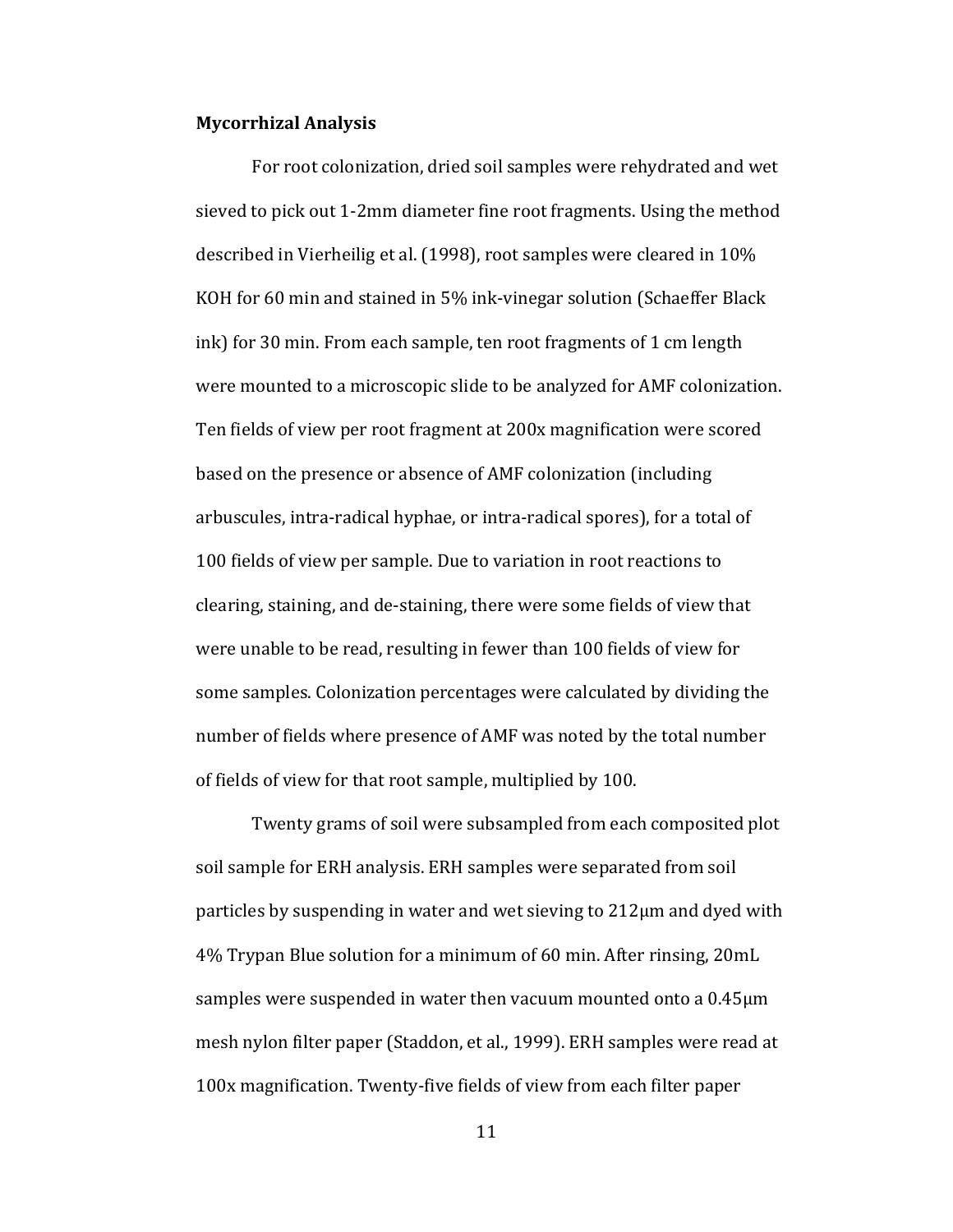**Mycorrhizal Analysis**

For root colonization, dried soil samples were rehydrated and wet sieved to pick out 1-2mm diameter fine root fragments. Using the method described in Vierheilig et al. (1998), root samples were cleared in 10% KOH for 60 min and stained in 5% ink-vinegar solution (Schaeffer Black ink) for 30 min. From each sample, ten root fragments of 1 cm length were mounted to a microscopic slide to be analyzed for AMF colonization. Ten fields of view per root fragment at 200x magnification were scored based on the presence or absence of AMF colonization (including arbuscules, intra-radical hyphae, or intra-radical spores), for a total of 100 fields of view per sample. Due to variation in root reactions to clearing, staining, and de-staining, there were some fields of view that were unable to be read, resulting in fewer than 100 fields of view for some samples. Colonization percentages were calculated by dividing the number of fields where presence of AMF was noted by the total number of fields of view for that root sample, multiplied by 100.

Twenty grams of soil were subsampled from each composited plot soil sample for ERH analysis. ERH samples were separated from soil particles by suspending in water and wet sieving to 212μm and dyed with 4% Trypan Blue solution for a minimum of 60 min. After rinsing, 20mL samples were suspended in water then vacuum mounted onto a 0.45μm mesh nylon filter paper (Staddon, et al., 1999). ERH samples were read at 100x magnification. Twenty-five fields of view from each filter paper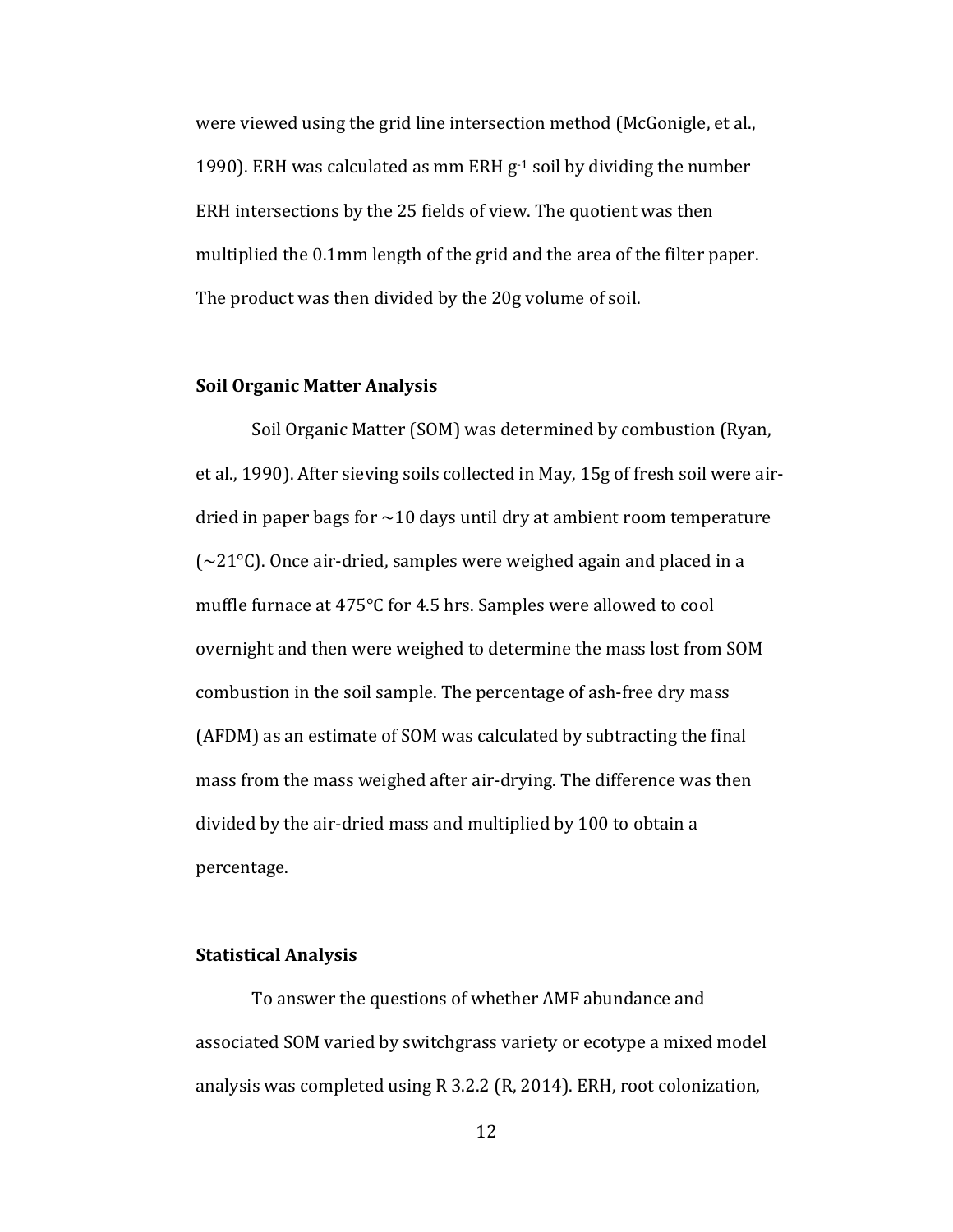were viewed using the grid line intersection method (McGonigle, et al., 1990). ERH was calculated as mm ERH $g^{-1}$ soil by dividing the number ERH intersections by the 25 fields of view. The quotient was then multiplied the 0.1mm length of the grid and the area of the filter paper. The product was then divided by the 20g volume of soil.

**Soil Organic Matter Analysis**

Soil Organic Matter (SOM) was determined by combustion (Ryan, et al., 1990). After sieving soils collected in May, 15g of fresh soil were air-dried in paper bags for ~10 days until dry at ambient room temperature (~21°C). Once air-dried, samples were weighed again and placed in a muffle furnace at 475°C for 4.5 hrs. Samples were allowed to cool overnight and then were weighed to determine the mass lost from SOM combustion in the soil sample. The percentage of ash-free dry mass (AFDM) as an estimate of SOM was calculated by subtracting the final mass from the mass weighed after air-drying. The difference was then divided by the air-dried mass and multiplied by 100 to obtain a percentage.

**Statistical Analysis**

To answer the questions of whether AMF abundance and associated SOM varied by switchgrass variety or ecotype a mixed model analysis was completed using R 3.2.2 (R, 2014). ERH, root colonization,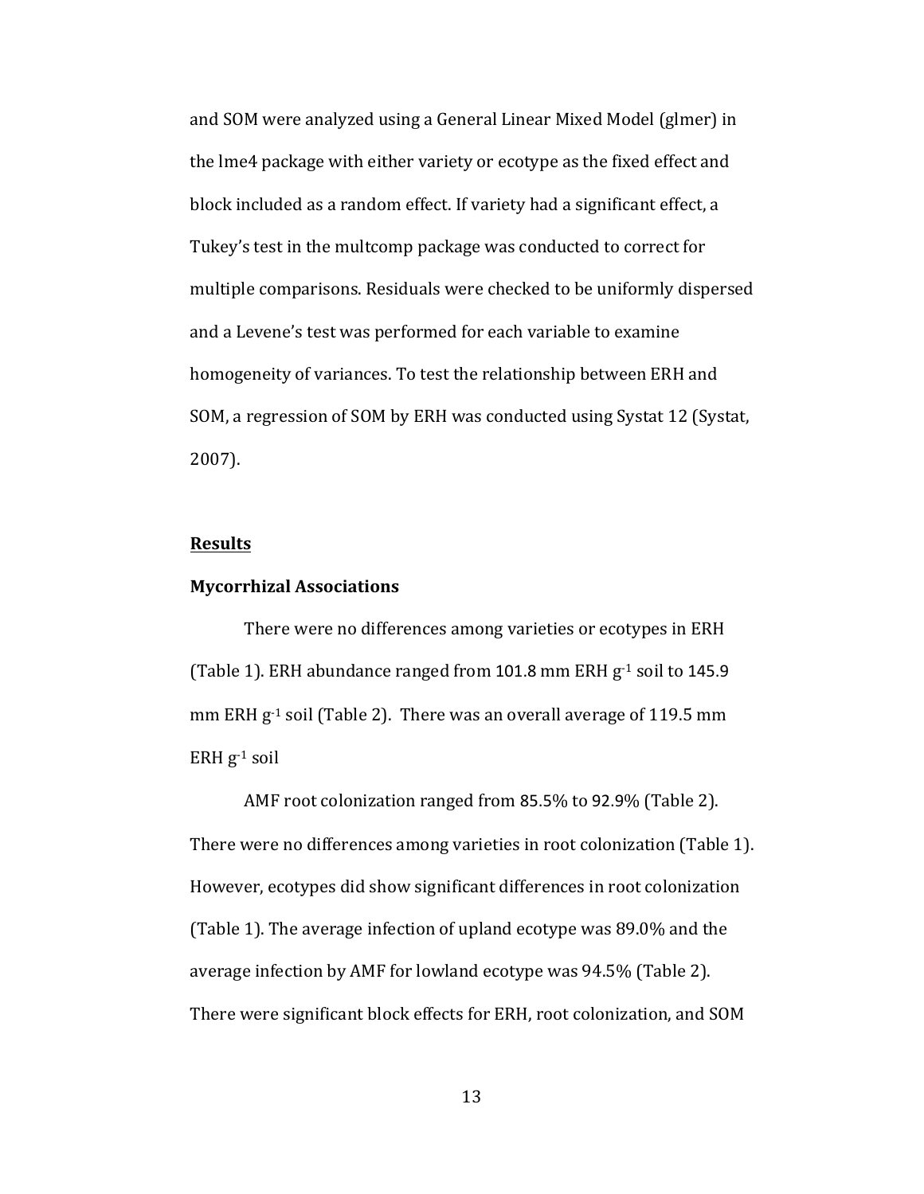and SOM were analyzed using a General Linear Mixed Model (glmer) in the lme4 package with either variety or ecotype as the fixed effect and block included as a random effect. If variety had a significant effect, a Tukey's test in the multcomp package was conducted to correct for multiple comparisons. Residuals were checked to be uniformly dispersed and a Levene's test was performed for each variable to examine homogeneity of variances. To test the relationship between ERH and SOM, a regression of SOM by ERH was conducted using Systat 12 (Systat, 2007).

## Results

### Mycorrhizal Associations

There were no differences among varieties or ecotypes in ERH (Table 1). ERH abundance ranged from 101.8 mm ERH $g^{-1}$ soil to 145.9 mm ERH $g^{-1}$ soil (Table 2). There was an overall average of 119.5 mm ERH $g^{-1}$ soil

AMF root colonization ranged from 85.5% to 92.9% (Table 2). There were no differences among varieties in root colonization (Table 1). However, ecotypes did show significant differences in root colonization (Table 1). The average infection of upland ecotype was 89.0% and the average infection by AMF for lowland ecotype was 94.5% (Table 2). There were significant block effects for ERH, root colonization, and SOM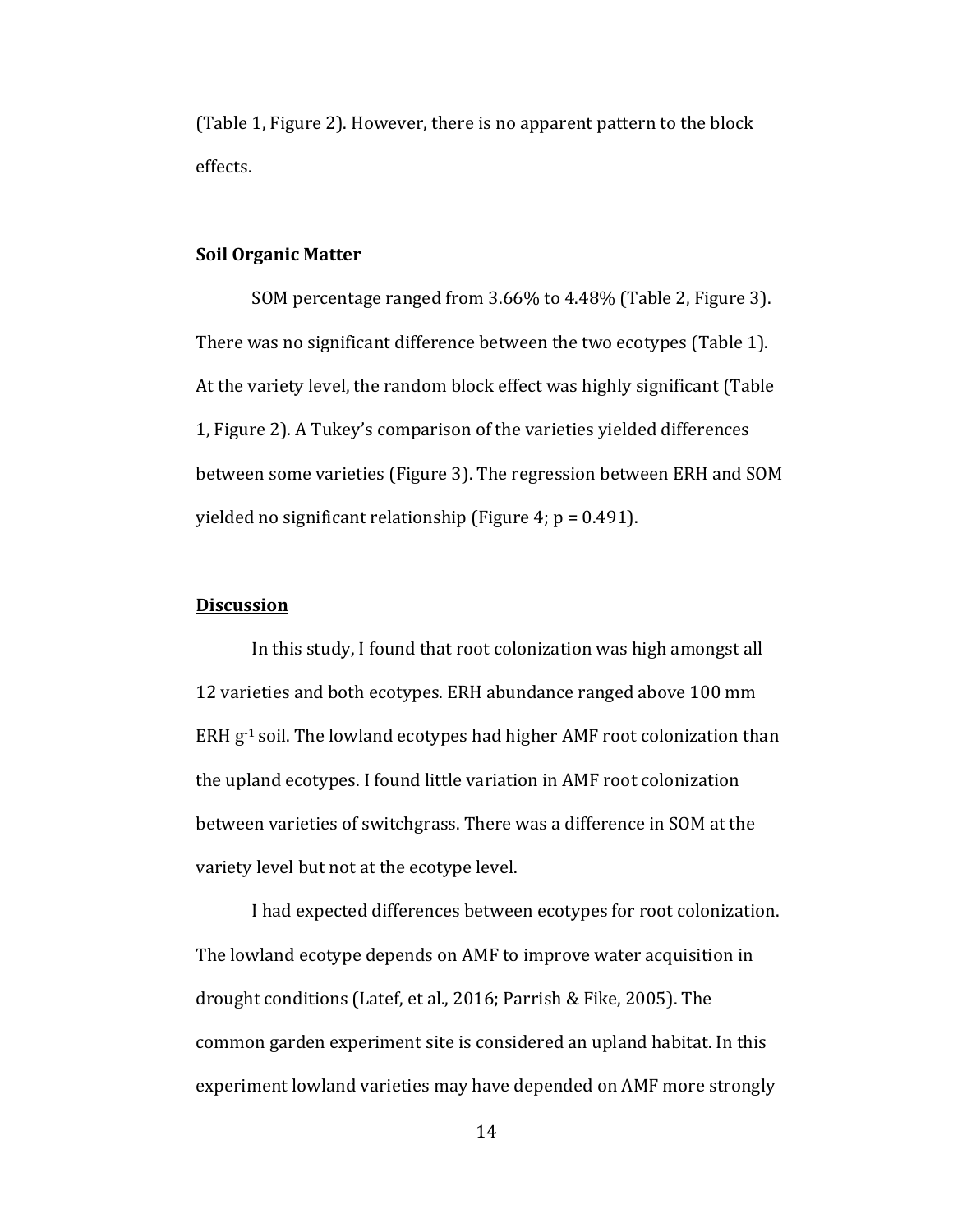(Table 1, Figure 2). However, there is no apparent pattern to the block effects.

**Soil Organic Matter**

SOM percentage ranged from 3.66% to 4.48% (Table 2, Figure 3). There was no significant difference between the two ecotypes (Table 1). At the variety level, the random block effect was highly significant (Table 1, Figure 2). A Tukey's comparison of the varieties yielded differences between some varieties (Figure 3). The regression between ERH and SOM yielded no significant relationship (Figure 4; $p = 0.491$).

## <u>Discussion</u>

In this study, I found that root colonization was high amongst all 12 varieties and both ecotypes. ERH abundance ranged above 100 mm ERH $g^{-1}$ soil. The lowland ecotypes had higher AMF root colonization than the upland ecotypes. I found little variation in AMF root colonization between varieties of switchgrass. There was a difference in SOM at the variety level but not at the ecotype level.

I had expected differences between ecotypes for root colonization. The lowland ecotype depends on AMF to improve water acquisition in drought conditions (Latef, et al., 2016; Parrish & Fike, 2005). The common garden experiment site is considered an upland habitat. In this experiment lowland varieties may have depended on AMF more strongly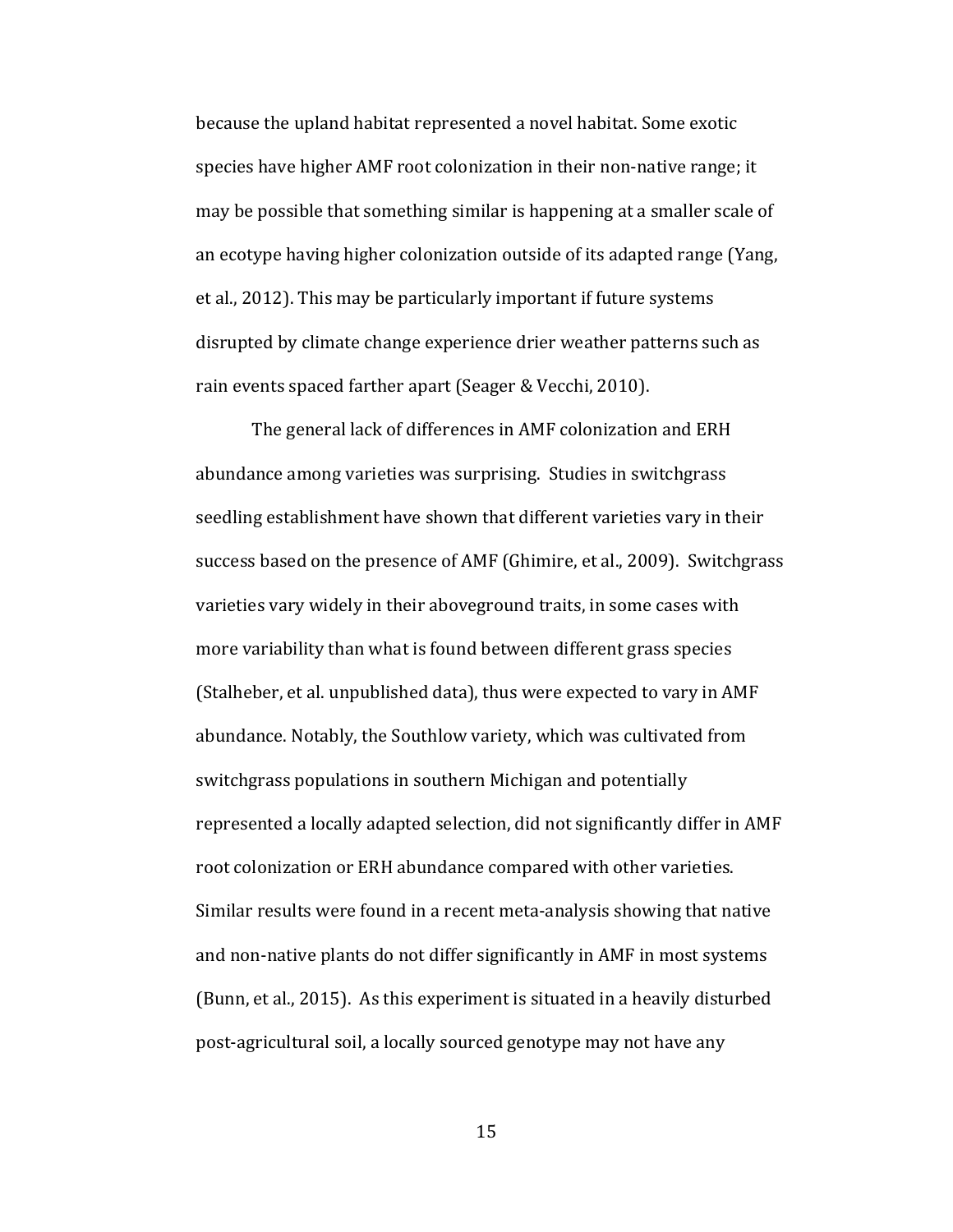because the upland habitat represented a novel habitat. Some exotic species have higher AMF root colonization in their non-native range; it may be possible that something similar is happening at a smaller scale of an ecotype having higher colonization outside of its adapted range (Yang, et al., 2012). This may be particularly important if future systems disrupted by climate change experience drier weather patterns such as rain events spaced farther apart (Seager & Vecchi, 2010).

The general lack of differences in AMF colonization and ERH abundance among varieties was surprising. Studies in switchgrass seedling establishment have shown that different varieties vary in their success based on the presence of AMF (Ghimire, et al., 2009). Switchgrass varieties vary widely in their aboveground traits, in some cases with more variability than what is found between different grass species (Stalheber, et al. unpublished data), thus were expected to vary in AMF abundance. Notably, the Southlow variety, which was cultivated from switchgrass populations in southern Michigan and potentially represented a locally adapted selection, did not significantly differ in AMF root colonization or ERH abundance compared with other varieties. Similar results were found in a recent meta-analysis showing that native and non-native plants do not differ significantly in AMF in most systems (Bunn, et al., 2015). As this experiment is situated in a heavily disturbed post-agricultural soil, a locally sourced genotype may not have any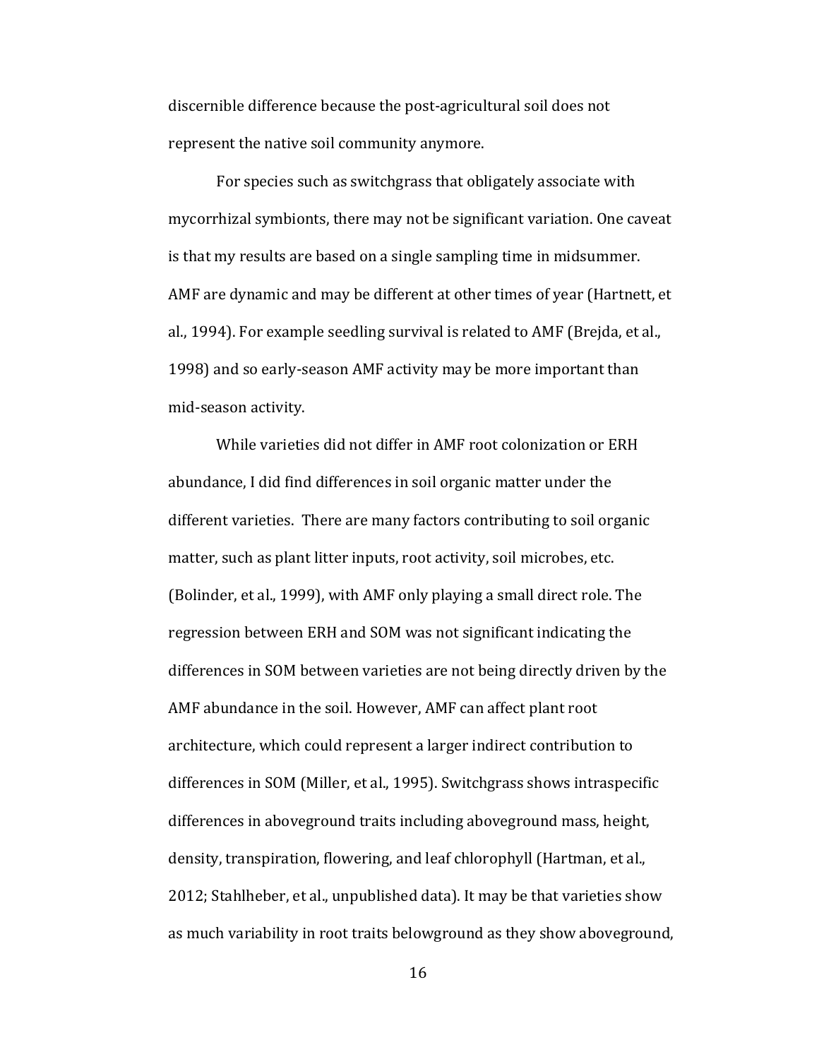discernible difference because the post-agricultural soil does not represent the native soil community anymore.

For species such as switchgrass that obligately associate with mycorrhizal symbionts, there may not be significant variation. One caveat is that my results are based on a single sampling time in midsummer. AMF are dynamic and may be different at other times of year (Hartnett, et al., 1994). For example seedling survival is related to AMF (Brejda, et al., 1998) and so early-season AMF activity may be more important than mid-season activity.

While varieties did not differ in AMF root colonization or ERH abundance, I did find differences in soil organic matter under the different varieties. There are many factors contributing to soil organic matter, such as plant litter inputs, root activity, soil microbes, etc. (Bolinder, et al., 1999), with AMF only playing a small direct role. The regression between ERH and SOM was not significant indicating the differences in SOM between varieties are not being directly driven by the AMF abundance in the soil. However, AMF can affect plant root architecture, which could represent a larger indirect contribution to differences in SOM (Miller, et al., 1995). Switchgrass shows intraspecific differences in aboveground traits including aboveground mass, height, density, transpiration, flowering, and leaf chlorophyll (Hartman, et al., 2012; Stahlheber, et al., unpublished data). It may be that varieties show as much variability in root traits belowground as they show aboveground,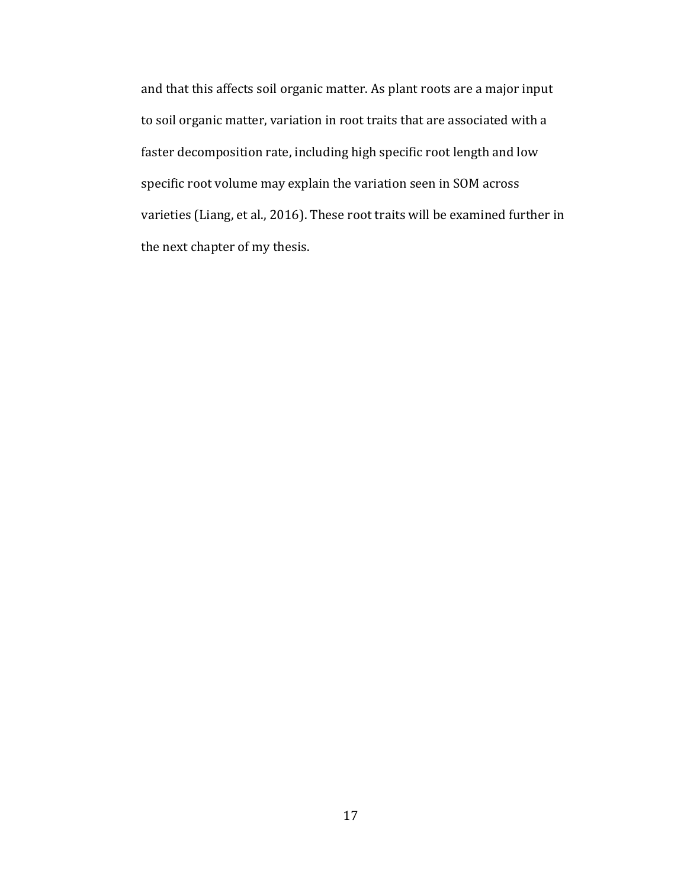and that this affects soil organic matter. As plant roots are a major input to soil organic matter, variation in root traits that are associated with a faster decomposition rate, including high specific root length and low specific root volume may explain the variation seen in SOM across varieties (Liang, et al., 2016). These root traits will be examined further in the next chapter of my thesis.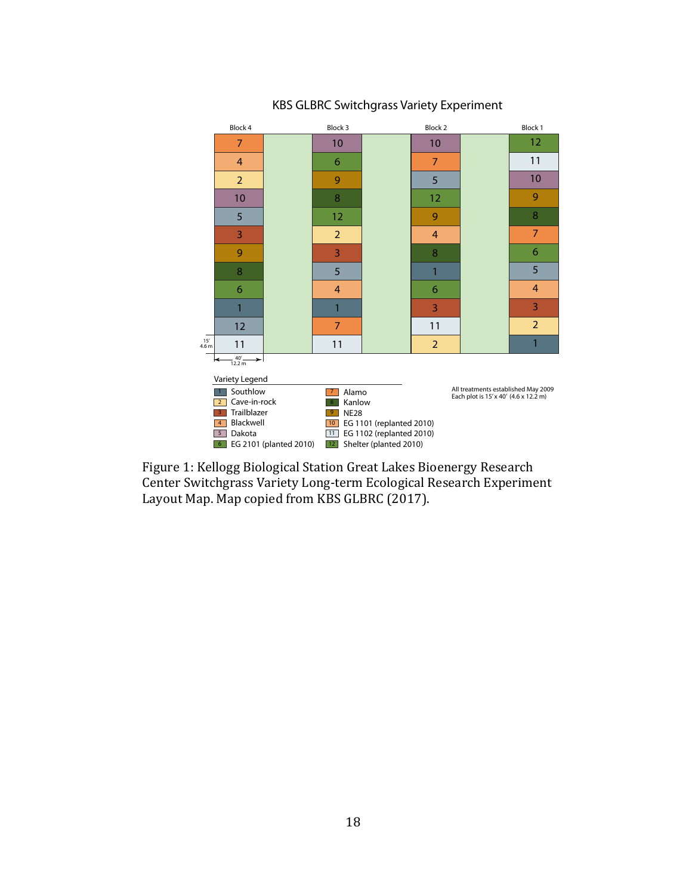KBS GLBRC Switchgrass Variety Experiment

| Block 4 | Block 3 | Block 2 | Block 1 |
|---|---|---|---|
| 7 | 10 | 10 | 12 |
| 4 | 6 | 7 | 11 |
| 2 | 9 | 5 | 10 |
| 10 | 8 | 12 | 9 |
| 5 | 12 | 9 | 8 |
| 3 | 2 | 4 | 7 |
| 9 | 3 | 8 | 6 |
| 8 | 5 | 1 | 5 |
| 6 | 4 | 6 | 4 |
| 1 | 1 | 3 | 3 |
| 12 | 7 | 11 | 2 |
| 11 | 11 | 2 | 1 |

15' 4.6 m; 40' 12.2 m

Variety Legend

| | |
|---|---|
| 1 Southlow | 7 Alamo |
| 2 Cave-in-rock | 8 Kanlow |
| 3 Trailblazer | 9 NE28 |
| 4 Blackwell | 10 EG 1101 (replanted 2010) |
| 5 Dakota | 11 EG 1102 (replanted 2010) |
| 6 EG 2101 (planted 2010) | 12 Shelter (planted 2010) |

All treatments established May 2009
Each plot is 15' x 40' (4.6 x 12.2 m)

Figure 1: Kellogg Biological Station Great Lakes Bioenergy Research Center Switchgrass Variety Long-term Ecological Research Experiment Layout Map. Map copied from KBS GLBRC (2017).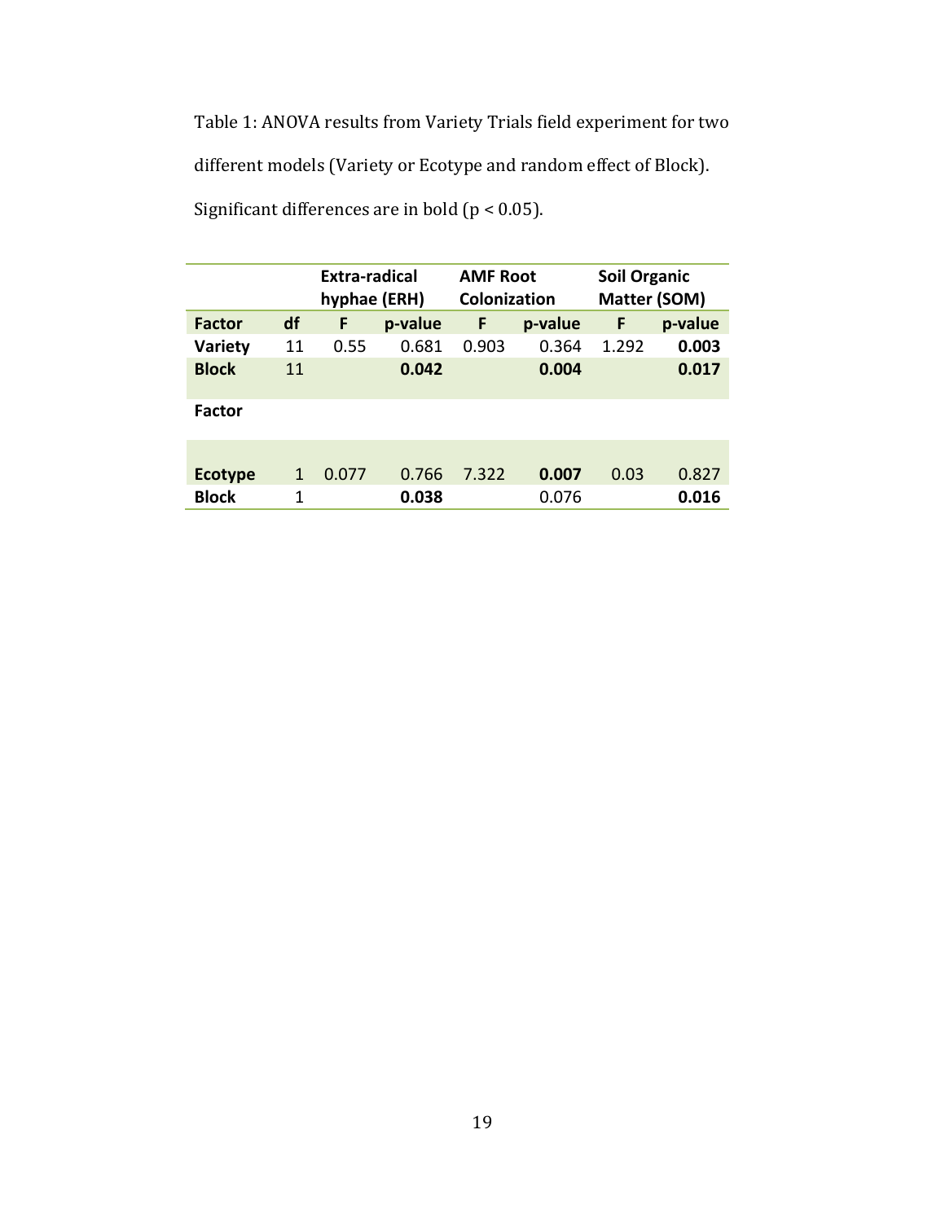Table 1: ANOVA results from Variety Trials field experiment for two different models (Variety or Ecotype and random effect of Block). Significant differences are in bold ($p < 0.05$).

| | | Extra-radical hyphae (ERH) | | AMF Root Colonization | | Soil Organic Matter (SOM) | |
|---|---|---|---|---|---|---|---|
| **Factor** | **df** | **F** | **p-value** | **F** | **p-value** | **F** | **p-value** |
| **Variety** | 11 | 0.55 | 0.681 | 0.903 | 0.364 | 1.292 | **0.003** |
| **Block** | 11 | | **0.042** | | **0.004** | | **0.017** |
| **Factor** | | | | | | | |
| **Ecotype** | 1 | 0.077 | 0.766 | 7.322 | **0.007** | 0.03 | 0.827 |
| **Block** | 1 | | **0.038** | | 0.076 | | **0.016** |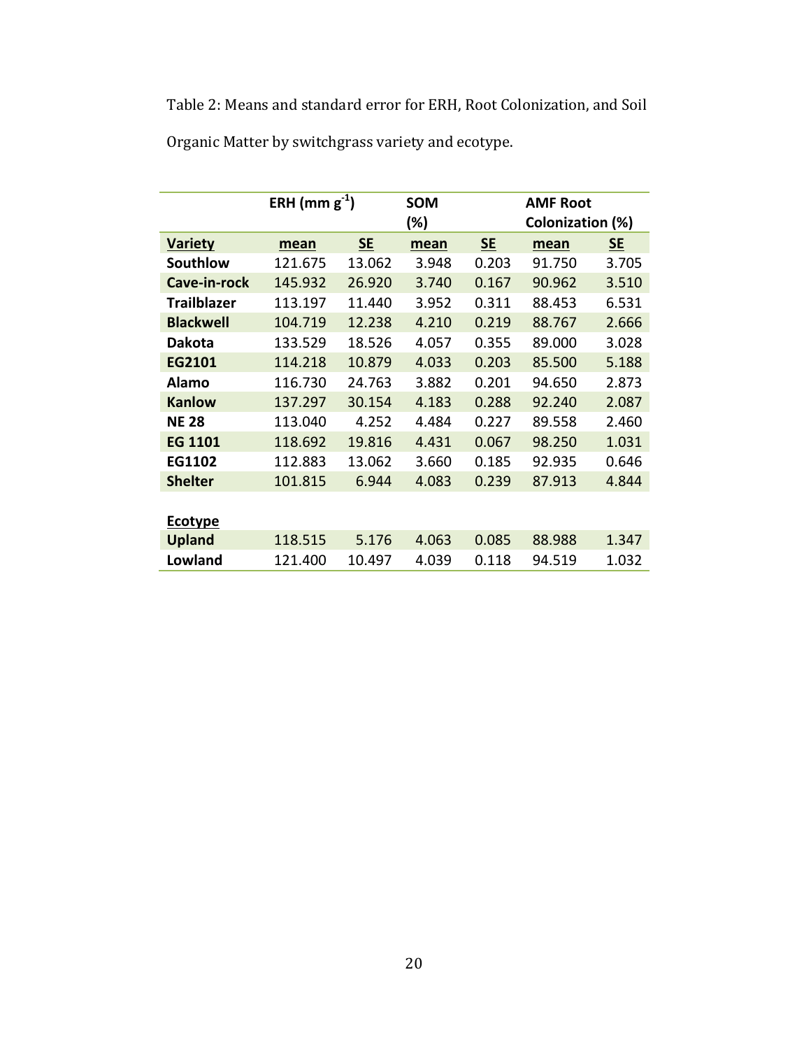Table 2: Means and standard error for ERH, Root Colonization, and Soil Organic Matter by switchgrass variety and ecotype.

| | ERH (mm $g^{-1}$) | | SOM (%) | | AMF Root Colonization (%) | |
|---|---|---|---|---|---|---|
| **Variety** | **mean** | **SE** | **mean** | **SE** | **mean** | **SE** |
| **Southlow** | 121.675 | 13.062 | 3.948 | 0.203 | 91.750 | 3.705 |
| **Cave-in-rock** | 145.932 | 26.920 | 3.740 | 0.167 | 90.962 | 3.510 |
| **Trailblazer** | 113.197 | 11.440 | 3.952 | 0.311 | 88.453 | 6.531 |
| **Blackwell** | 104.719 | 12.238 | 4.210 | 0.219 | 88.767 | 2.666 |
| **Dakota** | 133.529 | 18.526 | 4.057 | 0.355 | 89.000 | 3.028 |
| **EG2101** | 114.218 | 10.879 | 4.033 | 0.203 | 85.500 | 5.188 |
| **Alamo** | 116.730 | 24.763 | 3.882 | 0.201 | 94.650 | 2.873 |
| **Kanlow** | 137.297 | 30.154 | 4.183 | 0.288 | 92.240 | 2.087 |
| **NE 28** | 113.040 | 4.252 | 4.484 | 0.227 | 89.558 | 2.460 |
| **EG 1101** | 118.692 | 19.816 | 4.431 | 0.067 | 98.250 | 1.031 |
| **EG1102** | 112.883 | 13.062 | 3.660 | 0.185 | 92.935 | 0.646 |
| **Shelter** | 101.815 | 6.944 | 4.083 | 0.239 | 87.913 | 4.844 |
| | | | | | | |
| **Ecotype** | | | | | | |
| **Upland** | 118.515 | 5.176 | 4.063 | 0.085 | 88.988 | 1.347 |
| **Lowland** | 121.400 | 10.497 | 4.039 | 0.118 | 94.519 | 1.032 |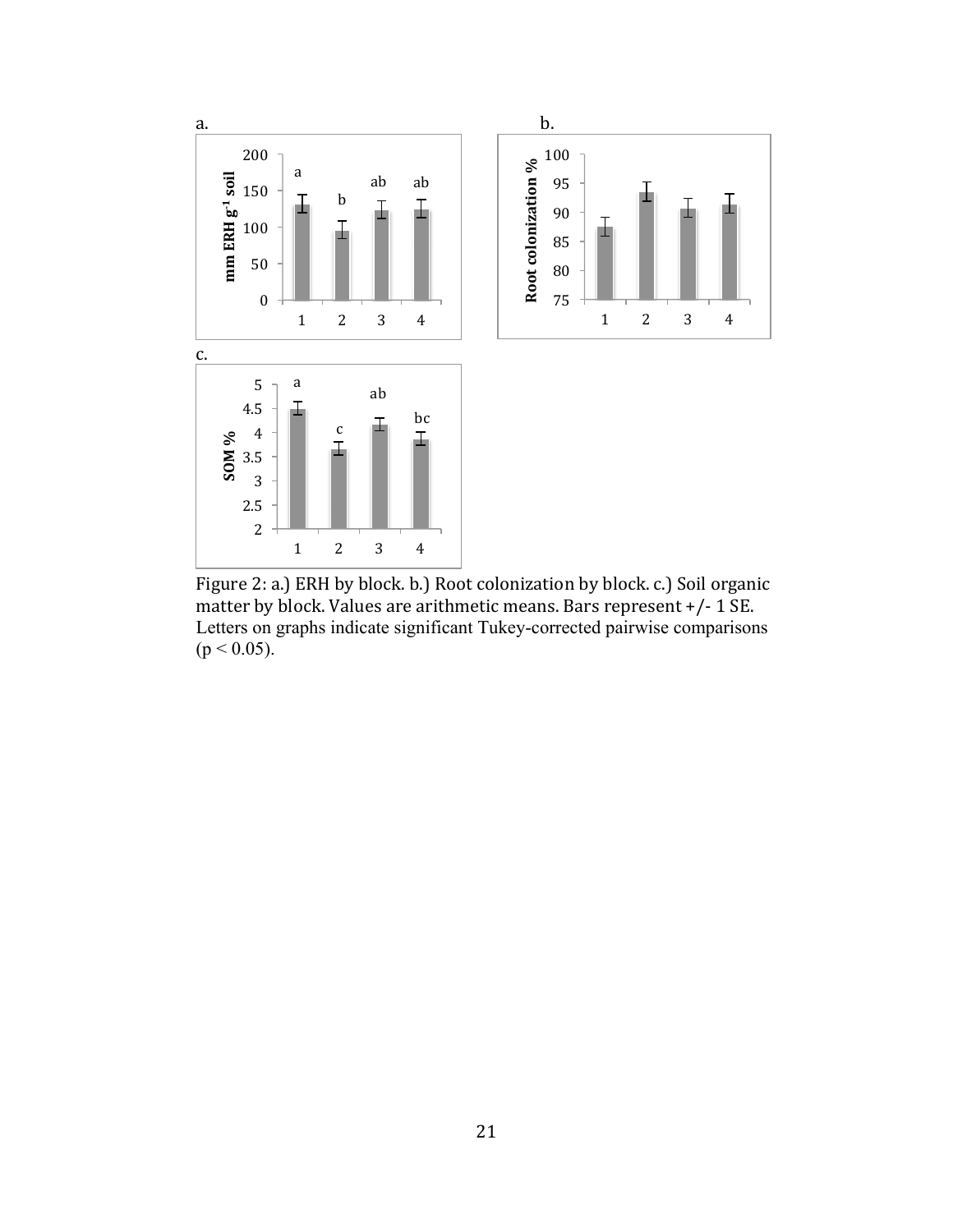Figure 2: a.) ERH by block. b.) Root colonization by block. c.) Soil organic matter by block. Values are arithmetic means. Bars represent +/- 1 SE. Letters on graphs indicate significant Tukey-corrected pairwise comparisons ($p < 0.05$).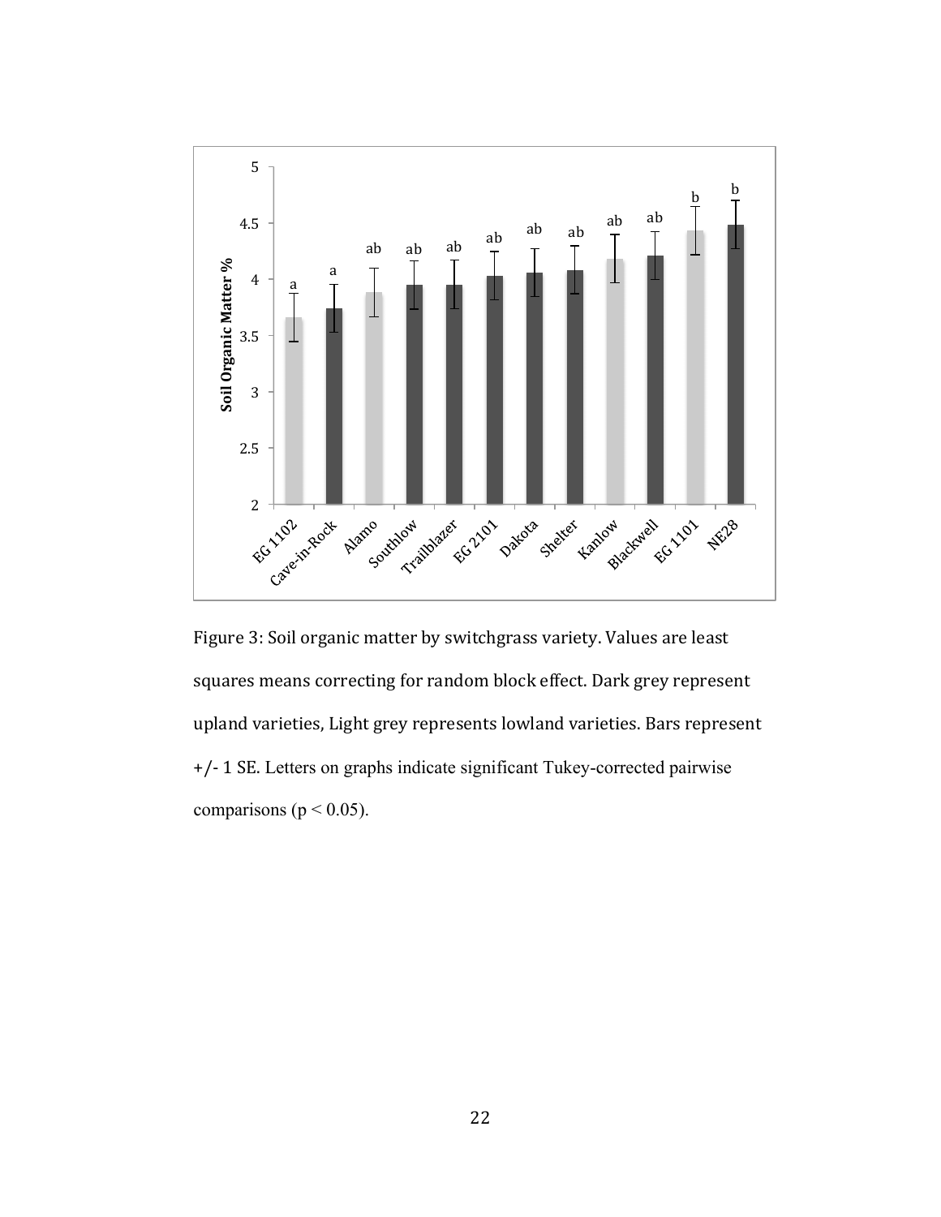Figure 3: Soil organic matter by switchgrass variety. Values are least squares means correcting for random block effect. Dark grey represent upland varieties, Light grey represents lowland varieties. Bars represent +/- 1 SE. Letters on graphs indicate significant Tukey-corrected pairwise comparisons ($p < 0.05$).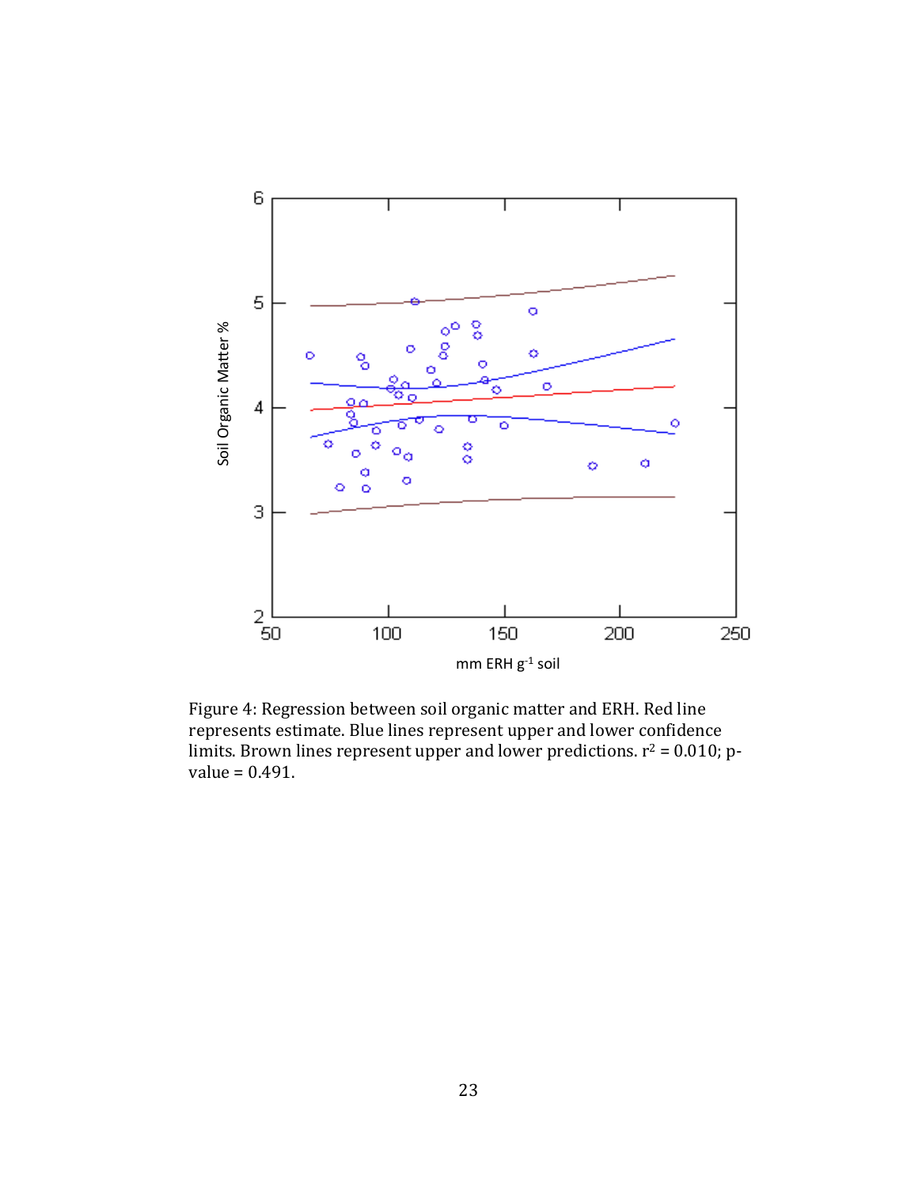Figure 4: Regression between soil organic matter and ERH. Red line represents estimate. Blue lines represent upper and lower confidence limits. Brown lines represent upper and lower predictions. $r^2 = 0.010$; p-value = 0.491.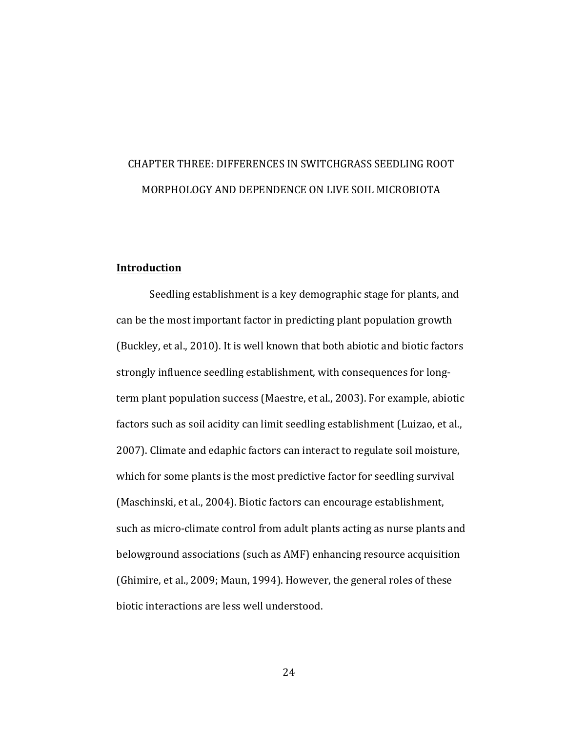# CHAPTER THREE: DIFFERENCES IN SWITCHGRASS SEEDLING ROOT MORPHOLOGY AND DEPENDENCE ON LIVE SOIL MICROBIOTA

## Introduction

Seedling establishment is a key demographic stage for plants, and can be the most important factor in predicting plant population growth (Buckley, et al., 2010). It is well known that both abiotic and biotic factors strongly influence seedling establishment, with consequences for long-term plant population success (Maestre, et al., 2003). For example, abiotic factors such as soil acidity can limit seedling establishment (Luizao, et al., 2007). Climate and edaphic factors can interact to regulate soil moisture, which for some plants is the most predictive factor for seedling survival (Maschinski, et al., 2004). Biotic factors can encourage establishment, such as micro-climate control from adult plants acting as nurse plants and belowground associations (such as AMF) enhancing resource acquisition (Ghimire, et al., 2009; Maun, 1994). However, the general roles of these biotic interactions are less well understood.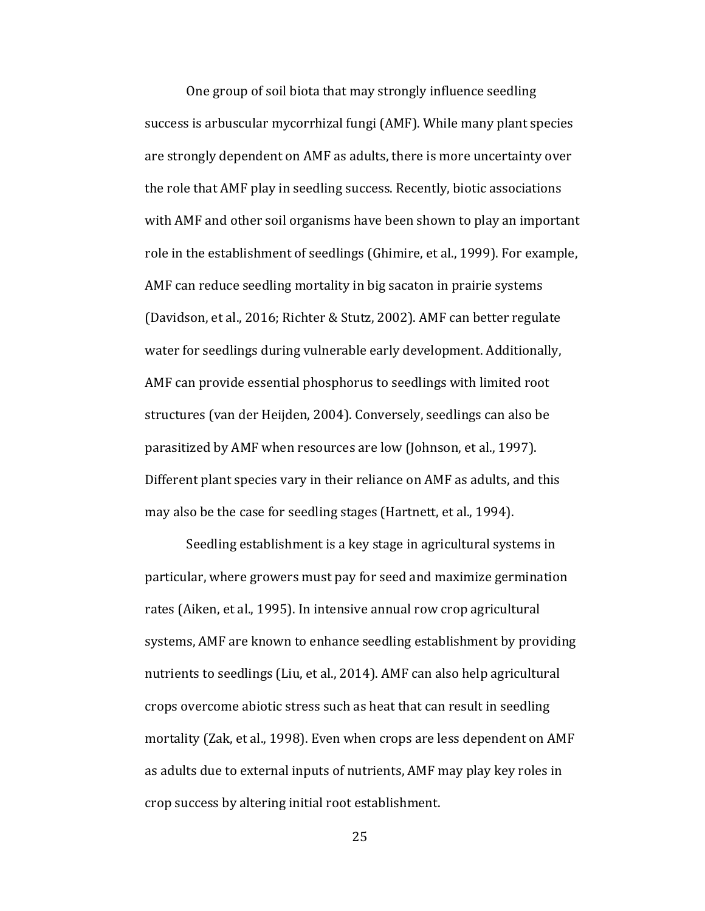One group of soil biota that may strongly influence seedling success is arbuscular mycorrhizal fungi (AMF). While many plant species are strongly dependent on AMF as adults, there is more uncertainty over the role that AMF play in seedling success. Recently, biotic associations with AMF and other soil organisms have been shown to play an important role in the establishment of seedlings (Ghimire, et al., 1999). For example, AMF can reduce seedling mortality in big sacaton in prairie systems (Davidson, et al., 2016; Richter & Stutz, 2002). AMF can better regulate water for seedlings during vulnerable early development. Additionally, AMF can provide essential phosphorus to seedlings with limited root structures (van der Heijden, 2004). Conversely, seedlings can also be parasitized by AMF when resources are low (Johnson, et al., 1997). Different plant species vary in their reliance on AMF as adults, and this may also be the case for seedling stages (Hartnett, et al., 1994).

Seedling establishment is a key stage in agricultural systems in particular, where growers must pay for seed and maximize germination rates (Aiken, et al., 1995). In intensive annual row crop agricultural systems, AMF are known to enhance seedling establishment by providing nutrients to seedlings (Liu, et al., 2014). AMF can also help agricultural crops overcome abiotic stress such as heat that can result in seedling mortality (Zak, et al., 1998). Even when crops are less dependent on AMF as adults due to external inputs of nutrients, AMF may play key roles in crop success by altering initial root establishment.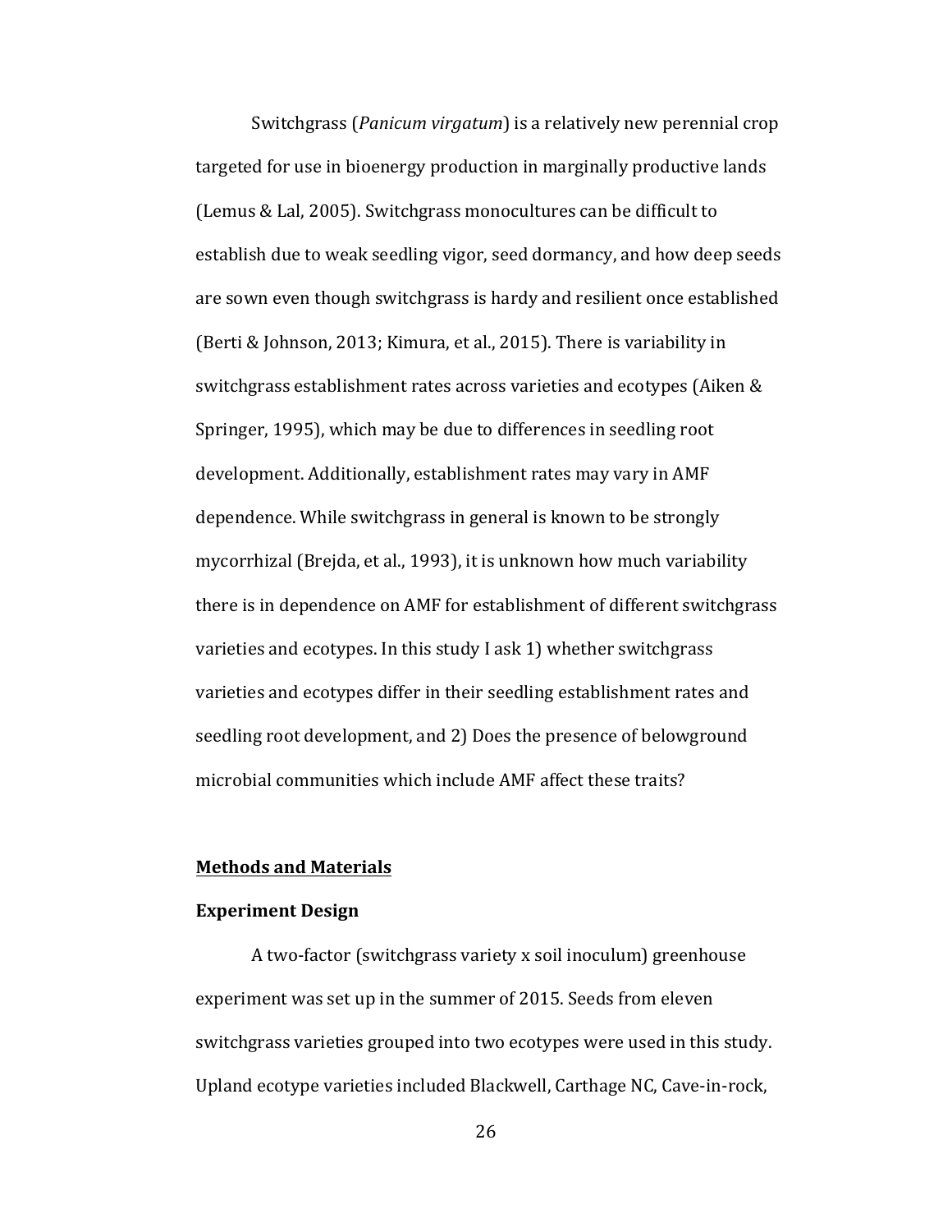Switchgrass (*Panicum virgatum*) is a relatively new perennial crop targeted for use in bioenergy production in marginally productive lands (Lemus & Lal, 2005). Switchgrass monocultures can be difficult to establish due to weak seedling vigor, seed dormancy, and how deep seeds are sown even though switchgrass is hardy and resilient once established (Berti & Johnson, 2013; Kimura, et al., 2015). There is variability in switchgrass establishment rates across varieties and ecotypes (Aiken & Springer, 1995), which may be due to differences in seedling root development. Additionally, establishment rates may vary in AMF dependence. While switchgrass in general is known to be strongly mycorrhizal (Brejda, et al., 1993), it is unknown how much variability there is in dependence on AMF for establishment of different switchgrass varieties and ecotypes. In this study I ask 1) whether switchgrass varieties and ecotypes differ in their seedling establishment rates and seedling root development, and 2) Does the presence of belowground microbial communities which include AMF affect these traits?

## <u>Methods and Materials</u>

### Experiment Design

A two-factor (switchgrass variety x soil inoculum) greenhouse experiment was set up in the summer of 2015. Seeds from eleven switchgrass varieties grouped into two ecotypes were used in this study. Upland ecotype varieties included Blackwell, Carthage NC, Cave-in-rock,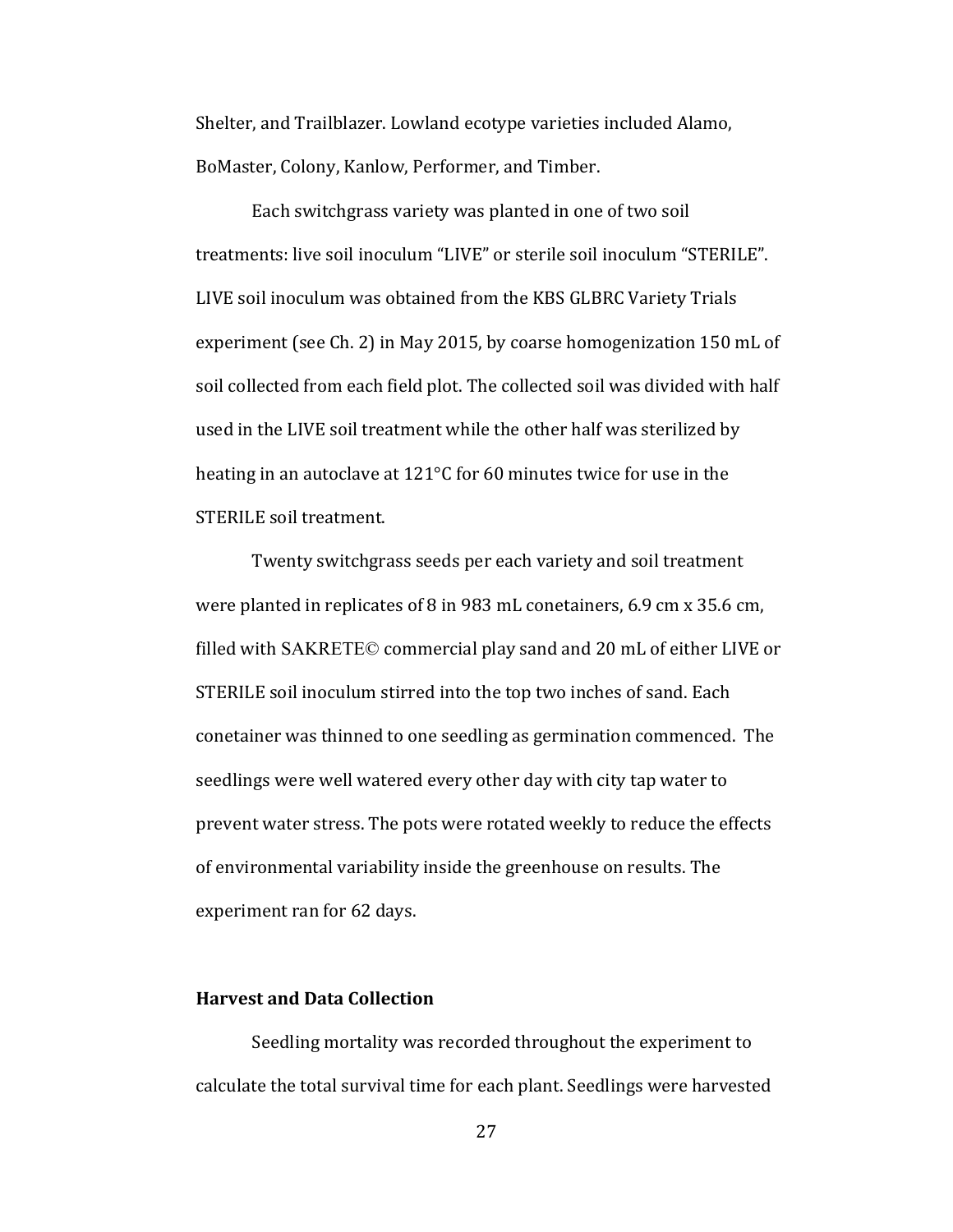Shelter, and Trailblazer. Lowland ecotype varieties included Alamo, BoMaster, Colony, Kanlow, Performer, and Timber.

Each switchgrass variety was planted in one of two soil treatments: live soil inoculum "LIVE" or sterile soil inoculum "STERILE". LIVE soil inoculum was obtained from the KBS GLBRC Variety Trials experiment (see Ch. 2) in May 2015, by coarse homogenization 150 mL of soil collected from each field plot. The collected soil was divided with half used in the LIVE soil treatment while the other half was sterilized by heating in an autoclave at 121°C for 60 minutes twice for use in the STERILE soil treatment.

Twenty switchgrass seeds per each variety and soil treatment were planted in replicates of 8 in 983 mL conetainers, 6.9 cm x 35.6 cm, filled with SAKRETE© commercial play sand and 20 mL of either LIVE or STERILE soil inoculum stirred into the top two inches of sand. Each conetainer was thinned to one seedling as germination commenced. The seedlings were well watered every other day with city tap water to prevent water stress. The pots were rotated weekly to reduce the effects of environmental variability inside the greenhouse on results. The experiment ran for 62 days.

### Harvest and Data Collection

Seedling mortality was recorded throughout the experiment to calculate the total survival time for each plant. Seedlings were harvested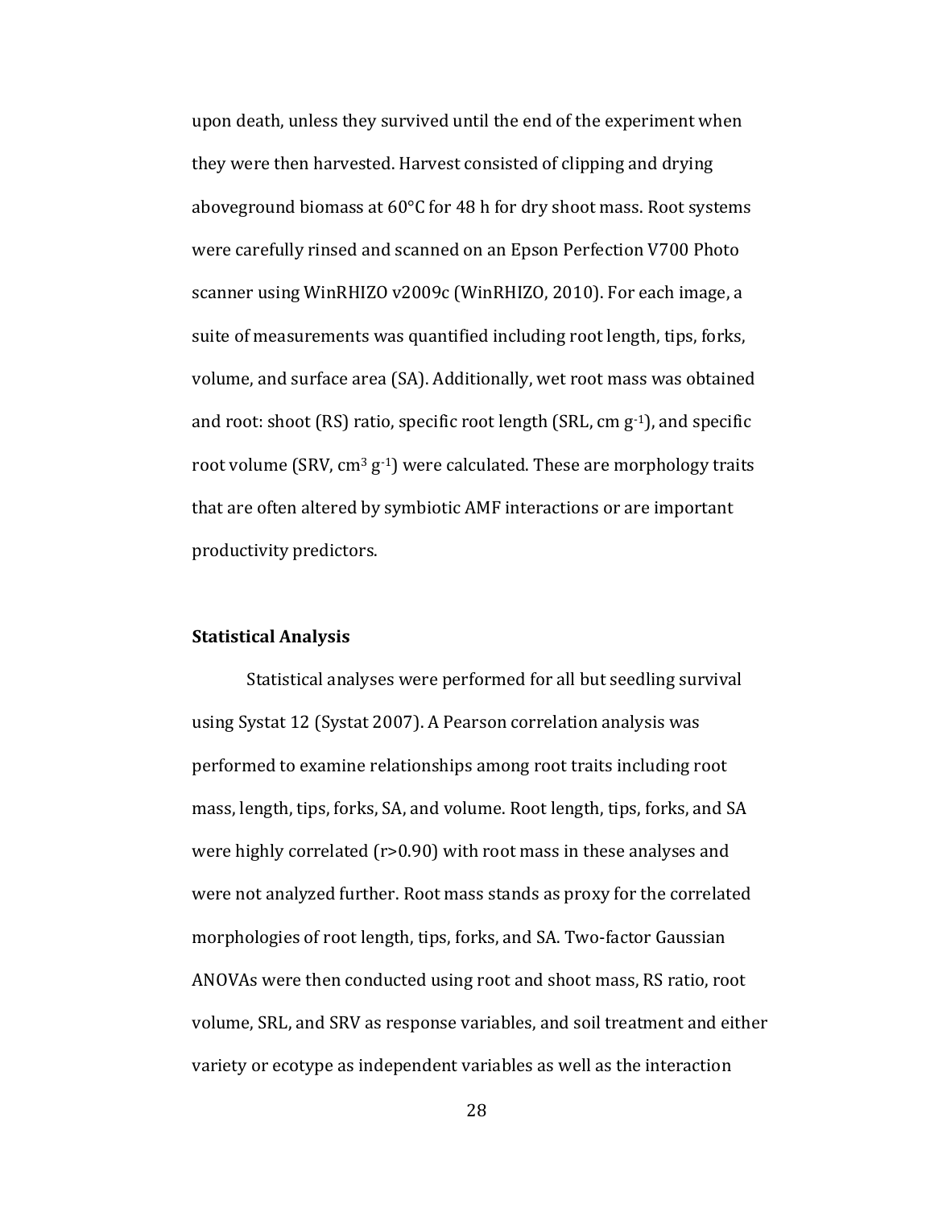upon death, unless they survived until the end of the experiment when they were then harvested. Harvest consisted of clipping and drying aboveground biomass at 60°C for 48 h for dry shoot mass. Root systems were carefully rinsed and scanned on an Epson Perfection V700 Photo scanner using WinRHIZO v2009c (WinRHIZO, 2010). For each image, a suite of measurements was quantified including root length, tips, forks, volume, and surface area (SA). Additionally, wet root mass was obtained and root: shoot (RS) ratio, specific root length (SRL, cm $g^{-1}$), and specific root volume (SRV, $cm^3$ $g^{-1}$) were calculated. These are morphology traits that are often altered by symbiotic AMF interactions or are important productivity predictors.

**Statistical Analysis**

Statistical analyses were performed for all but seedling survival using Systat 12 (Systat 2007). A Pearson correlation analysis was performed to examine relationships among root traits including root mass, length, tips, forks, SA, and volume. Root length, tips, forks, and SA were highly correlated ($r>0.90$) with root mass in these analyses and were not analyzed further. Root mass stands as proxy for the correlated morphologies of root length, tips, forks, and SA. Two-factor Gaussian ANOVAs were then conducted using root and shoot mass, RS ratio, root volume, SRL, and SRV as response variables, and soil treatment and either variety or ecotype as independent variables as well as the interaction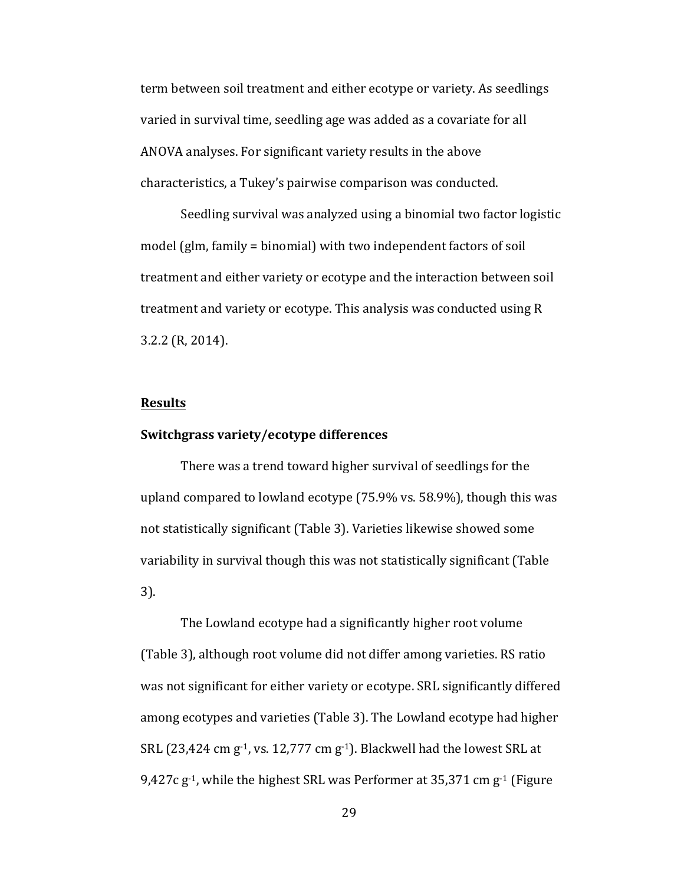term between soil treatment and either ecotype or variety. As seedlings varied in survival time, seedling age was added as a covariate for all ANOVA analyses. For significant variety results in the above characteristics, a Tukey's pairwise comparison was conducted.

Seedling survival was analyzed using a binomial two factor logistic model (glm, family = binomial) with two independent factors of soil treatment and either variety or ecotype and the interaction between soil treatment and variety or ecotype. This analysis was conducted using R 3.2.2 (R, 2014).

## Results

### Switchgrass variety/ecotype differences

There was a trend toward higher survival of seedlings for the upland compared to lowland ecotype (75.9% vs. 58.9%), though this was not statistically significant (Table 3). Varieties likewise showed some variability in survival though this was not statistically significant (Table 3).

The Lowland ecotype had a significantly higher root volume (Table 3), although root volume did not differ among varieties. RS ratio was not significant for either variety or ecotype. SRL significantly differed among ecotypes and varieties (Table 3). The Lowland ecotype had higher SRL (23,424 cm $g^{-1}$, vs. 12,777 cm $g^{-1}$). Blackwell had the lowest SRL at 9,427c $g^{-1}$, while the highest SRL was Performer at 35,371 cm $g^{-1}$ (Figure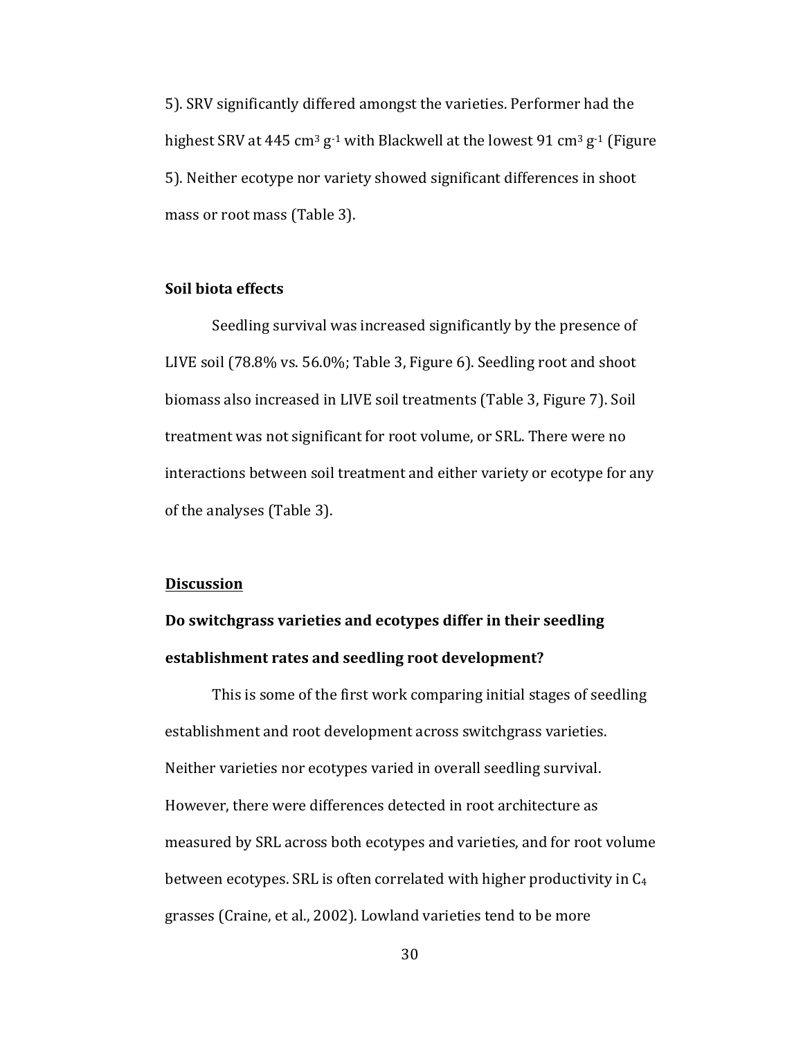5). SRV significantly differed amongst the varieties. Performer had the highest SRV at 445 $cm^3\ g^{-1}$ with Blackwell at the lowest 91 $cm^3\ g^{-1}$ (Figure 5). Neither ecotype nor variety showed significant differences in shoot mass or root mass (Table 3).

**Soil biota effects**

Seedling survival was increased significantly by the presence of LIVE soil (78.8% vs. 56.0%; Table 3, Figure 6). Seedling root and shoot biomass also increased in LIVE soil treatments (Table 3, Figure 7). Soil treatment was not significant for root volume, or SRL. There were no interactions between soil treatment and either variety or ecotype for any of the analyses (Table 3).

## <u>Discussion</u>

### Do switchgrass varieties and ecotypes differ in their seedling establishment rates and seedling root development?

This is some of the first work comparing initial stages of seedling establishment and root development across switchgrass varieties. Neither varieties nor ecotypes varied in overall seedling survival. However, there were differences detected in root architecture as measured by SRL across both ecotypes and varieties, and for root volume between ecotypes. SRL is often correlated with higher productivity in $C_4$ grasses (Craine, et al., 2002). Lowland varieties tend to be more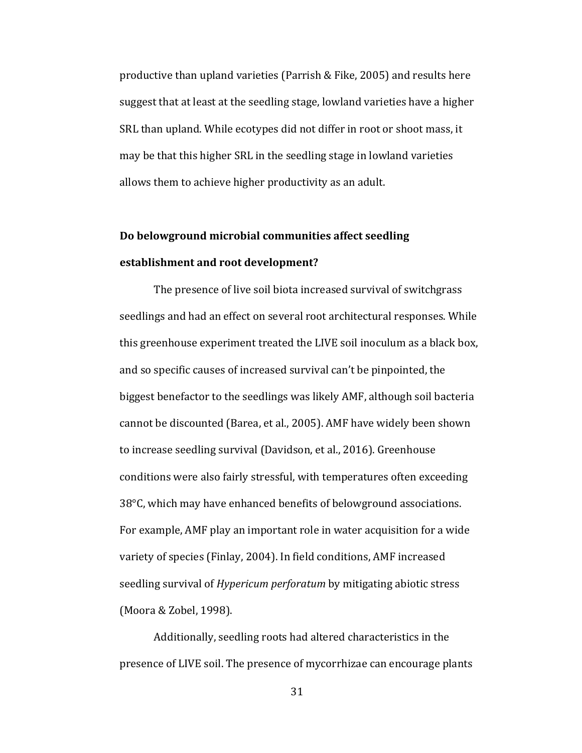productive than upland varieties (Parrish & Fike, 2005) and results here suggest that at least at the seedling stage, lowland varieties have a higher SRL than upland. While ecotypes did not differ in root or shoot mass, it may be that this higher SRL in the seedling stage in lowland varieties allows them to achieve higher productivity as an adult.

**Do belowground microbial communities affect seedling establishment and root development?**

The presence of live soil biota increased survival of switchgrass seedlings and had an effect on several root architectural responses. While this greenhouse experiment treated the LIVE soil inoculum as a black box, and so specific causes of increased survival can't be pinpointed, the biggest benefactor to the seedlings was likely AMF, although soil bacteria cannot be discounted (Barea, et al., 2005). AMF have widely been shown to increase seedling survival (Davidson, et al., 2016). Greenhouse conditions were also fairly stressful, with temperatures often exceeding 38°C, which may have enhanced benefits of belowground associations. For example, AMF play an important role in water acquisition for a wide variety of species (Finlay, 2004). In field conditions, AMF increased seedling survival of *Hypericum perforatum* by mitigating abiotic stress (Moora & Zobel, 1998).

Additionally, seedling roots had altered characteristics in the presence of LIVE soil. The presence of mycorrhizae can encourage plants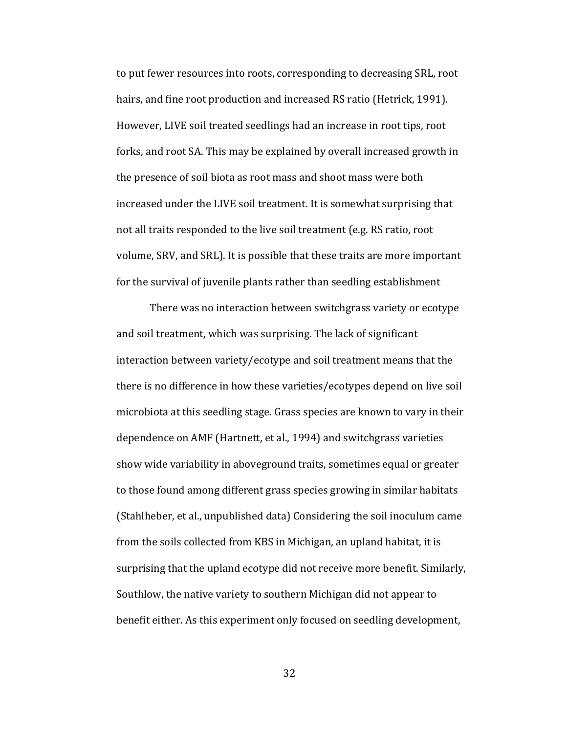to put fewer resources into roots, corresponding to decreasing SRL, root hairs, and fine root production and increased RS ratio (Hetrick, 1991). However, LIVE soil treated seedlings had an increase in root tips, root forks, and root SA. This may be explained by overall increased growth in the presence of soil biota as root mass and shoot mass were both increased under the LIVE soil treatment. It is somewhat surprising that not all traits responded to the live soil treatment (e.g. RS ratio, root volume, SRV, and SRL). It is possible that these traits are more important for the survival of juvenile plants rather than seedling establishment

There was no interaction between switchgrass variety or ecotype and soil treatment, which was surprising. The lack of significant interaction between variety/ecotype and soil treatment means that the there is no difference in how these varieties/ecotypes depend on live soil microbiota at this seedling stage. Grass species are known to vary in their dependence on AMF (Hartnett, et al., 1994) and switchgrass varieties show wide variability in aboveground traits, sometimes equal or greater to those found among different grass species growing in similar habitats (Stahlheber, et al., unpublished data) Considering the soil inoculum came from the soils collected from KBS in Michigan, an upland habitat, it is surprising that the upland ecotype did not receive more benefit. Similarly, Southlow, the native variety to southern Michigan did not appear to benefit either. As this experiment only focused on seedling development,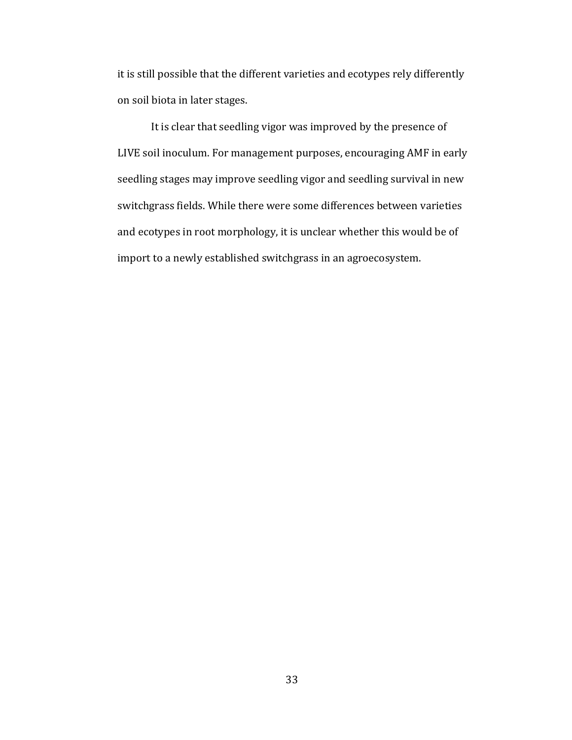it is still possible that the different varieties and ecotypes rely differently on soil biota in later stages.

It is clear that seedling vigor was improved by the presence of LIVE soil inoculum. For management purposes, encouraging AMF in early seedling stages may improve seedling vigor and seedling survival in new switchgrass fields. While there were some differences between varieties and ecotypes in root morphology, it is unclear whether this would be of import to a newly established switchgrass in an agroecosystem.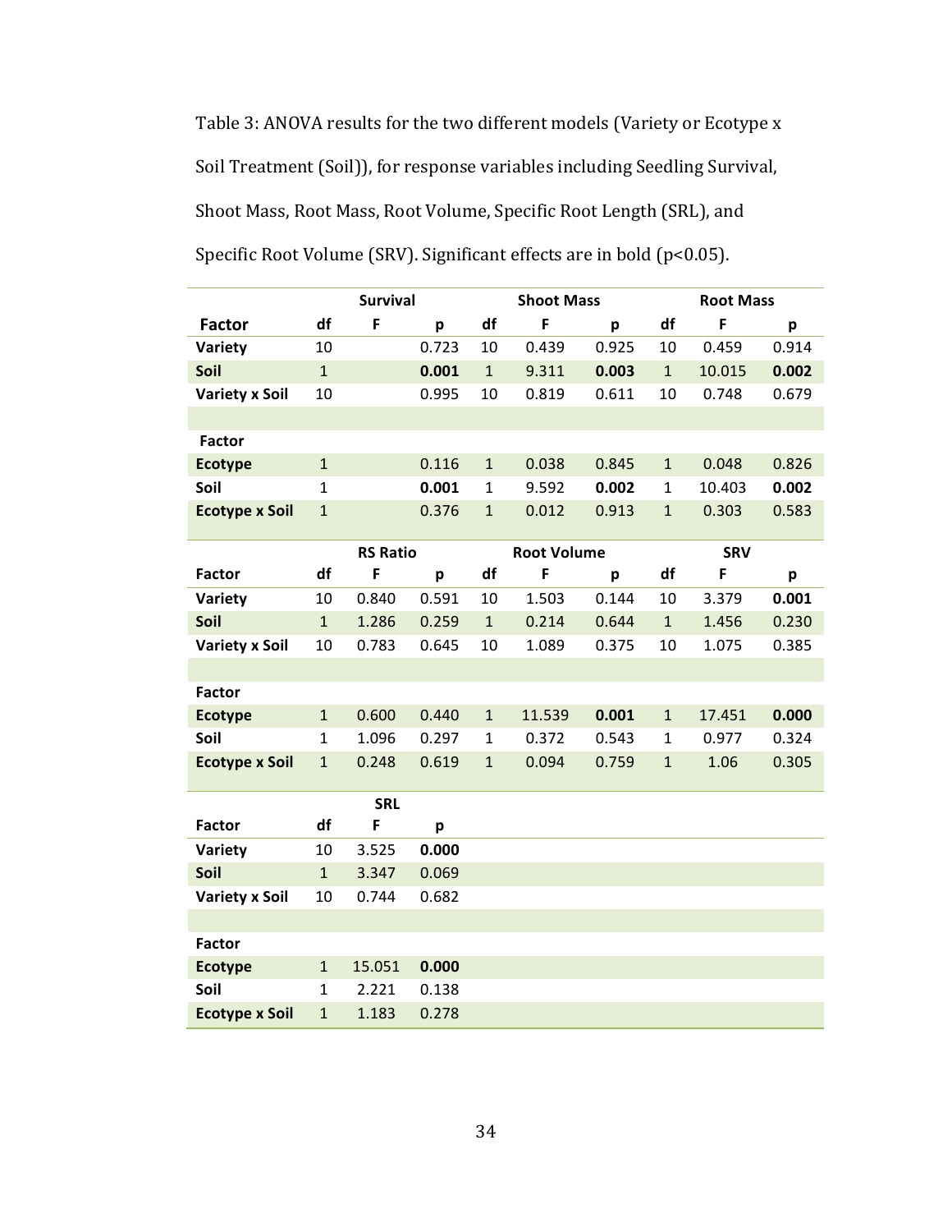Table 3: ANOVA results for the two different models (Variety or Ecotype x Soil Treatment (Soil)), for response variables including Seedling Survival, Shoot Mass, Root Mass, Root Volume, Specific Root Length (SRL), and Specific Root Volume (SRV). Significant effects are in bold (p<0.05).

| | Survival | | | Shoot Mass | | | Root Mass | | |
|---|---|---|---|---|---|---|---|---|---|
| **Factor** | **df** | **F** | **p** | **df** | **F** | **p** | **df** | **F** | **p** |
| **Variety** | 10 | | 0.723 | 10 | 0.439 | 0.925 | 10 | 0.459 | 0.914 |
| **Soil** | 1 | | **0.001** | 1 | 9.311 | **0.003** | 1 | 10.015 | **0.002** |
| **Variety x Soil** | 10 | | 0.995 | 10 | 0.819 | 0.611 | 10 | 0.748 | 0.679 |
| | | | | | | | | | |
| **Factor** | | | | | | | | | |
| **Ecotype** | 1 | | 0.116 | 1 | 0.038 | 0.845 | 1 | 0.048 | 0.826 |
| **Soil** | 1 | | **0.001** | 1 | 9.592 | **0.002** | 1 | 10.403 | **0.002** |
| **Ecotype x Soil** | 1 | | 0.376 | 1 | 0.012 | 0.913 | 1 | 0.303 | 0.583 |

| | RS Ratio | | | Root Volume | | | SRV | | |
|---|---|---|---|---|---|---|---|---|---|
| **Factor** | **df** | **F** | **p** | **df** | **F** | **p** | **df** | **F** | **p** |
| **Variety** | 10 | 0.840 | 0.591 | 10 | 1.503 | 0.144 | 10 | 3.379 | **0.001** |
| **Soil** | 1 | 1.286 | 0.259 | 1 | 0.214 | 0.644 | 1 | 1.456 | 0.230 |
| **Variety x Soil** | 10 | 0.783 | 0.645 | 10 | 1.089 | 0.375 | 10 | 1.075 | 0.385 |
| | | | | | | | | | |
| **Factor** | | | | | | | | | |
| **Ecotype** | 1 | 0.600 | 0.440 | 1 | 11.539 | **0.001** | 1 | 17.451 | **0.000** |
| **Soil** | 1 | 1.096 | 0.297 | 1 | 0.372 | 0.543 | 1 | 0.977 | 0.324 |
| **Ecotype x Soil** | 1 | 0.248 | 0.619 | 1 | 0.094 | 0.759 | 1 | 1.06 | 0.305 |

| | SRL | | |
|---|---|---|---|
| **Factor** | **df** | **F** | **p** |
| **Variety** | 10 | 3.525 | **0.000** |
| **Soil** | 1 | 3.347 | 0.069 |
| **Variety x Soil** | 10 | 0.744 | 0.682 |
| | | | |
| **Factor** | | | |
| **Ecotype** | 1 | 15.051 | **0.000** |
| **Soil** | 1 | 2.221 | 0.138 |
| **Ecotype x Soil** | 1 | 1.183 | 0.278 |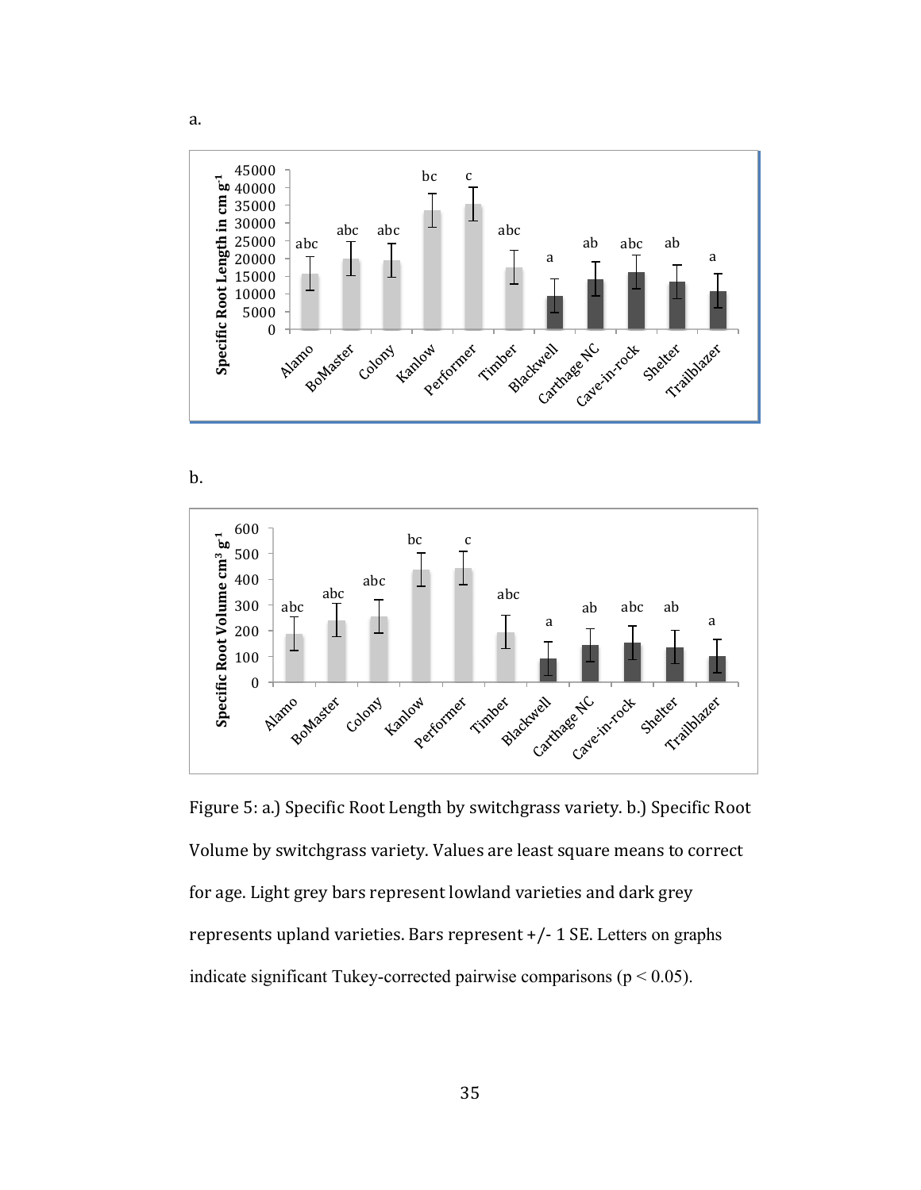a.

b.

Figure 5: a.) Specific Root Length by switchgrass variety. b.) Specific Root Volume by switchgrass variety. Values are least square means to correct for age. Light grey bars represent lowland varieties and dark grey represents upland varieties. Bars represent +/- 1 SE. Letters on graphs indicate significant Tukey-corrected pairwise comparisons ($p < 0.05$).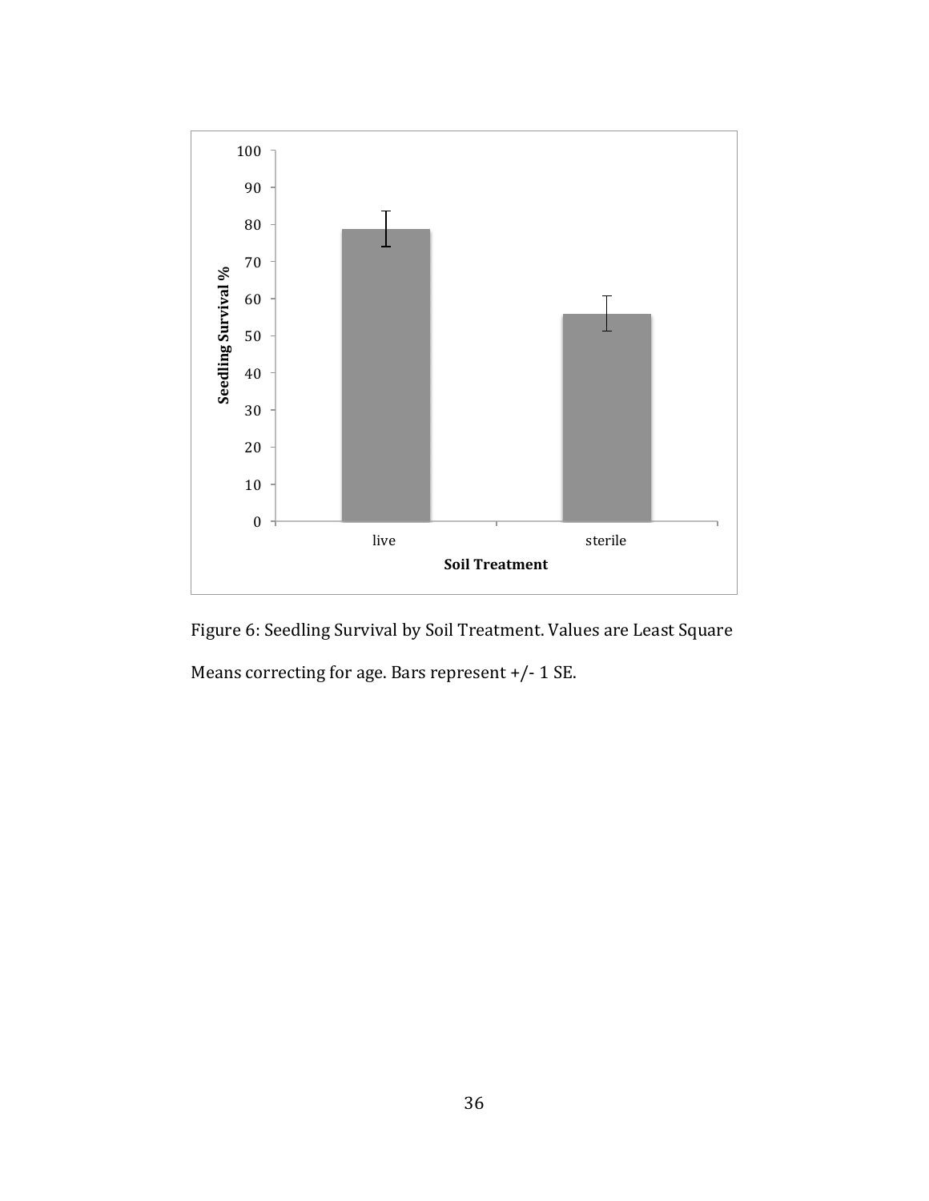Figure 6: Seedling Survival by Soil Treatment. Values are Least Square Means correcting for age. Bars represent +/- 1 SE.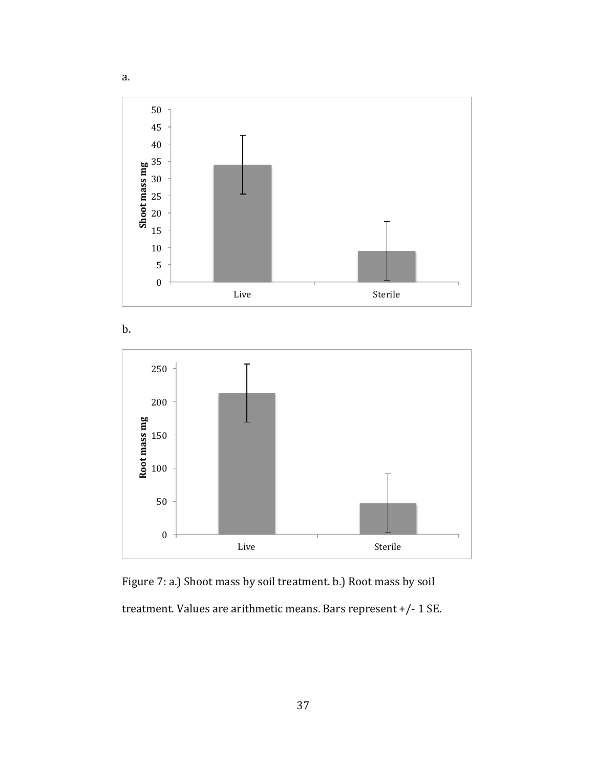a.

b.

Figure 7: a.) Shoot mass by soil treatment. b.) Root mass by soil treatment. Values are arithmetic means. Bars represent +/- 1 SE.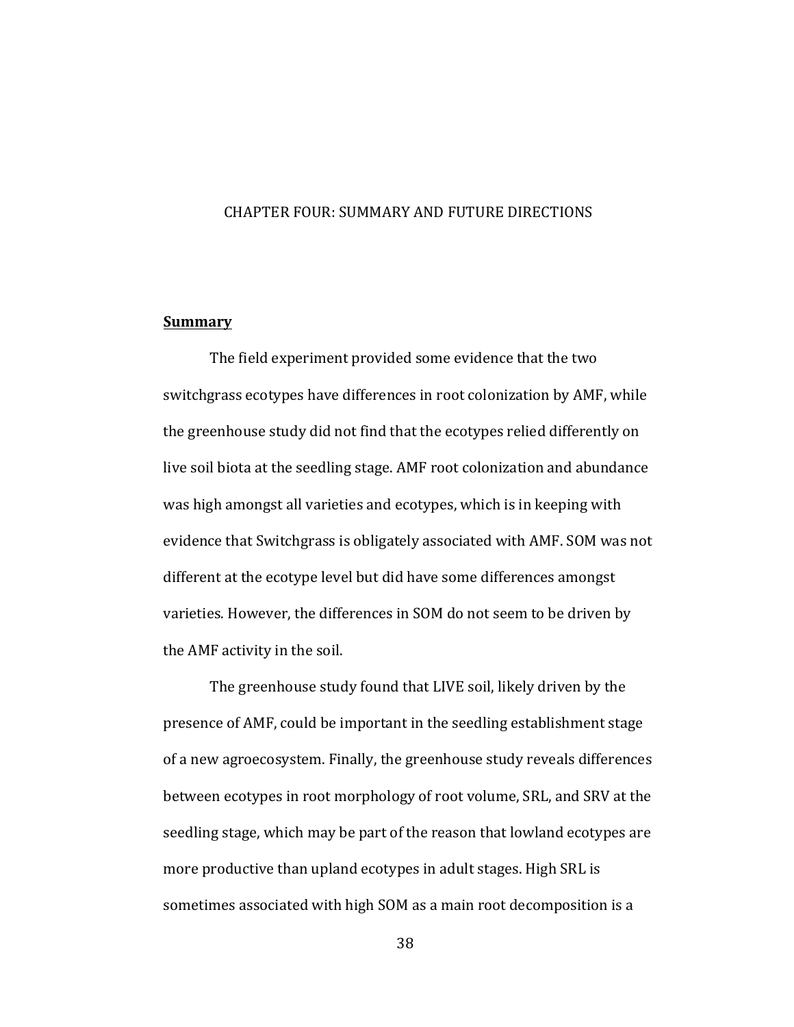# CHAPTER FOUR: SUMMARY AND FUTURE DIRECTIONS

## **Summary**

The field experiment provided some evidence that the two switchgrass ecotypes have differences in root colonization by AMF, while the greenhouse study did not find that the ecotypes relied differently on live soil biota at the seedling stage. AMF root colonization and abundance was high amongst all varieties and ecotypes, which is in keeping with evidence that Switchgrass is obligately associated with AMF. SOM was not different at the ecotype level but did have some differences amongst varieties. However, the differences in SOM do not seem to be driven by the AMF activity in the soil.

The greenhouse study found that LIVE soil, likely driven by the presence of AMF, could be important in the seedling establishment stage of a new agroecosystem. Finally, the greenhouse study reveals differences between ecotypes in root morphology of root volume, SRL, and SRV at the seedling stage, which may be part of the reason that lowland ecotypes are more productive than upland ecotypes in adult stages. High SRL is sometimes associated with high SOM as a main root decomposition is a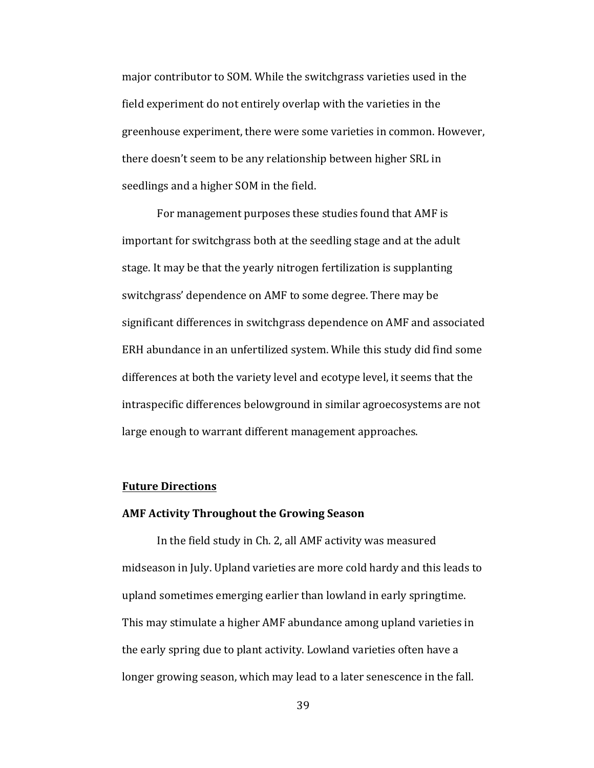major contributor to SOM. While the switchgrass varieties used in the field experiment do not entirely overlap with the varieties in the greenhouse experiment, there were some varieties in common. However, there doesn't seem to be any relationship between higher SRL in seedlings and a higher SOM in the field.

For management purposes these studies found that AMF is important for switchgrass both at the seedling stage and at the adult stage. It may be that the yearly nitrogen fertilization is supplanting switchgrass' dependence on AMF to some degree. There may be significant differences in switchgrass dependence on AMF and associated ERH abundance in an unfertilized system. While this study did find some differences at both the variety level and ecotype level, it seems that the intraspecific differences belowground in similar agroecosystems are not large enough to warrant different management approaches.

## Future Directions

### AMF Activity Throughout the Growing Season

In the field study in Ch. 2, all AMF activity was measured midseason in July. Upland varieties are more cold hardy and this leads to upland sometimes emerging earlier than lowland in early springtime. This may stimulate a higher AMF abundance among upland varieties in the early spring due to plant activity. Lowland varieties often have a longer growing season, which may lead to a later senescence in the fall.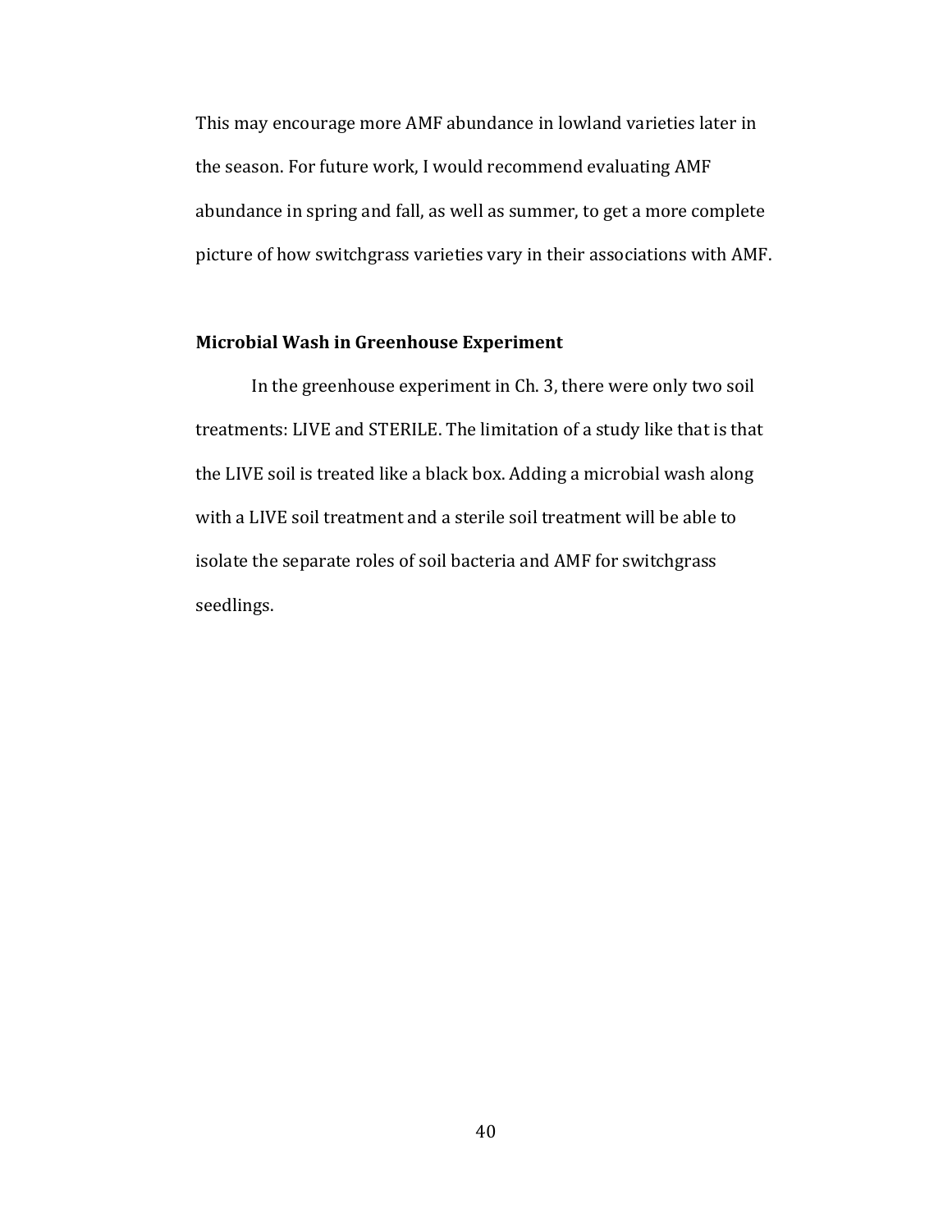This may encourage more AMF abundance in lowland varieties later in the season. For future work, I would recommend evaluating AMF abundance in spring and fall, as well as summer, to get a more complete picture of how switchgrass varieties vary in their associations with AMF.

**Microbial Wash in Greenhouse Experiment**

In the greenhouse experiment in Ch. 3, there were only two soil treatments: LIVE and STERILE. The limitation of a study like that is that the LIVE soil is treated like a black box. Adding a microbial wash along with a LIVE soil treatment and a sterile soil treatment will be able to isolate the separate roles of soil bacteria and AMF for switchgrass seedlings.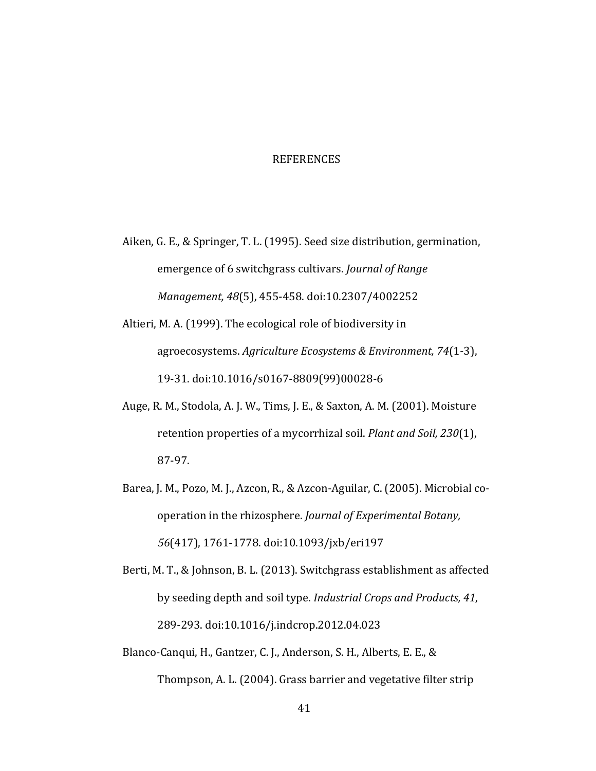# REFERENCES

Aiken, G. E., & Springer, T. L. (1995). Seed size distribution, germination, emergence of 6 switchgrass cultivars. *Journal of Range Management, 48*(5), 455-458. doi:10.2307/4002252

Altieri, M. A. (1999). The ecological role of biodiversity in agroecosystems. *Agriculture Ecosystems & Environment, 74*(1-3), 19-31. doi:10.1016/s0167-8809(99)00028-6

Auge, R. M., Stodola, A. J. W., Tims, J. E., & Saxton, A. M. (2001). Moisture retention properties of a mycorrhizal soil. *Plant and Soil, 230*(1), 87-97.

Barea, J. M., Pozo, M. J., Azcon, R., & Azcon-Aguilar, C. (2005). Microbial co-operation in the rhizosphere. *Journal of Experimental Botany, 56*(417), 1761-1778. doi:10.1093/jxb/eri197

Berti, M. T., & Johnson, B. L. (2013). Switchgrass establishment as affected by seeding depth and soil type. *Industrial Crops and Products, 41*, 289-293. doi:10.1016/j.indcrop.2012.04.023

Blanco-Canqui, H., Gantzer, C. J., Anderson, S. H., Alberts, E. E., & Thompson, A. L. (2004). Grass barrier and vegetative filter strip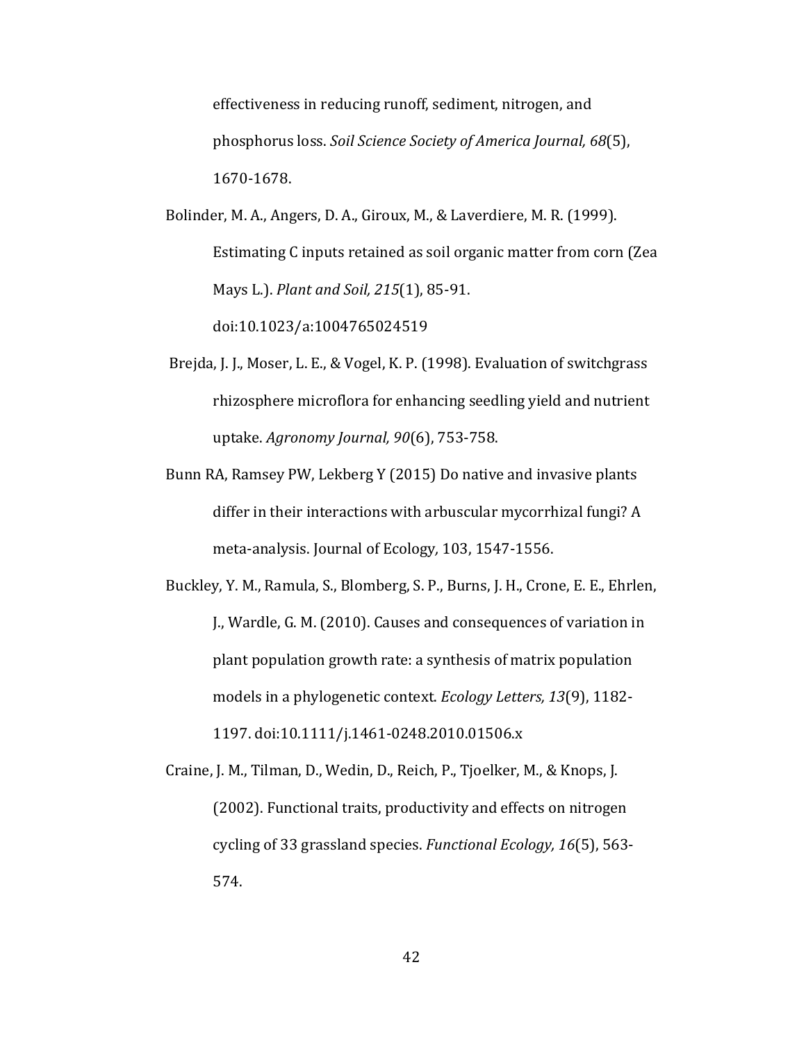effectiveness in reducing runoff, sediment, nitrogen, and phosphorus loss. *Soil Science Society of America Journal, 68*(5), 1670-1678.

Bolinder, M. A., Angers, D. A., Giroux, M., & Laverdiere, M. R. (1999). Estimating C inputs retained as soil organic matter from corn (Zea Mays L.). *Plant and Soil, 215*(1), 85-91. doi:10.1023/a:1004765024519

Brejda, J. J., Moser, L. E., & Vogel, K. P. (1998). Evaluation of switchgrass rhizosphere microflora for enhancing seedling yield and nutrient uptake. *Agronomy Journal, 90*(6), 753-758.

Bunn RA, Ramsey PW, Lekberg Y (2015) Do native and invasive plants differ in their interactions with arbuscular mycorrhizal fungi? A meta-analysis. Journal of Ecology*,* 103, 1547-1556.

Buckley, Y. M., Ramula, S., Blomberg, S. P., Burns, J. H., Crone, E. E., Ehrlen, J., Wardle, G. M. (2010). Causes and consequences of variation in plant population growth rate: a synthesis of matrix population models in a phylogenetic context. *Ecology Letters, 13*(9), 1182-1197. doi:10.1111/j.1461-0248.2010.01506.x

Craine, J. M., Tilman, D., Wedin, D., Reich, P., Tjoelker, M., & Knops, J. (2002). Functional traits, productivity and effects on nitrogen cycling of 33 grassland species. *Functional Ecology, 16*(5), 563-574.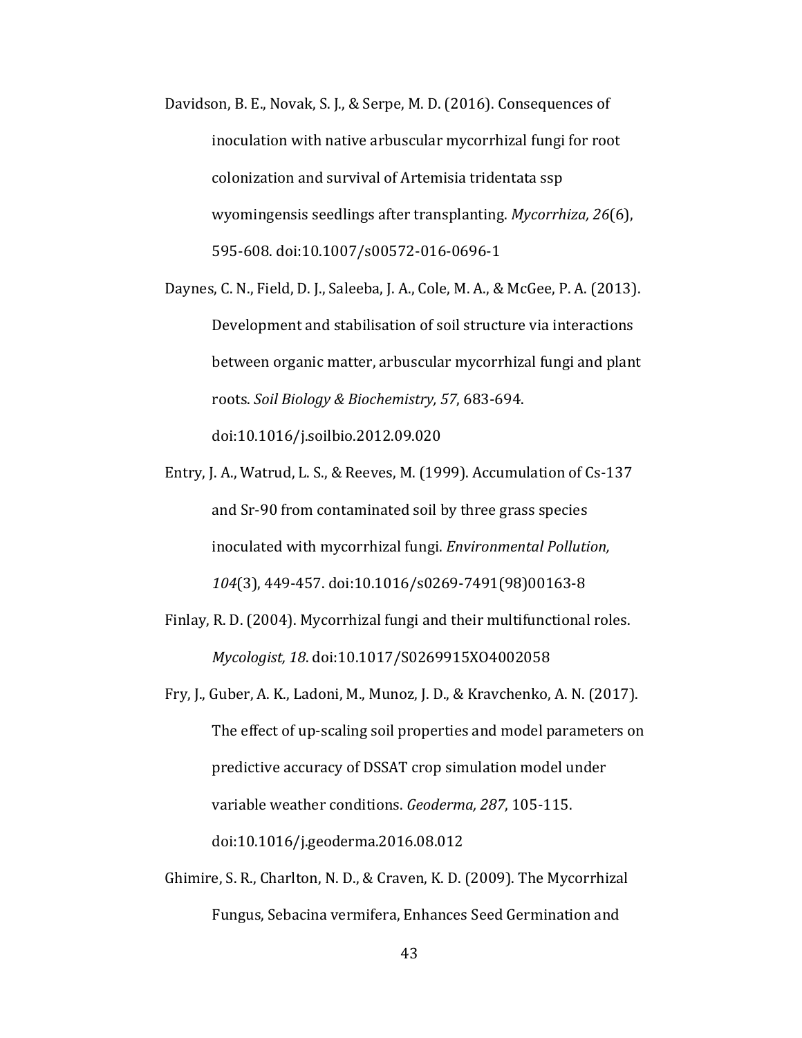Davidson, B. E., Novak, S. J., & Serpe, M. D. (2016). Consequences of inoculation with native arbuscular mycorrhizal fungi for root colonization and survival of Artemisia tridentata ssp wyomingensis seedlings after transplanting. *Mycorrhiza, 26*(6), 595-608. doi:10.1007/s00572-016-0696-1

Daynes, C. N., Field, D. J., Saleeba, J. A., Cole, M. A., & McGee, P. A. (2013). Development and stabilisation of soil structure via interactions between organic matter, arbuscular mycorrhizal fungi and plant roots. *Soil Biology & Biochemistry, 57*, 683-694. doi:10.1016/j.soilbio.2012.09.020

Entry, J. A., Watrud, L. S., & Reeves, M. (1999). Accumulation of Cs-137 and Sr-90 from contaminated soil by three grass species inoculated with mycorrhizal fungi. *Environmental Pollution, 104*(3), 449-457. doi:10.1016/s0269-7491(98)00163-8

Finlay, R. D. (2004). Mycorrhizal fungi and their multifunctional roles. *Mycologist, 18*. doi:10.1017/S0269915XO4002058

Fry, J., Guber, A. K., Ladoni, M., Munoz, J. D., & Kravchenko, A. N. (2017). The effect of up-scaling soil properties and model parameters on predictive accuracy of DSSAT crop simulation model under variable weather conditions. *Geoderma, 287*, 105-115. doi:10.1016/j.geoderma.2016.08.012

Ghimire, S. R., Charlton, N. D., & Craven, K. D. (2009). The Mycorrhizal Fungus, Sebacina vermifera, Enhances Seed Germination and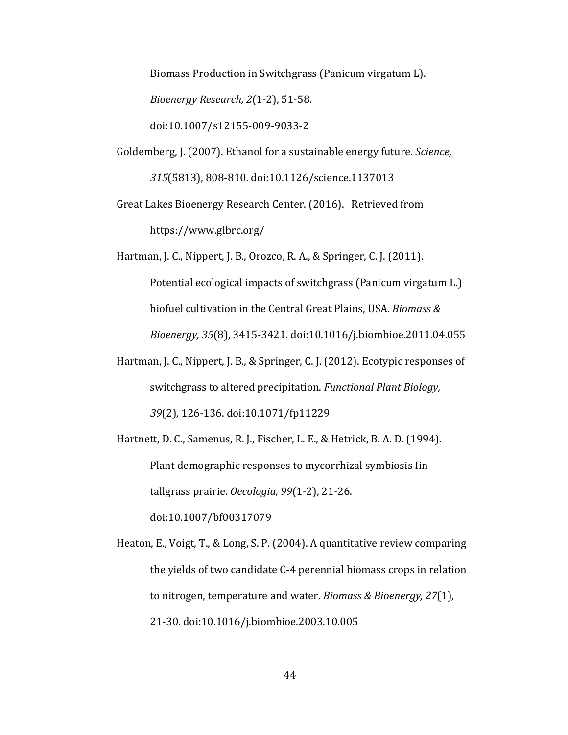Biomass Production in Switchgrass (Panicum virgatum L). *Bioenergy Research, 2*(1-2), 51-58. doi:10.1007/s12155-009-9033-2

Goldemberg, J. (2007). Ethanol for a sustainable energy future. *Science, 315*(5813), 808-810. doi:10.1126/science.1137013

Great Lakes Bioenergy Research Center. (2016). Retrieved from https://www.glbrc.org/

Hartman, J. C., Nippert, J. B., Orozco, R. A., & Springer, C. J. (2011). Potential ecological impacts of switchgrass (Panicum virgatum L.) biofuel cultivation in the Central Great Plains, USA. *Biomass & Bioenergy, 35*(8), 3415-3421. doi:10.1016/j.biombioe.2011.04.055

Hartman, J. C., Nippert, J. B., & Springer, C. J. (2012). Ecotypic responses of switchgrass to altered precipitation. *Functional Plant Biology, 39*(2), 126-136. doi:10.1071/fp11229

Hartnett, D. C., Samenus, R. J., Fischer, L. E., & Hetrick, B. A. D. (1994). Plant demographic responses to mycorrhizal symbiosis Iin tallgrass prairie. *Oecologia, 99*(1-2), 21-26. doi:10.1007/bf00317079

Heaton, E., Voigt, T., & Long, S. P. (2004). A quantitative review comparing the yields of two candidate C-4 perennial biomass crops in relation to nitrogen, temperature and water. *Biomass & Bioenergy, 27*(1), 21-30. doi:10.1016/j.biombioe.2003.10.005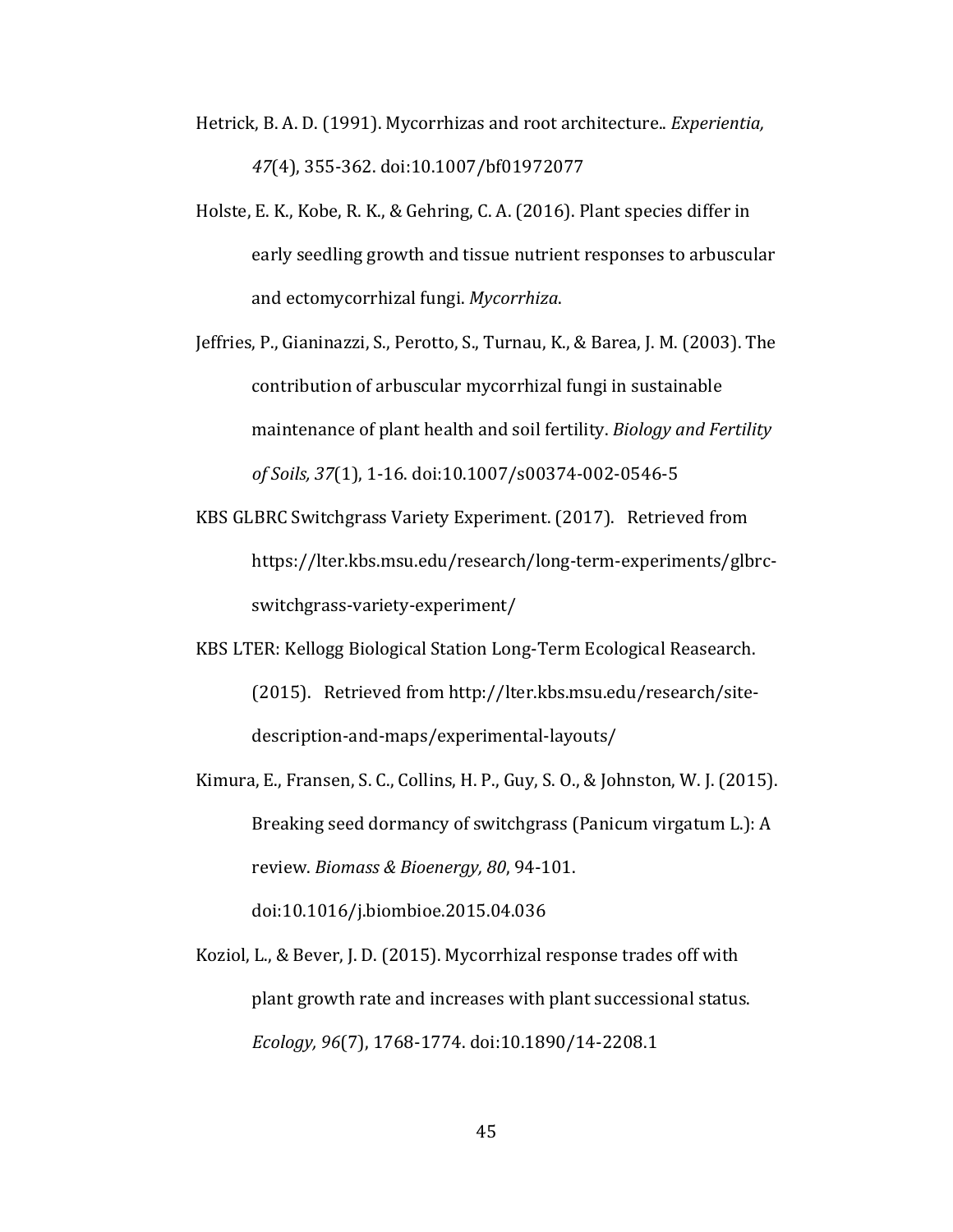Hetrick, B. A. D. (1991). Mycorrhizas and root architecture.. *Experientia, 47*(4), 355-362. doi:10.1007/bf01972077

Holste, E. K., Kobe, R. K., & Gehring, C. A. (2016). Plant species differ in early seedling growth and tissue nutrient responses to arbuscular and ectomycorrhizal fungi. *Mycorrhiza*.

Jeffries, P., Gianinazzi, S., Perotto, S., Turnau, K., & Barea, J. M. (2003). The contribution of arbuscular mycorrhizal fungi in sustainable maintenance of plant health and soil fertility. *Biology and Fertility of Soils, 37*(1), 1-16. doi:10.1007/s00374-002-0546-5

KBS GLBRC Switchgrass Variety Experiment. (2017). Retrieved from https://lter.kbs.msu.edu/research/long-term-experiments/glbrc-switchgrass-variety-experiment/

KBS LTER: Kellogg Biological Station Long-Term Ecological Reasearch. (2015). Retrieved from http://lter.kbs.msu.edu/research/site-description-and-maps/experimental-layouts/

Kimura, E., Fransen, S. C., Collins, H. P., Guy, S. O., & Johnston, W. J. (2015). Breaking seed dormancy of switchgrass (Panicum virgatum L.): A review. *Biomass & Bioenergy, 80*, 94-101. doi:10.1016/j.biombioe.2015.04.036

Koziol, L., & Bever, J. D. (2015). Mycorrhizal response trades off with plant growth rate and increases with plant successional status. *Ecology, 96*(7), 1768-1774. doi:10.1890/14-2208.1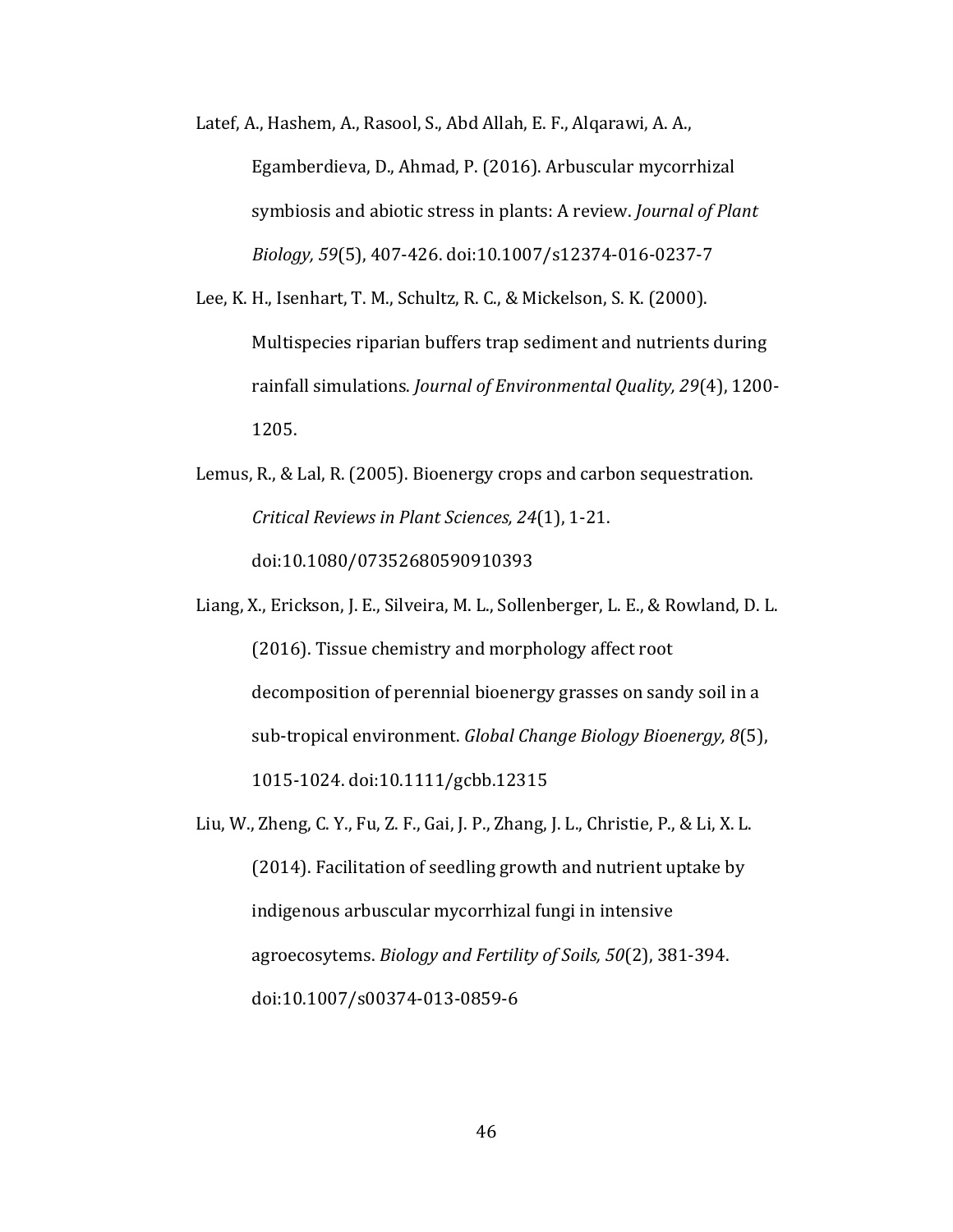Latef, A., Hashem, A., Rasool, S., Abd Allah, E. F., Alqarawi, A. A., Egamberdieva, D., Ahmad, P. (2016). Arbuscular mycorrhizal symbiosis and abiotic stress in plants: A review. *Journal of Plant Biology, 59*(5), 407-426. doi:10.1007/s12374-016-0237-7

Lee, K. H., Isenhart, T. M., Schultz, R. C., & Mickelson, S. K. (2000). Multispecies riparian buffers trap sediment and nutrients during rainfall simulations. *Journal of Environmental Quality, 29*(4), 1200-1205.

Lemus, R., & Lal, R. (2005). Bioenergy crops and carbon sequestration. *Critical Reviews in Plant Sciences, 24*(1), 1-21. doi:10.1080/07352680590910393

Liang, X., Erickson, J. E., Silveira, M. L., Sollenberger, L. E., & Rowland, D. L. (2016). Tissue chemistry and morphology affect root decomposition of perennial bioenergy grasses on sandy soil in a sub-tropical environment. *Global Change Biology Bioenergy, 8*(5), 1015-1024. doi:10.1111/gcbb.12315

Liu, W., Zheng, C. Y., Fu, Z. F., Gai, J. P., Zhang, J. L., Christie, P., & Li, X. L. (2014). Facilitation of seedling growth and nutrient uptake by indigenous arbuscular mycorrhizal fungi in intensive agroecosytems. *Biology and Fertility of Soils, 50*(2), 381-394. doi:10.1007/s00374-013-0859-6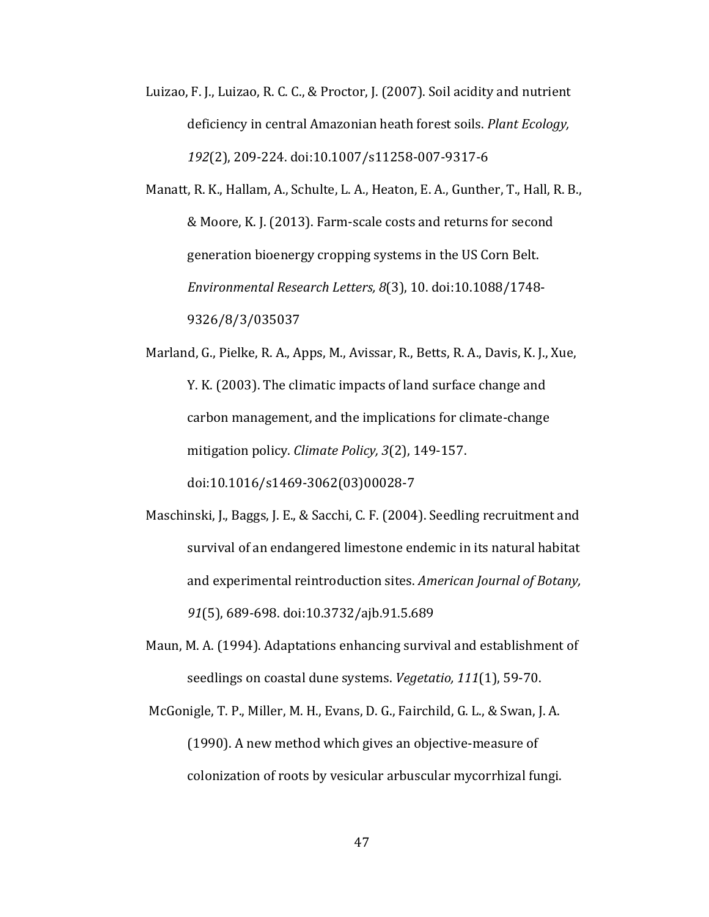Luizao, F. J., Luizao, R. C. C., & Proctor, J. (2007). Soil acidity and nutrient deficiency in central Amazonian heath forest soils. *Plant Ecology, 192*(2), 209-224. doi:10.1007/s11258-007-9317-6

Manatt, R. K., Hallam, A., Schulte, L. A., Heaton, E. A., Gunther, T., Hall, R. B., & Moore, K. J. (2013). Farm-scale costs and returns for second generation bioenergy cropping systems in the US Corn Belt. *Environmental Research Letters, 8*(3), 10. doi:10.1088/1748-9326/8/3/035037

Marland, G., Pielke, R. A., Apps, M., Avissar, R., Betts, R. A., Davis, K. J., Xue, Y. K. (2003). The climatic impacts of land surface change and carbon management, and the implications for climate-change mitigation policy. *Climate Policy, 3*(2), 149-157. doi:10.1016/s1469-3062(03)00028-7

Maschinski, J., Baggs, J. E., & Sacchi, C. F. (2004). Seedling recruitment and survival of an endangered limestone endemic in its natural habitat and experimental reintroduction sites. *American Journal of Botany, 91*(5), 689-698. doi:10.3732/ajb.91.5.689

Maun, M. A. (1994). Adaptations enhancing survival and establishment of seedlings on coastal dune systems. *Vegetatio, 111*(1), 59-70.

McGonigle, T. P., Miller, M. H., Evans, D. G., Fairchild, G. L., & Swan, J. A. (1990). A new method which gives an objective-measure of colonization of roots by vesicular arbuscular mycorrhizal fungi.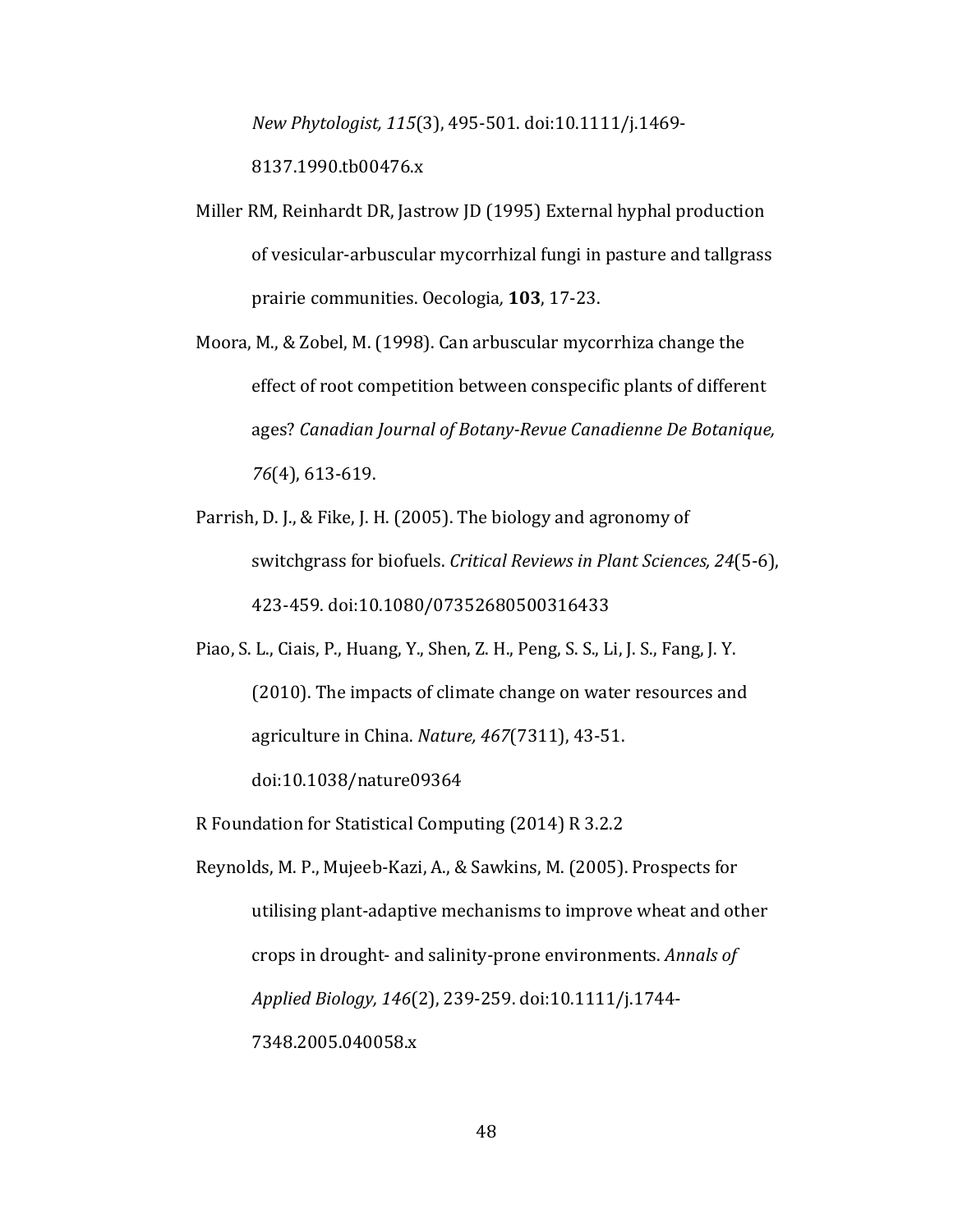*New Phytologist, 115*(3), 495-501. doi:10.1111/j.1469-8137.1990.tb00476.x

Miller RM, Reinhardt DR, Jastrow JD (1995) External hyphal production of vesicular-arbuscular mycorrhizal fungi in pasture and tallgrass prairie communities. Oecologia*,* **103**, 17-23.

Moora, M., & Zobel, M. (1998). Can arbuscular mycorrhiza change the effect of root competition between conspecific plants of different ages? *Canadian Journal of Botany-Revue Canadienne De Botanique, 76*(4), 613-619.

Parrish, D. J., & Fike, J. H. (2005). The biology and agronomy of switchgrass for biofuels. *Critical Reviews in Plant Sciences, 24*(5-6), 423-459. doi:10.1080/07352680500316433

Piao, S. L., Ciais, P., Huang, Y., Shen, Z. H., Peng, S. S., Li, J. S., Fang, J. Y. (2010). The impacts of climate change on water resources and agriculture in China. *Nature, 467*(7311), 43-51. doi:10.1038/nature09364

R Foundation for Statistical Computing (2014) R 3.2.2

Reynolds, M. P., Mujeeb-Kazi, A., & Sawkins, M. (2005). Prospects for utilising plant-adaptive mechanisms to improve wheat and other crops in drought- and salinity-prone environments. *Annals of Applied Biology, 146*(2), 239-259. doi:10.1111/j.1744-7348.2005.040058.x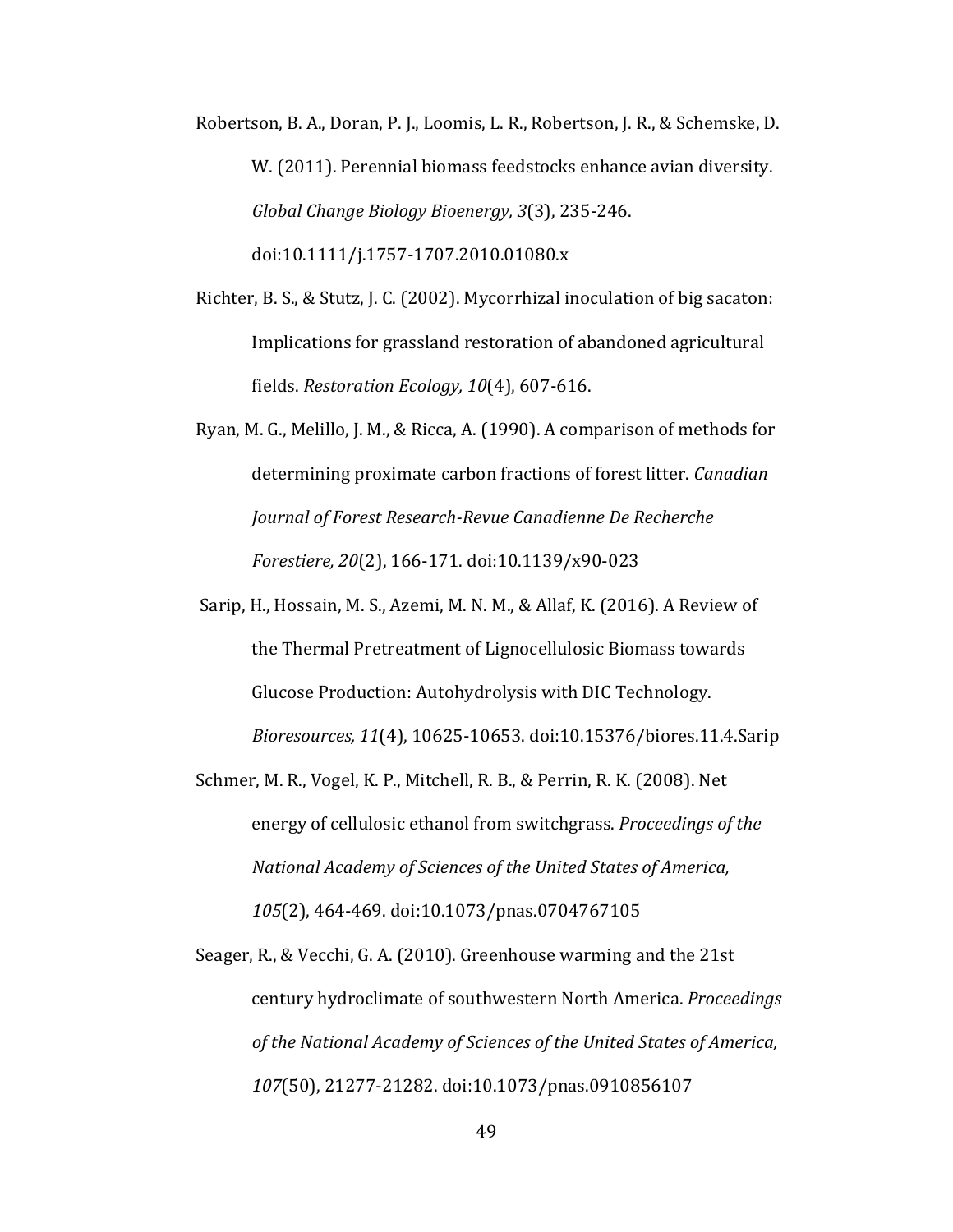Robertson, B. A., Doran, P. J., Loomis, L. R., Robertson, J. R., & Schemske, D. W. (2011). Perennial biomass feedstocks enhance avian diversity. *Global Change Biology Bioenergy, 3*(3), 235-246. doi:10.1111/j.1757-1707.2010.01080.x

Richter, B. S., & Stutz, J. C. (2002). Mycorrhizal inoculation of big sacaton: Implications for grassland restoration of abandoned agricultural fields. *Restoration Ecology, 10*(4), 607-616.

Ryan, M. G., Melillo, J. M., & Ricca, A. (1990). A comparison of methods for determining proximate carbon fractions of forest litter. *Canadian Journal of Forest Research-Revue Canadienne De Recherche Forestiere, 20*(2), 166-171. doi:10.1139/x90-023

Sarip, H., Hossain, M. S., Azemi, M. N. M., & Allaf, K. (2016). A Review of the Thermal Pretreatment of Lignocellulosic Biomass towards Glucose Production: Autohydrolysis with DIC Technology. *Bioresources, 11*(4), 10625-10653. doi:10.15376/biores.11.4.Sarip

Schmer, M. R., Vogel, K. P., Mitchell, R. B., & Perrin, R. K. (2008). Net energy of cellulosic ethanol from switchgrass. *Proceedings of the National Academy of Sciences of the United States of America, 105*(2), 464-469. doi:10.1073/pnas.0704767105

Seager, R., & Vecchi, G. A. (2010). Greenhouse warming and the 21st century hydroclimate of southwestern North America. *Proceedings of the National Academy of Sciences of the United States of America, 107*(50), 21277-21282. doi:10.1073/pnas.0910856107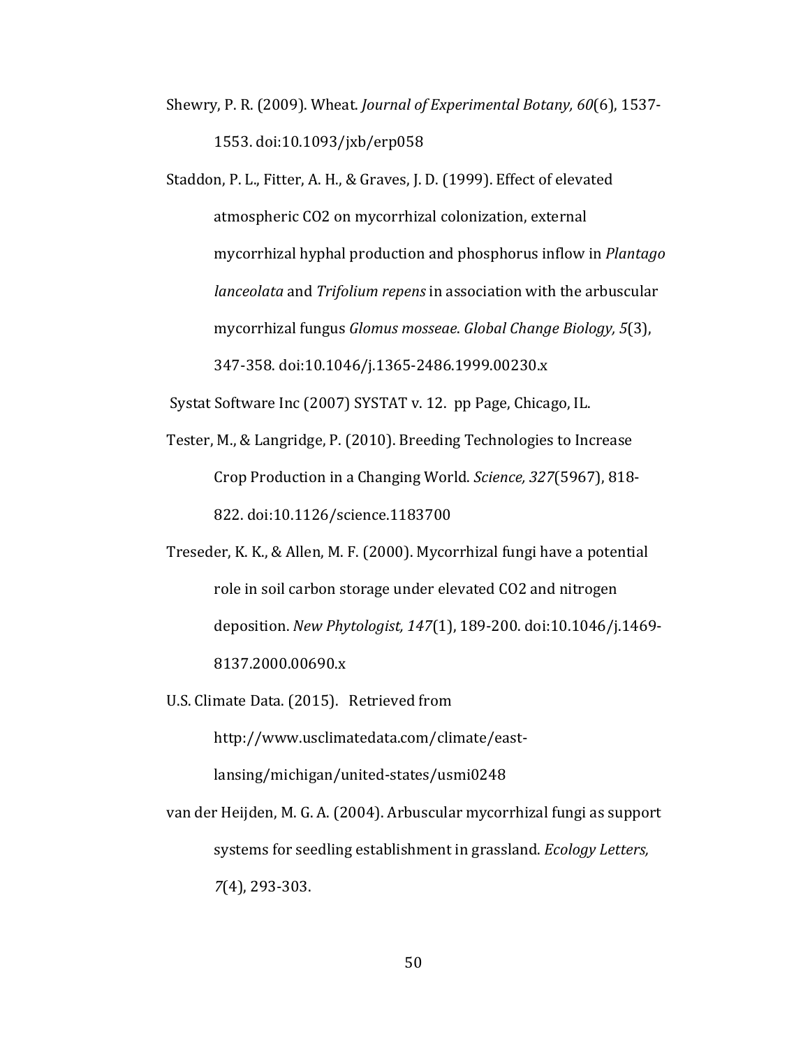Shewry, P. R. (2009). Wheat. *Journal of Experimental Botany, 60*(6), 1537-1553. doi:10.1093/jxb/erp058

Staddon, P. L., Fitter, A. H., & Graves, J. D. (1999). Effect of elevated atmospheric CO2 on mycorrhizal colonization, external mycorrhizal hyphal production and phosphorus inflow in *Plantago lanceolata* and *Trifolium repens* in association with the arbuscular mycorrhizal fungus *Glomus mosseae*. *Global Change Biology, 5*(3), 347-358. doi:10.1046/j.1365-2486.1999.00230.x

Systat Software Inc (2007) SYSTAT v. 12. pp Page, Chicago, IL.

Tester, M., & Langridge, P. (2010). Breeding Technologies to Increase Crop Production in a Changing World. *Science, 327*(5967), 818-822. doi:10.1126/science.1183700

Treseder, K. K., & Allen, M. F. (2000). Mycorrhizal fungi have a potential role in soil carbon storage under elevated CO2 and nitrogen deposition. *New Phytologist, 147*(1), 189-200. doi:10.1046/j.1469-8137.2000.00690.x

U.S. Climate Data. (2015). Retrieved from http://www.usclimatedata.com/climate/east-lansing/michigan/united-states/usmi0248

van der Heijden, M. G. A. (2004). Arbuscular mycorrhizal fungi as support systems for seedling establishment in grassland. *Ecology Letters, 7*(4), 293-303.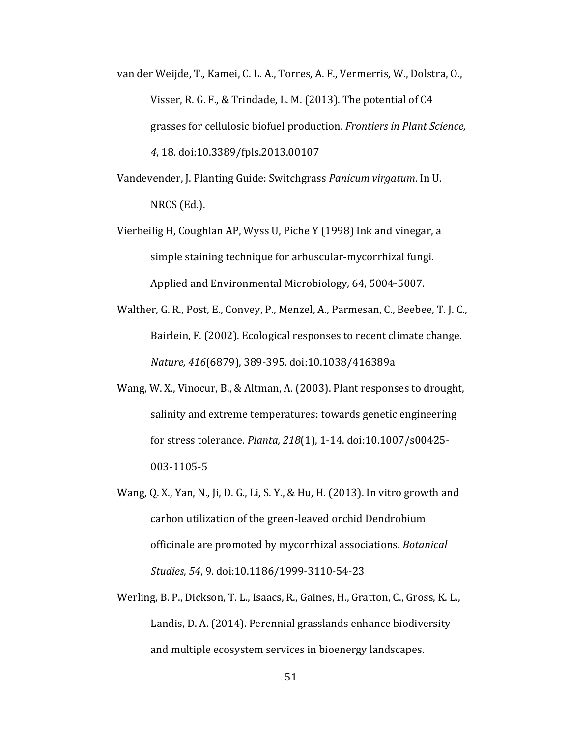van der Weijde, T., Kamei, C. L. A., Torres, A. F., Vermerris, W., Dolstra, O., Visser, R. G. F., & Trindade, L. M. (2013). The potential of C4 grasses for cellulosic biofuel production. *Frontiers in Plant Science, 4*, 18. doi:10.3389/fpls.2013.00107

Vandevender, J. Planting Guide: Switchgrass *Panicum virgatum*. In U. NRCS (Ed.).

Vierheilig H, Coughlan AP, Wyss U, Piche Y (1998) Ink and vinegar, a simple staining technique for arbuscular-mycorrhizal fungi. Applied and Environmental Microbiology*,* 64, 5004-5007.

Walther, G. R., Post, E., Convey, P., Menzel, A., Parmesan, C., Beebee, T. J. C., Bairlein, F. (2002). Ecological responses to recent climate change. *Nature, 416*(6879), 389-395. doi:10.1038/416389a

Wang, W. X., Vinocur, B., & Altman, A. (2003). Plant responses to drought, salinity and extreme temperatures: towards genetic engineering for stress tolerance. *Planta, 218*(1), 1-14. doi:10.1007/s00425-003-1105-5

Wang, Q. X., Yan, N., Ji, D. G., Li, S. Y., & Hu, H. (2013). In vitro growth and carbon utilization of the green-leaved orchid Dendrobium officinale are promoted by mycorrhizal associations. *Botanical Studies, 54*, 9. doi:10.1186/1999-3110-54-23

Werling, B. P., Dickson, T. L., Isaacs, R., Gaines, H., Gratton, C., Gross, K. L., Landis, D. A. (2014). Perennial grasslands enhance biodiversity and multiple ecosystem services in bioenergy landscapes.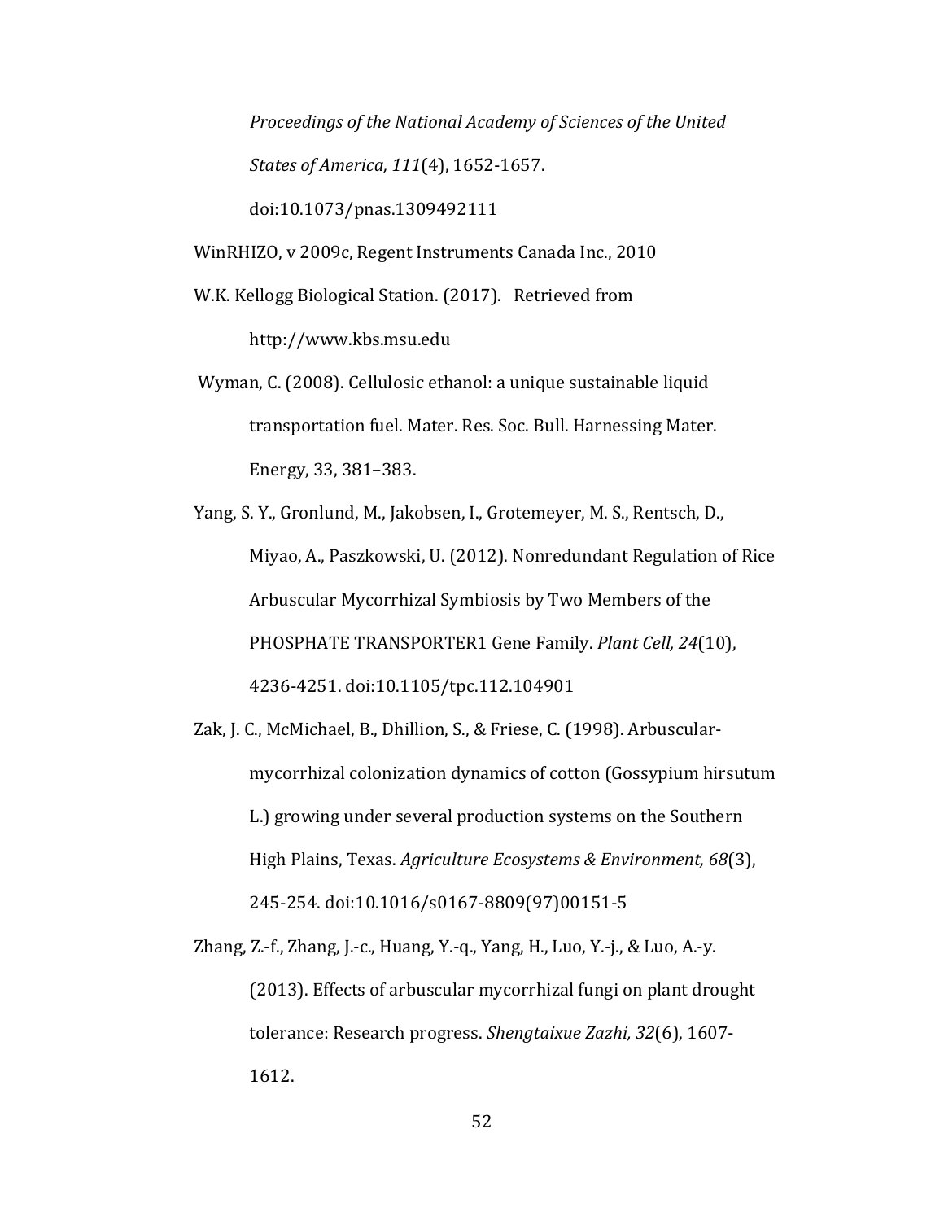*Proceedings of the National Academy of Sciences of the United States of America, 111*(4), 1652-1657. doi:10.1073/pnas.1309492111

WinRHIZO, v 2009c, Regent Instruments Canada Inc., 2010

W.K. Kellogg Biological Station. (2017). Retrieved from http://www.kbs.msu.edu

Wyman, C. (2008). Cellulosic ethanol: a unique sustainable liquid transportation fuel. Mater. Res. Soc. Bull. Harnessing Mater. Energy, 33, 381–383.

Yang, S. Y., Gronlund, M., Jakobsen, I., Grotemeyer, M. S., Rentsch, D., Miyao, A., Paszkowski, U. (2012). Nonredundant Regulation of Rice Arbuscular Mycorrhizal Symbiosis by Two Members of the PHOSPHATE TRANSPORTER1 Gene Family. *Plant Cell, 24*(10), 4236-4251. doi:10.1105/tpc.112.104901

Zak, J. C., McMichael, B., Dhillion, S., & Friese, C. (1998). Arbuscular-mycorrhizal colonization dynamics of cotton (Gossypium hirsutum L.) growing under several production systems on the Southern High Plains, Texas. *Agriculture Ecosystems & Environment, 68*(3), 245-254. doi:10.1016/s0167-8809(97)00151-5

Zhang, Z.-f., Zhang, J.-c., Huang, Y.-q., Yang, H., Luo, Y.-j., & Luo, A.-y. (2013). Effects of arbuscular mycorrhizal fungi on plant drought tolerance: Research progress. *Shengtaixue Zazhi, 32*(6), 1607-1612.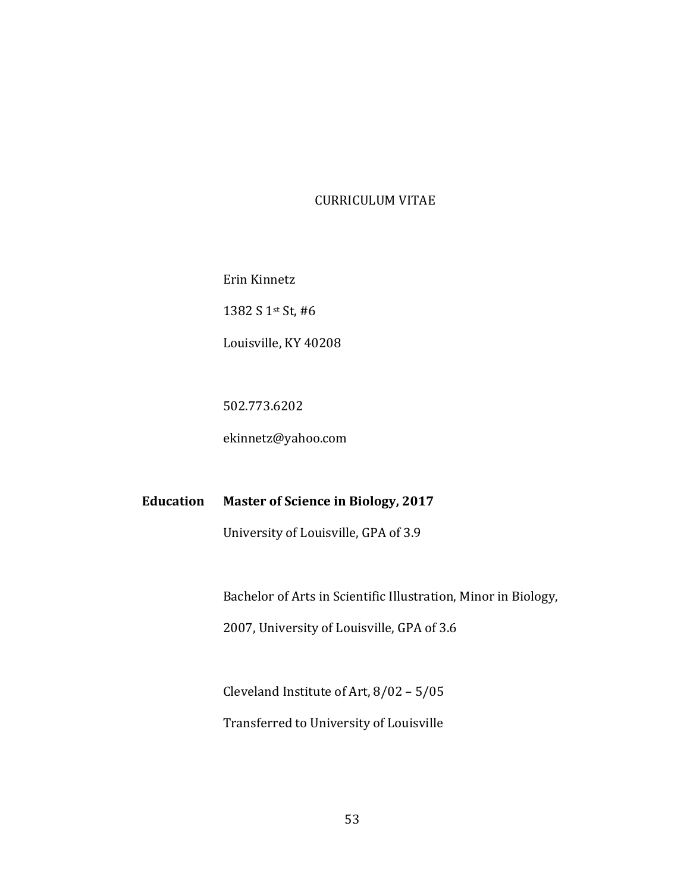# CURRICULUM VITAE

Erin Kinnetz

1382 S 1st St, #6

Louisville, KY 40208

502.773.6202

ekinnetz@yahoo.com

**Education** **Master of Science in Biology, 2017**

University of Louisville, GPA of 3.9

Bachelor of Arts in Scientific Illustration, Minor in Biology,

2007, University of Louisville, GPA of 3.6

Cleveland Institute of Art, 8/02 – 5/05

Transferred to University of Louisville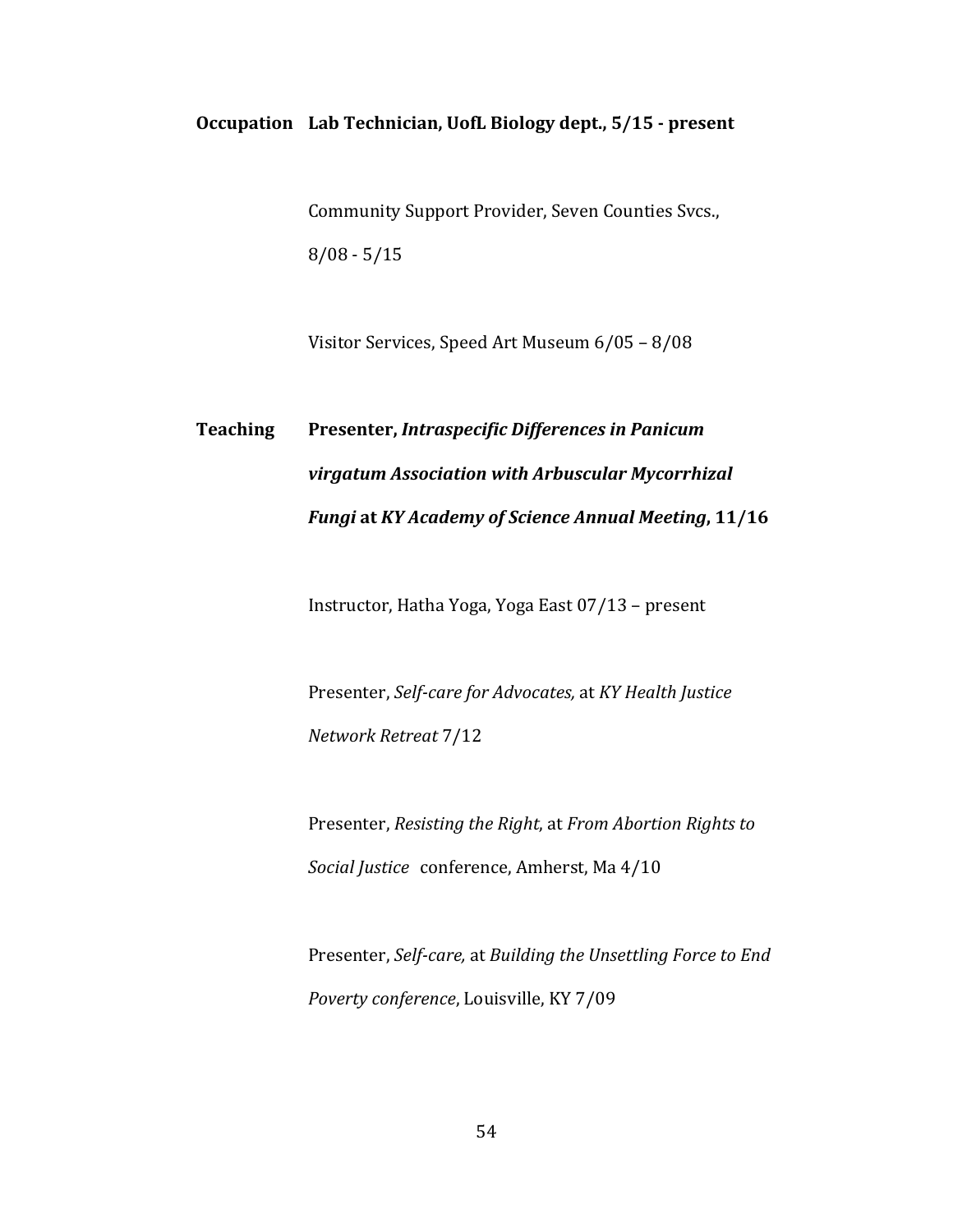**Occupation** **Lab Technician, UofL Biology dept., 5/15 - present**

Community Support Provider, Seven Counties Svcs., 8/08 - 5/15

Visitor Services, Speed Art Museum 6/05 – 8/08

**Teaching** **Presenter, *Intraspecific Differences in Panicum virgatum Association with Arbuscular Mycorrhizal Fungi* at *KY Academy of Science Annual Meeting*, 11/16**

Instructor, Hatha Yoga, Yoga East 07/13 – present

Presenter, *Self-care for Advocates,* at *KY Health Justice Network Retreat* 7/12

Presenter, *Resisting the Right*, at *From Abortion Rights to Social Justice* conference, Amherst, Ma 4/10

Presenter, *Self-care,* at *Building the Unsettling Force to End Poverty conference*, Louisville, KY 7/09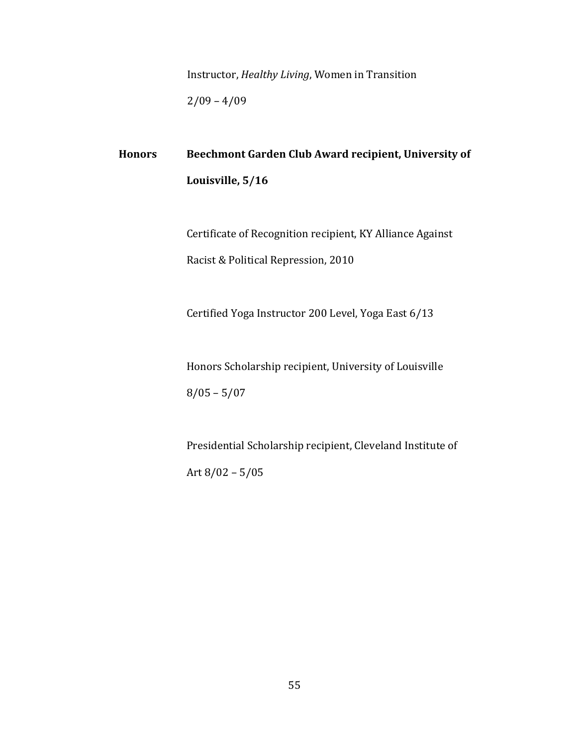Instructor, *Healthy Living*, Women in Transition

2/09 – 4/09

**Honors**

**Beechmont Garden Club Award recipient, University of Louisville, 5/16**

Certificate of Recognition recipient, KY Alliance Against Racist & Political Repression, 2010

Certified Yoga Instructor 200 Level, Yoga East 6/13

Honors Scholarship recipient, University of Louisville 8/05 – 5/07

Presidential Scholarship recipient, Cleveland Institute of Art 8/02 – 5/05